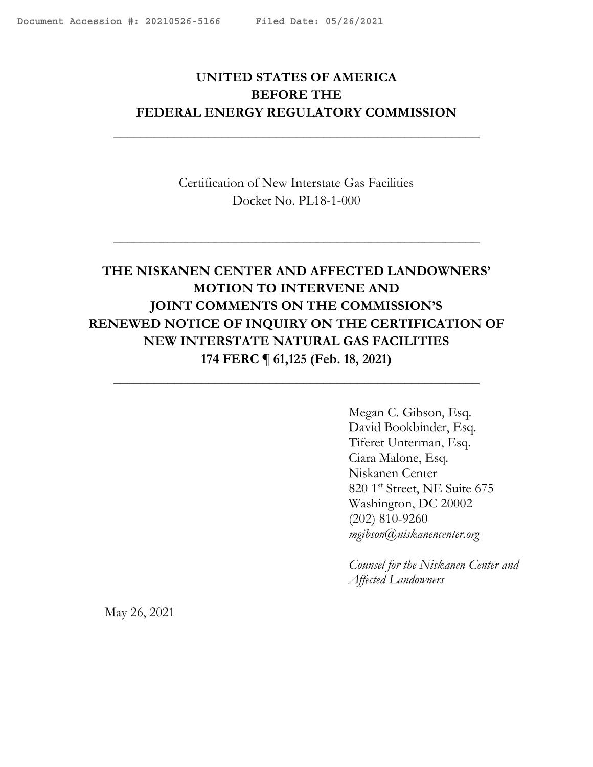Document Accession #: 20210526-5166 Filed Date: 05/26/2021

**UNITED STATES OF AMERICA**
**BEFORE THE**
**FEDERAL ENERGY REGULATORY COMMISSION**

---

Certification of New Interstate Gas Facilities
Docket No. PL18-1-000

---

# THE NISKANEN CENTER AND AFFECTED LANDOWNERS' MOTION TO INTERVENE AND JOINT COMMENTS ON THE COMMISSION'S RENEWED NOTICE OF INQUIRY ON THE CERTIFICATION OF NEW INTERSTATE NATURAL GAS FACILITIES 174 FERC ¶ 61,125 (Feb. 18, 2021)

---

Megan C. Gibson, Esq.
David Bookbinder, Esq.
Tiferet Unterman, Esq.
Ciara Malone, Esq.
Niskanen Center
820 1st Street, NE Suite 675
Washington, DC 20002
(202) 810-9260
*mgibson@niskanencenter.org*

*Counsel for the Niskanen Center and Affected Landowners*

May 26, 2021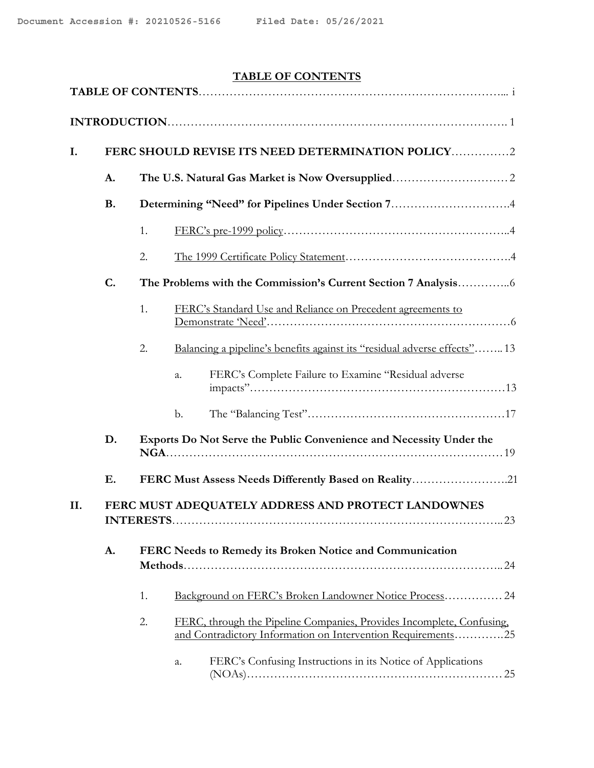**TABLE OF CONTENTS**

**TABLE OF CONTENTS**………………………………………………………………………... i

**INTRODUCTION**…………………………………………………………………………. 1

**I. FERC SHOULD REVISE ITS NEED DETERMINATION POLICY**……………2

- **A. The U.S. Natural Gas Market is Now Oversupplied**………………………… 2
- **B. Determining "Need" for Pipelines Under Section 7**………………………….4
  - 1. <u>FERC's pre-1999 policy</u>………………………………………………..4
  - 2. <u>The 1999 Certificate Policy Statement</u>…………………………………….4
- **C. The Problems with the Commission's Current Section 7 Analysis**…………..6
  - 1. <u>FERC's Standard Use and Reliance on Precedent agreements to Demonstrate 'Need'</u>………………………………………………………6
  - 2. <u>Balancing a pipeline's benefits against its "residual adverse effects"</u>…….. 13
    - a. FERC's Complete Failure to Examine "Residual adverse impacts"…………………………………………………………13
    - b. The "Balancing Test"……………………………………………17
- **D. Exports Do Not Serve the Public Convenience and Necessity Under the NGA**………………………………………………………………………19
- **E. FERC Must Assess Needs Differently Based on Reality**…………………….21

**II. FERC MUST ADEQUATELY ADDRESS AND PROTECT LANDOWNES INTERESTS**……………………………………………………………………….. 23

- **A. FERC Needs to Remedy its Broken Notice and Communication Methods**……………………………………………………………………….. 24
  - 1. <u>Background on FERC's Broken Landowner Notice Process</u>…………… 24
  - 2. <u>FERC, through the Pipeline Companies, Provides Incomplete, Confusing, and Contradictory Information on Intervention Requirements</u>………….25
    - a. FERC's Confusing Instructions in its Notice of Applications (NOAs)………………………………………………………… 25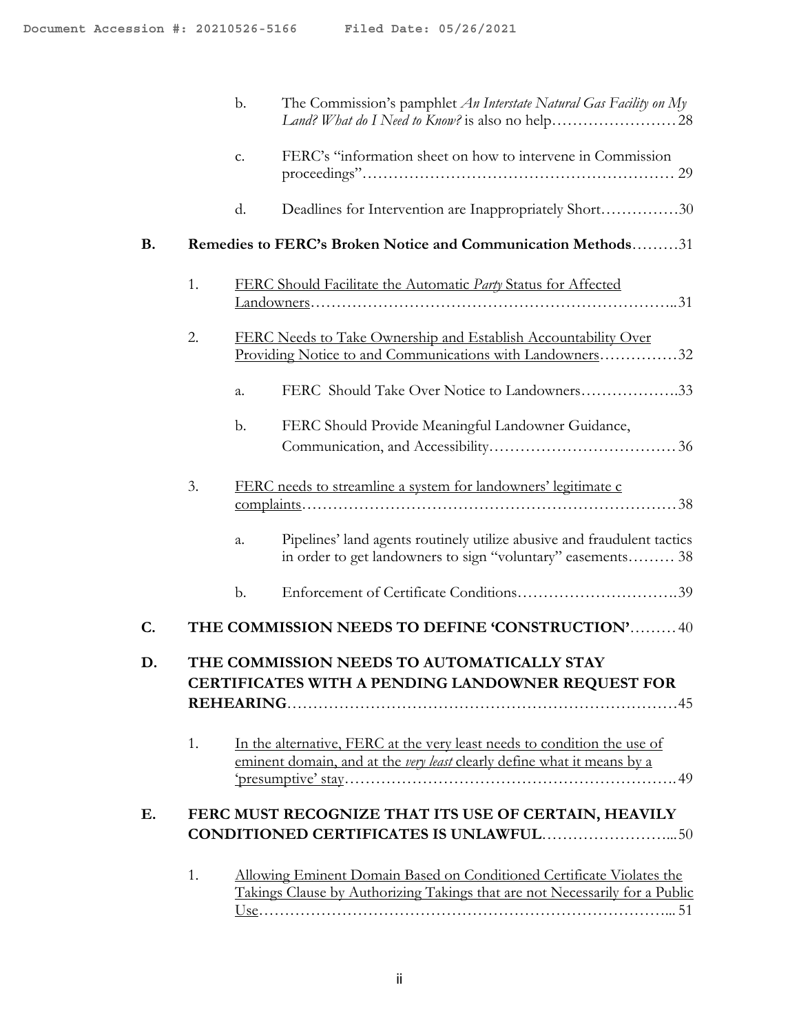b. The Commission's pamphlet *An Interstate Natural Gas Facility on My Land? What do I Need to Know?* is also no help……………………28

c. FERC's "information sheet on how to intervene in Commission proceedings"…………………………………………………… 29

d. Deadlines for Intervention are Inappropriately Short……………30

**B. Remedies to FERC's Broken Notice and Communication Methods**………31

1. FERC Should Facilitate the Automatic *Party* Status for Affected Landowners……………………………………………………………..31

2. FERC Needs to Take Ownership and Establish Accountability Over Providing Notice to and Communications with Landowners……………32

a. FERC Should Take Over Notice to Landowners……………….33

b. FERC Should Provide Meaningful Landowner Guidance, Communication, and Accessibility……………………………… 36

3. FERC needs to streamline a system for landowners' legitimate c complaints………………………………………………………………38

a. Pipelines' land agents routinely utilize abusive and fraudulent tactics in order to get landowners to sign "voluntary" easements……… 38

b. Enforcement of Certificate Conditions………………………….39

**C. THE COMMISSION NEEDS TO DEFINE 'CONSTRUCTION'**……… 40

**D. THE COMMISSION NEEDS TO AUTOMATICALLY STAY CERTIFICATES WITH A PENDING LANDOWNER REQUEST FOR REHEARING**…………………………………………………………………45

1. In the alternative, FERC at the very least needs to condition the use of eminent domain, and at the *very least* clearly define what it means by a 'presumptive' stay…………………………………………………….. 49

**E. FERC MUST RECOGNIZE THAT ITS USE OF CERTAIN, HEAVILY CONDITIONED CERTIFICATES IS UNLAWFUL**……………………...50

1. Allowing Eminent Domain Based on Conditioned Certificate Violates the Takings Clause by Authorizing Takings that are not Necessarily for a Public Use……………………………………………………………………... 51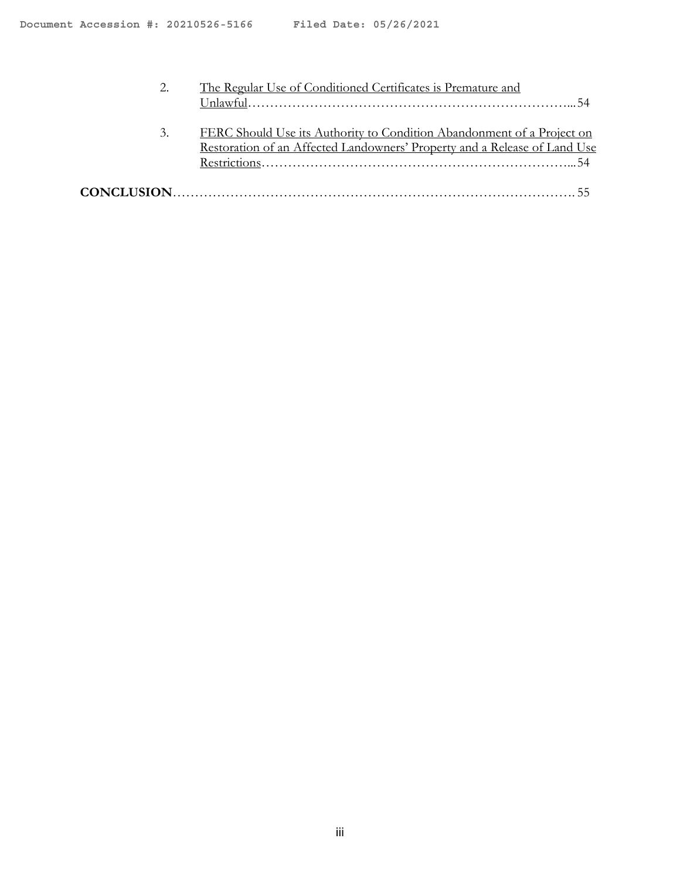2. The Regular Use of Conditioned Certificates is Premature and Unlawful……………………………………………………………….. 54

3. FERC Should Use its Authority to Condition Abandonment of a Project on Restoration of an Affected Landowners' Property and a Release of Land Use Restrictions………………………………………………………….. 54

**CONCLUSION**………………………………………………………………………… 55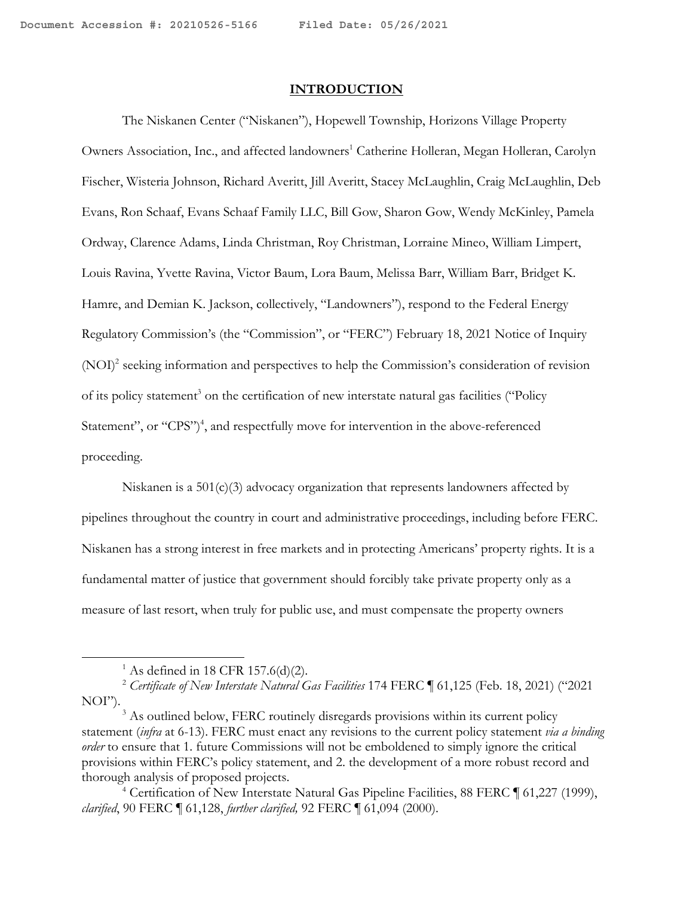## INTRODUCTION

The Niskanen Center ("Niskanen"), Hopewell Township, Horizons Village Property Owners Association, Inc., and affected landowners[1] Catherine Holleran, Megan Holleran, Carolyn Fischer, Wisteria Johnson, Richard Averitt, Jill Averitt, Stacey McLaughlin, Craig McLaughlin, Deb Evans, Ron Schaaf, Evans Schaaf Family LLC, Bill Gow, Sharon Gow, Wendy McKinley, Pamela Ordway, Clarence Adams, Linda Christman, Roy Christman, Lorraine Mineo, William Limpert, Louis Ravina, Yvette Ravina, Victor Baum, Lora Baum, Melissa Barr, William Barr, Bridget K. Hamre, and Demian K. Jackson, collectively, "Landowners"), respond to the Federal Energy Regulatory Commission's (the "Commission", or "FERC") February 18, 2021 Notice of Inquiry (NOI)[2] seeking information and perspectives to help the Commission's consideration of revision of its policy statement[3] on the certification of new interstate natural gas facilities ("Policy Statement", or "CPS")[4], and respectfully move for intervention in the above-referenced proceeding.

Niskanen is a 501(c)(3) advocacy organization that represents landowners affected by pipelines throughout the country in court and administrative proceedings, including before FERC. Niskanen has a strong interest in free markets and in protecting Americans' property rights. It is a fundamental matter of justice that government should forcibly take private property only as a measure of last resort, when truly for public use, and must compensate the property owners

---

[1] As defined in 18 CFR 157.6(d)(2).

[2] *Certificate of New Interstate Natural Gas Facilities* 174 FERC ¶ 61,125 (Feb. 18, 2021) ("2021 NOI").

[3] As outlined below, FERC routinely disregards provisions within its current policy statement (*infra* at 6-13). FERC must enact any revisions to the current policy statement *via a binding order* to ensure that 1. future Commissions will not be emboldened to simply ignore the critical provisions within FERC's policy statement, and 2. the development of a more robust record and thorough analysis of proposed projects.

[4] Certification of New Interstate Natural Gas Pipeline Facilities, 88 FERC ¶ 61,227 (1999), *clarified*, 90 FERC ¶ 61,128, *further clarified,* 92 FERC ¶ 61,094 (2000).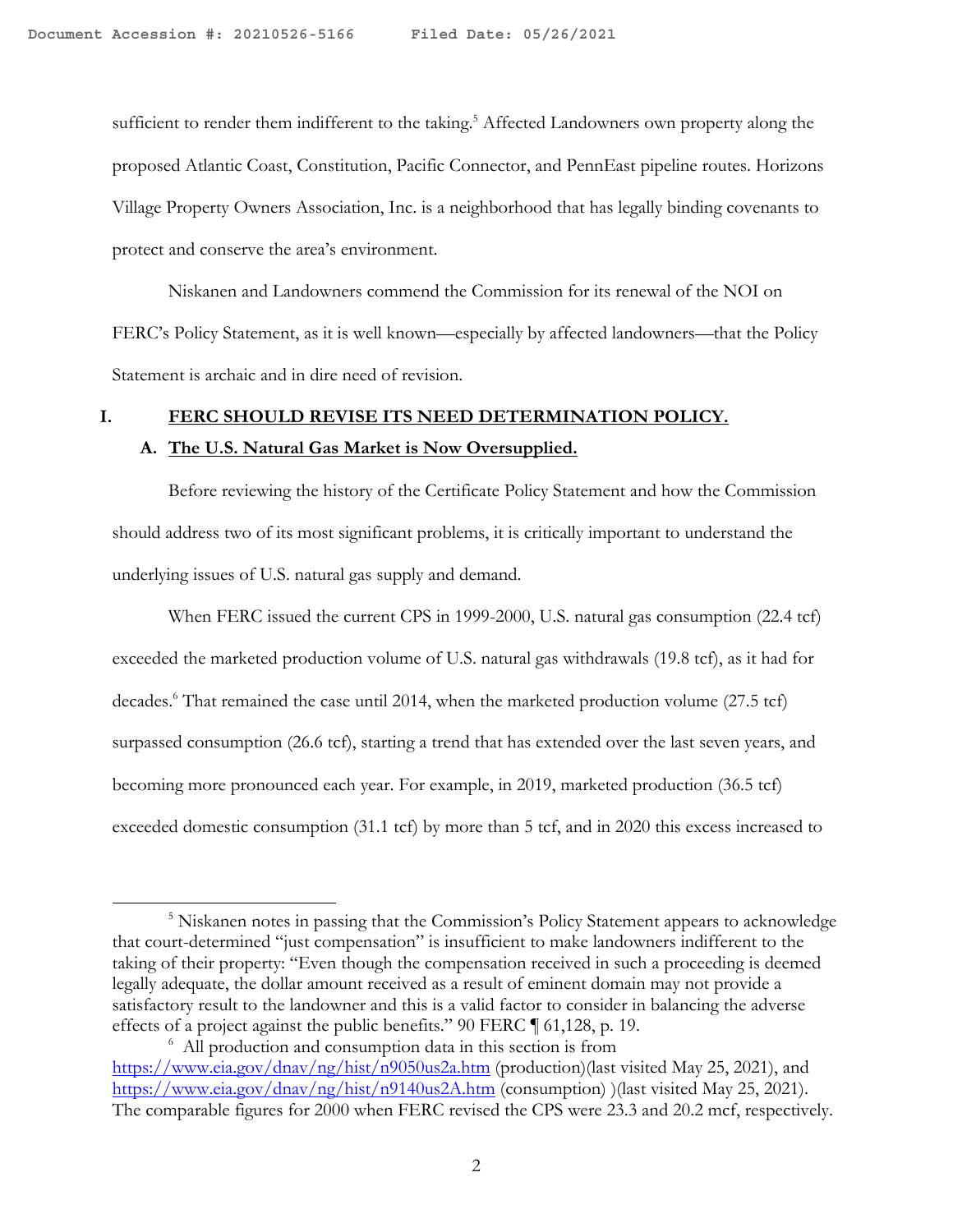sufficient to render them indifferent to the taking.[5] Affected Landowners own property along the proposed Atlantic Coast, Constitution, Pacific Connector, and PennEast pipeline routes. Horizons Village Property Owners Association, Inc. is a neighborhood that has legally binding covenants to protect and conserve the area's environment.

Niskanen and Landowners commend the Commission for its renewal of the NOI on FERC's Policy Statement, as it is well known—especially by affected landowners—that the Policy Statement is archaic and in dire need of revision.

## I. FERC SHOULD REVISE ITS NEED DETERMINATION POLICY.

### A. The U.S. Natural Gas Market is Now Oversupplied.

Before reviewing the history of the Certificate Policy Statement and how the Commission should address two of its most significant problems, it is critically important to understand the underlying issues of U.S. natural gas supply and demand.

When FERC issued the current CPS in 1999-2000, U.S. natural gas consumption (22.4 tcf) exceeded the marketed production volume of U.S. natural gas withdrawals (19.8 tcf), as it had for decades.[6] That remained the case until 2014, when the marketed production volume (27.5 tcf) surpassed consumption (26.6 tcf), starting a trend that has extended over the last seven years, and becoming more pronounced each year. For example, in 2019, marketed production (36.5 tcf) exceeded domestic consumption (31.1 tcf) by more than 5 tcf, and in 2020 this excess increased to

---

[5] Niskanen notes in passing that the Commission's Policy Statement appears to acknowledge that court-determined "just compensation" is insufficient to make landowners indifferent to the taking of their property: "Even though the compensation received in such a proceeding is deemed legally adequate, the dollar amount received as a result of eminent domain may not provide a satisfactory result to the landowner and this is a valid factor to consider in balancing the adverse effects of a project against the public benefits." 90 FERC ¶ 61,128, p. 19.

[6] All production and consumption data in this section is from https://www.eia.gov/dnav/ng/hist/n9050us2a.htm (production)(last visited May 25, 2021), and https://www.eia.gov/dnav/ng/hist/n9140us2A.htm (consumption) )(last visited May 25, 2021). The comparable figures for 2000 when FERC revised the CPS were 23.3 and 20.2 mcf, respectively.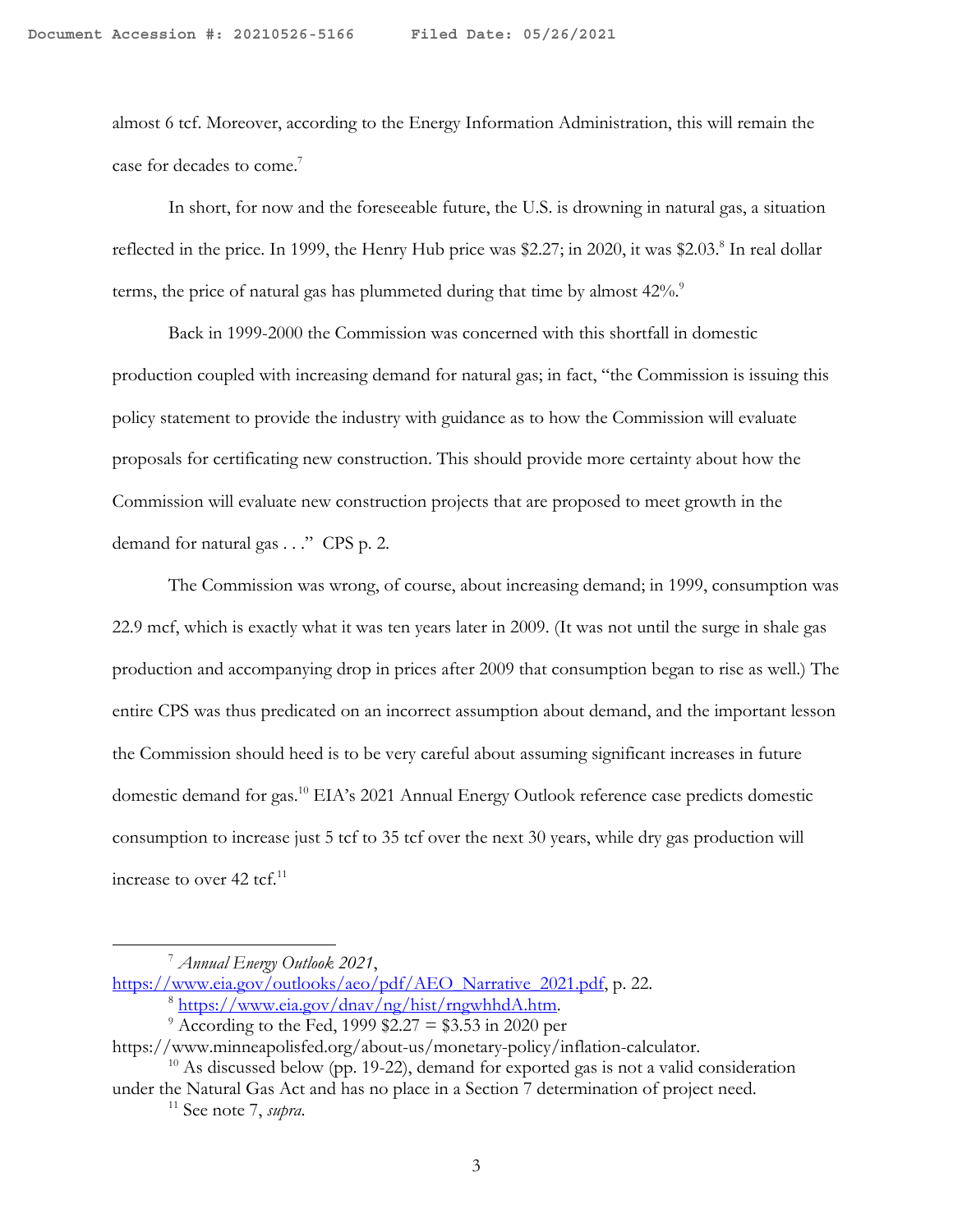almost 6 tcf. Moreover, according to the Energy Information Administration, this will remain the case for decades to come.[7]

In short, for now and the foreseeable future, the U.S. is drowning in natural gas, a situation reflected in the price. In 1999, the Henry Hub price was $2.27; in 2020, it was $2.03.[8] In real dollar terms, the price of natural gas has plummeted during that time by almost 42%.[9]

Back in 1999-2000 the Commission was concerned with this shortfall in domestic production coupled with increasing demand for natural gas; in fact, "the Commission is issuing this policy statement to provide the industry with guidance as to how the Commission will evaluate proposals for certificating new construction. This should provide more certainty about how the Commission will evaluate new construction projects that are proposed to meet growth in the demand for natural gas . . ." CPS p. 2.

The Commission was wrong, of course, about increasing demand; in 1999, consumption was 22.9 mcf, which is exactly what it was ten years later in 2009. (It was not until the surge in shale gas production and accompanying drop in prices after 2009 that consumption began to rise as well.) The entire CPS was thus predicated on an incorrect assumption about demand, and the important lesson the Commission should heed is to be very careful about assuming significant increases in future domestic demand for gas.[10] EIA's 2021 Annual Energy Outlook reference case predicts domestic consumption to increase just 5 tcf to 35 tcf over the next 30 years, while dry gas production will increase to over 42 tcf.[11]

---

[7] *Annual Energy Outlook 2021*, https://www.eia.gov/outlooks/aeo/pdf/AEO_Narrative_2021.pdf, p. 22.

[8] https://www.eia.gov/dnav/ng/hist/rngwhhdA.htm.

[9] According to the Fed, 1999 $2.27 = $3.53 in 2020 per https://www.minneapolisfed.org/about-us/monetary-policy/inflation-calculator.

[10] As discussed below (pp. 19-22), demand for exported gas is not a valid consideration under the Natural Gas Act and has no place in a Section 7 determination of project need.

[11] See note 7, *supra*.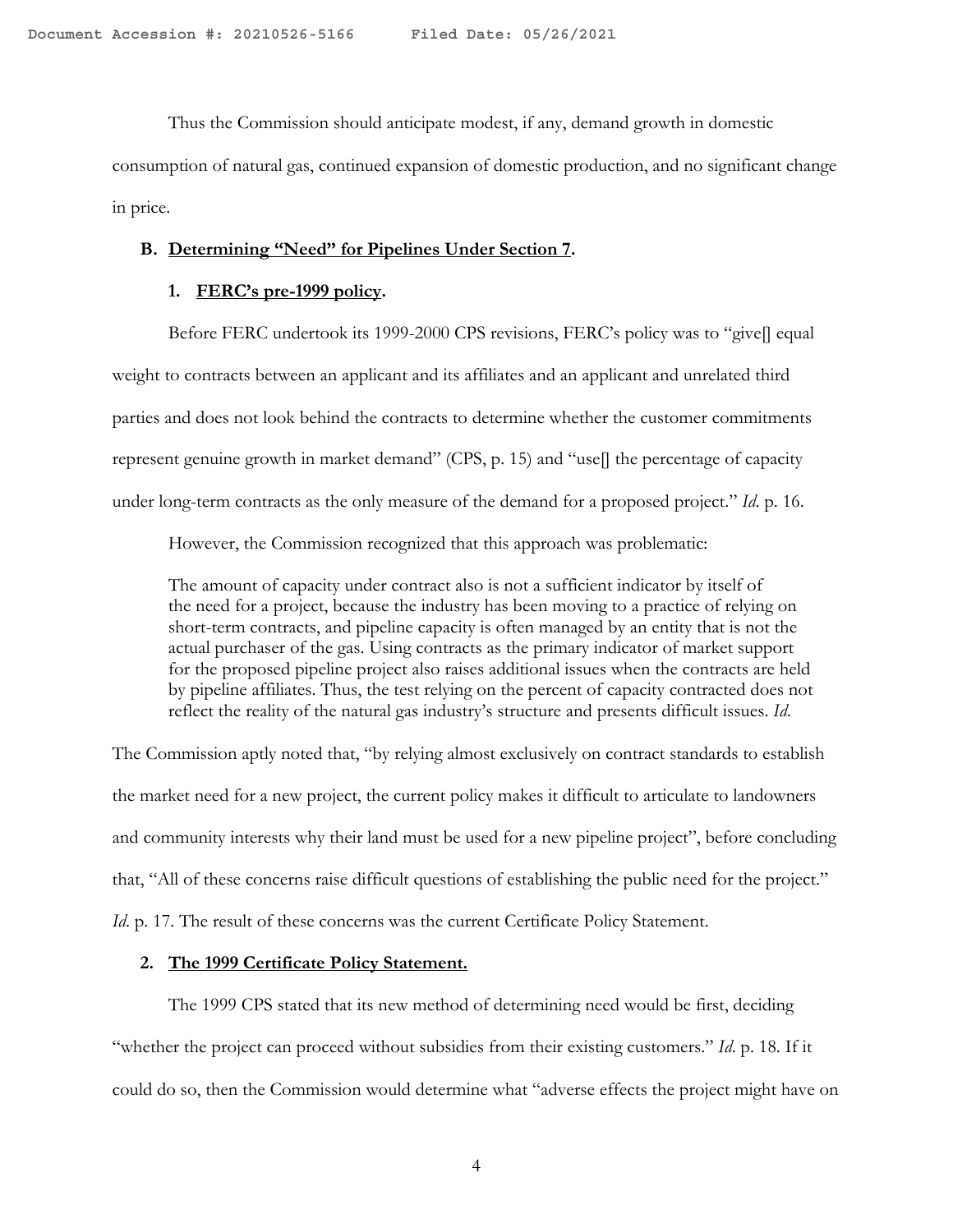Thus the Commission should anticipate modest, if any, demand growth in domestic consumption of natural gas, continued expansion of domestic production, and no significant change in price.

### B. <u>Determining "Need" for Pipelines Under Section 7</u>.

#### 1. <u>FERC's pre-1999 policy</u>.

Before FERC undertook its 1999-2000 CPS revisions, FERC's policy was to "give[] equal weight to contracts between an applicant and its affiliates and an applicant and unrelated third parties and does not look behind the contracts to determine whether the customer commitments represent genuine growth in market demand" (CPS, p. 15) and "use[] the percentage of capacity under long-term contracts as the only measure of the demand for a proposed project." *Id.* p. 16.

However, the Commission recognized that this approach was problematic:

> The amount of capacity under contract also is not a sufficient indicator by itself of the need for a project, because the industry has been moving to a practice of relying on short-term contracts, and pipeline capacity is often managed by an entity that is not the actual purchaser of the gas. Using contracts as the primary indicator of market support for the proposed pipeline project also raises additional issues when the contracts are held by pipeline affiliates. Thus, the test relying on the percent of capacity contracted does not reflect the reality of the natural gas industry's structure and presents difficult issues. *Id.*

The Commission aptly noted that, "by relying almost exclusively on contract standards to establish the market need for a new project, the current policy makes it difficult to articulate to landowners and community interests why their land must be used for a new pipeline project", before concluding that, "All of these concerns raise difficult questions of establishing the public need for the project." *Id.* p. 17. The result of these concerns was the current Certificate Policy Statement.

#### 2. <u>The 1999 Certificate Policy Statement.</u>

The 1999 CPS stated that its new method of determining need would be first, deciding "whether the project can proceed without subsidies from their existing customers." *Id.* p. 18. If it could do so, then the Commission would determine what "adverse effects the project might have on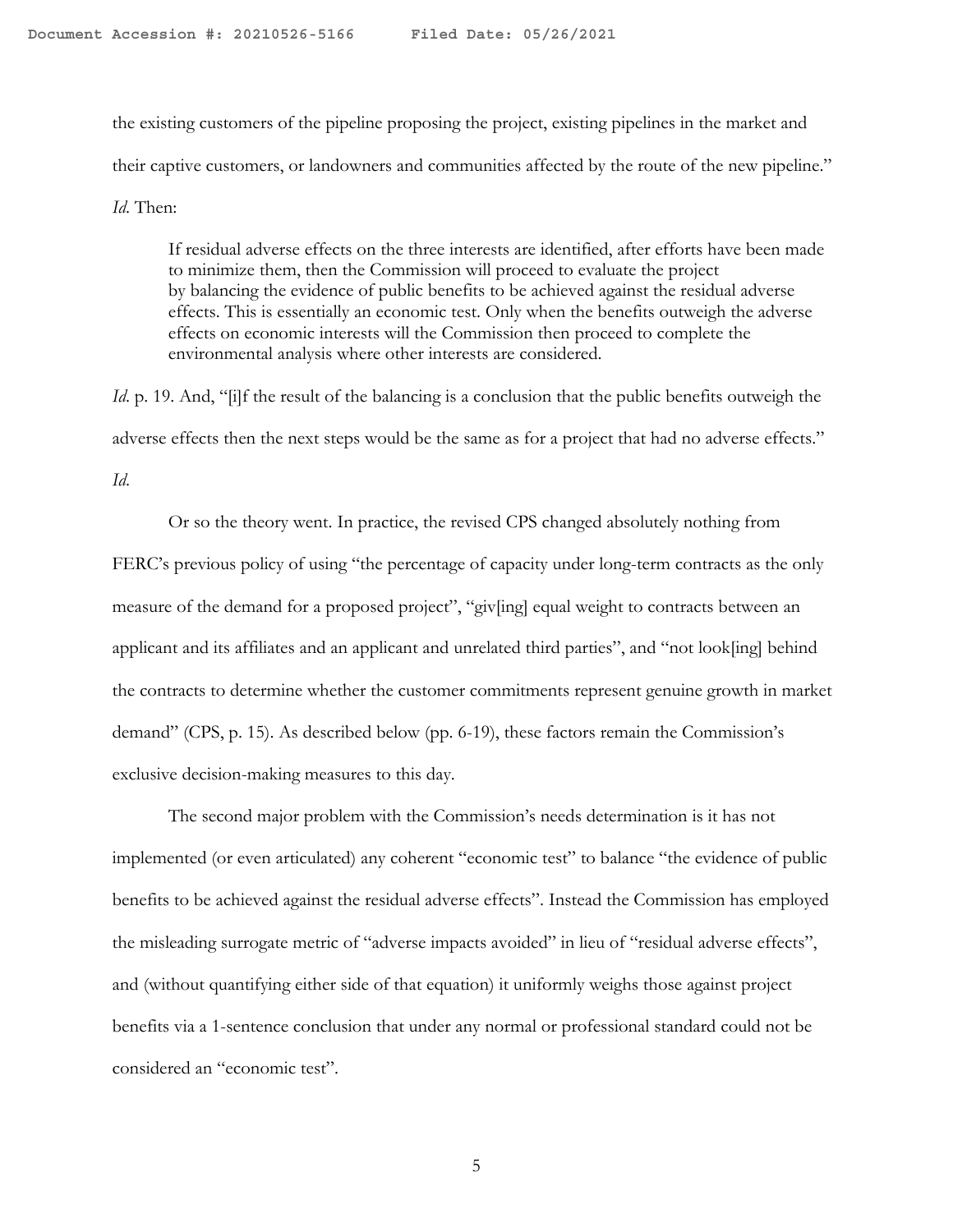the existing customers of the pipeline proposing the project, existing pipelines in the market and their captive customers, or landowners and communities affected by the route of the new pipeline." *Id*. Then:

> If residual adverse effects on the three interests are identified, after efforts have been made to minimize them, then the Commission will proceed to evaluate the project by balancing the evidence of public benefits to be achieved against the residual adverse effects. This is essentially an economic test. Only when the benefits outweigh the adverse effects on economic interests will the Commission then proceed to complete the environmental analysis where other interests are considered.

*Id*. p. 19. And, "[i]f the result of the balancing is a conclusion that the public benefits outweigh the adverse effects then the next steps would be the same as for a project that had no adverse effects." *Id*.

Or so the theory went. In practice, the revised CPS changed absolutely nothing from FERC's previous policy of using "the percentage of capacity under long-term contracts as the only measure of the demand for a proposed project", "giv[ing] equal weight to contracts between an applicant and its affiliates and an applicant and unrelated third parties", and "not look[ing] behind the contracts to determine whether the customer commitments represent genuine growth in market demand" (CPS, p. 15). As described below (pp. 6-19), these factors remain the Commission's exclusive decision-making measures to this day.

The second major problem with the Commission's needs determination is it has not implemented (or even articulated) any coherent "economic test" to balance "the evidence of public benefits to be achieved against the residual adverse effects". Instead the Commission has employed the misleading surrogate metric of "adverse impacts avoided" in lieu of "residual adverse effects", and (without quantifying either side of that equation) it uniformly weighs those against project benefits via a 1-sentence conclusion that under any normal or professional standard could not be considered an "economic test".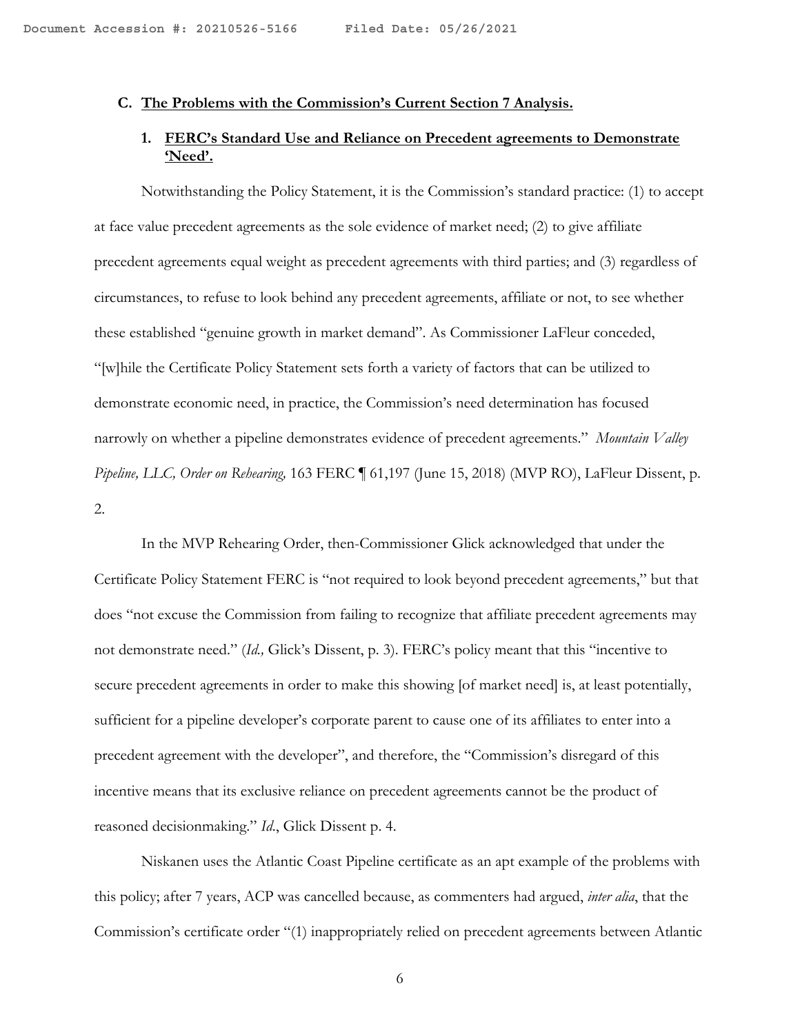### C. The Problems with the Commission's Current Section 7 Analysis.

#### 1. FERC's Standard Use and Reliance on Precedent agreements to Demonstrate 'Need'.

Notwithstanding the Policy Statement, it is the Commission's standard practice: (1) to accept at face value precedent agreements as the sole evidence of market need; (2) to give affiliate precedent agreements equal weight as precedent agreements with third parties; and (3) regardless of circumstances, to refuse to look behind any precedent agreements, affiliate or not, to see whether these established "genuine growth in market demand". As Commissioner LaFleur conceded, "[w]hile the Certificate Policy Statement sets forth a variety of factors that can be utilized to demonstrate economic need, in practice, the Commission's need determination has focused narrowly on whether a pipeline demonstrates evidence of precedent agreements." *Mountain Valley Pipeline, LLC, Order on Rehearing,* 163 FERC ¶ 61,197 (June 15, 2018) (MVP RO), LaFleur Dissent, p. 2.

In the MVP Rehearing Order, then-Commissioner Glick acknowledged that under the Certificate Policy Statement FERC is "not required to look beyond precedent agreements," but that does "not excuse the Commission from failing to recognize that affiliate precedent agreements may not demonstrate need." (*Id.,* Glick's Dissent, p. 3). FERC's policy meant that this "incentive to secure precedent agreements in order to make this showing [of market need] is, at least potentially, sufficient for a pipeline developer's corporate parent to cause one of its affiliates to enter into a precedent agreement with the developer", and therefore, the "Commission's disregard of this incentive means that its exclusive reliance on precedent agreements cannot be the product of reasoned decisionmaking." *Id*., Glick Dissent p. 4.

Niskanen uses the Atlantic Coast Pipeline certificate as an apt example of the problems with this policy; after 7 years, ACP was cancelled because, as commenters had argued, *inter alia*, that the Commission's certificate order "(1) inappropriately relied on precedent agreements between Atlantic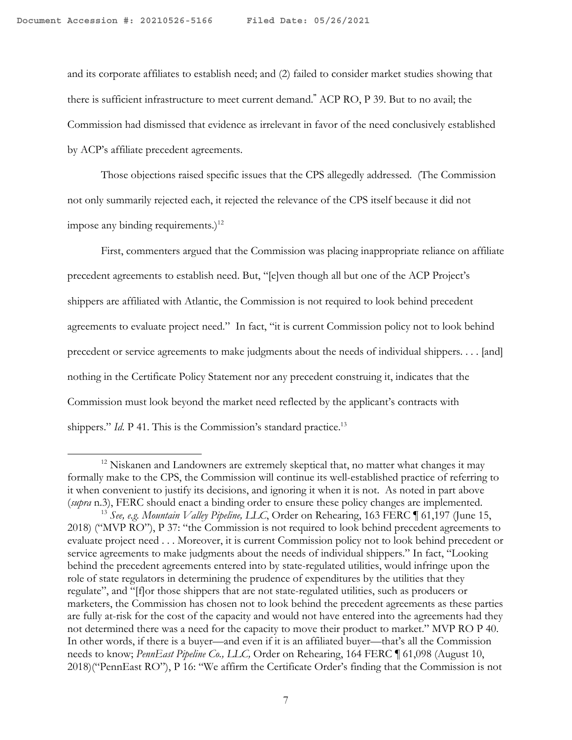and its corporate affiliates to establish need; and (2) failed to consider market studies showing that there is sufficient infrastructure to meet current demand." ACP RO, P 39. But to no avail; the Commission had dismissed that evidence as irrelevant in favor of the need conclusively established by ACP's affiliate precedent agreements.

Those objections raised specific issues that the CPS allegedly addressed. (The Commission not only summarily rejected each, it rejected the relevance of the CPS itself because it did not impose any binding requirements.)[12]

First, commenters argued that the Commission was placing inappropriate reliance on affiliate precedent agreements to establish need. But, "[e]ven though all but one of the ACP Project's shippers are affiliated with Atlantic, the Commission is not required to look behind precedent agreements to evaluate project need." In fact, "it is current Commission policy not to look behind precedent or service agreements to make judgments about the needs of individual shippers. . . . [and] nothing in the Certificate Policy Statement nor any precedent construing it, indicates that the Commission must look beyond the market need reflected by the applicant's contracts with shippers." *Id.* P 41. This is the Commission's standard practice.[13]

---

[12] Niskanen and Landowners are extremely skeptical that, no matter what changes it may formally make to the CPS, the Commission will continue its well-established practice of referring to it when convenient to justify its decisions, and ignoring it when it is not. As noted in part above (*supra* n.3), FERC should enact a binding order to ensure these policy changes are implemented.

[13] *See, e.g. Mountain Valley Pipeline, LLC*, Order on Rehearing, 163 FERC ¶ 61,197 (June 15, 2018) ("MVP RO"), P 37: "the Commission is not required to look behind precedent agreements to evaluate project need . . . Moreover, it is current Commission policy not to look behind precedent or service agreements to make judgments about the needs of individual shippers." In fact, "Looking behind the precedent agreements entered into by state-regulated utilities, would infringe upon the role of state regulators in determining the prudence of expenditures by the utilities that they regulate", and "[f]or those shippers that are not state-regulated utilities, such as producers or marketers, the Commission has chosen not to look behind the precedent agreements as these parties are fully at-risk for the cost of the capacity and would not have entered into the agreements had they not determined there was a need for the capacity to move their product to market." MVP RO P 40. In other words, if there is a buyer—and even if it is an affiliated buyer—that's all the Commission needs to know; *PennEast Pipeline Co., LLC,* Order on Rehearing, 164 FERC ¶ 61,098 (August 10, 2018)("PennEast RO"), P 16: "We affirm the Certificate Order's finding that the Commission is not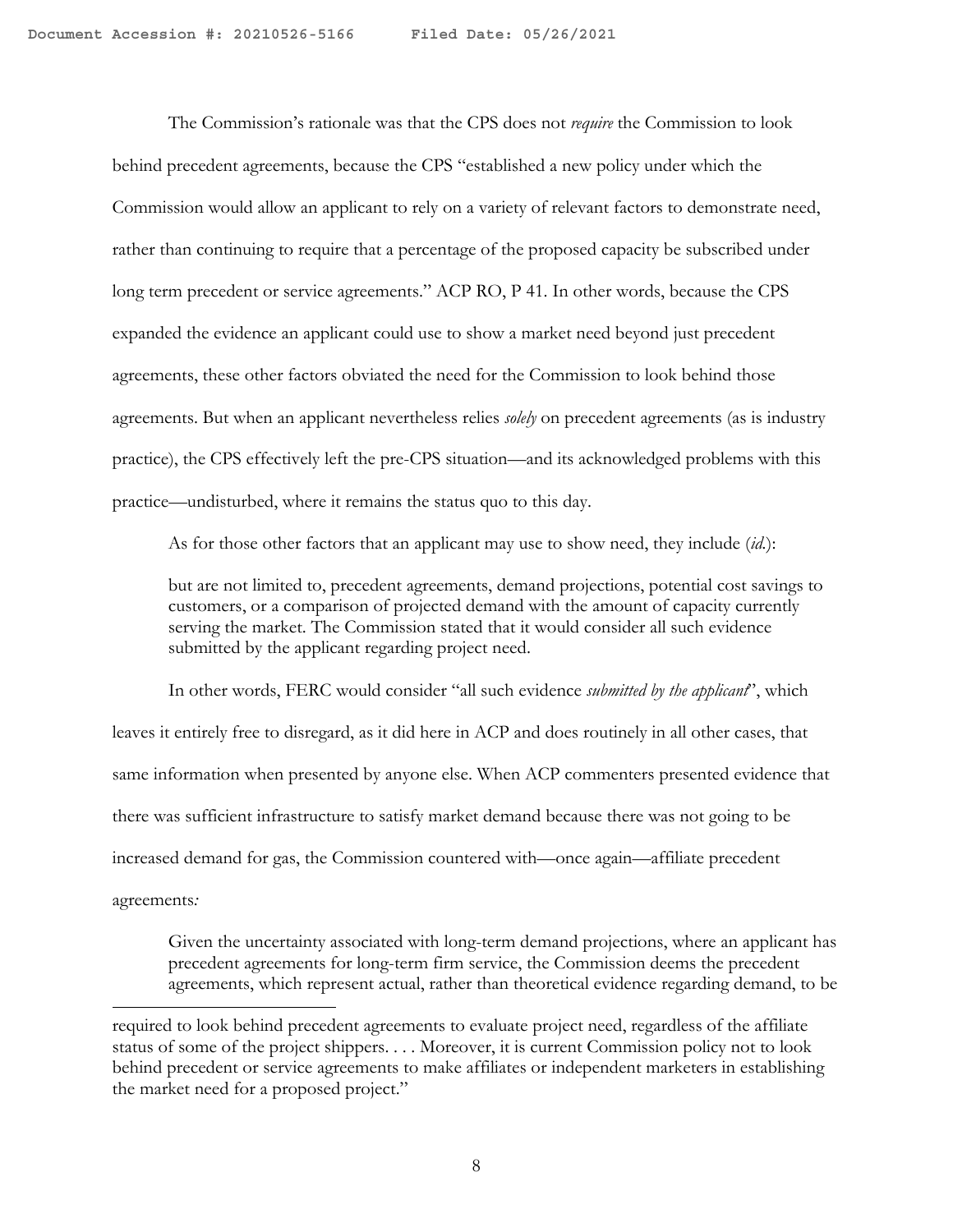The Commission's rationale was that the CPS does not *require* the Commission to look behind precedent agreements, because the CPS "established a new policy under which the Commission would allow an applicant to rely on a variety of relevant factors to demonstrate need, rather than continuing to require that a percentage of the proposed capacity be subscribed under long term precedent or service agreements." ACP RO, P 41. In other words, because the CPS expanded the evidence an applicant could use to show a market need beyond just precedent agreements, these other factors obviated the need for the Commission to look behind those agreements. But when an applicant nevertheless relies *solely* on precedent agreements (as is industry practice), the CPS effectively left the pre-CPS situation—and its acknowledged problems with this practice—undisturbed, where it remains the status quo to this day.

As for those other factors that an applicant may use to show need, they include (*id.*):

> but are not limited to, precedent agreements, demand projections, potential cost savings to customers, or a comparison of projected demand with the amount of capacity currently serving the market. The Commission stated that it would consider all such evidence submitted by the applicant regarding project need.

In other words, FERC would consider "all such evidence *submitted by the applicant*", which leaves it entirely free to disregard, as it did here in ACP and does routinely in all other cases, that same information when presented by anyone else. When ACP commenters presented evidence that there was sufficient infrastructure to satisfy market demand because there was not going to be increased demand for gas, the Commission countered with—once again—affiliate precedent agreements*:*

> Given the uncertainty associated with long-term demand projections, where an applicant has precedent agreements for long-term firm service, the Commission deems the precedent agreements, which represent actual, rather than theoretical evidence regarding demand, to be

---

required to look behind precedent agreements to evaluate project need, regardless of the affiliate status of some of the project shippers. . . . Moreover, it is current Commission policy not to look behind precedent or service agreements to make affiliates or independent marketers in establishing the market need for a proposed project."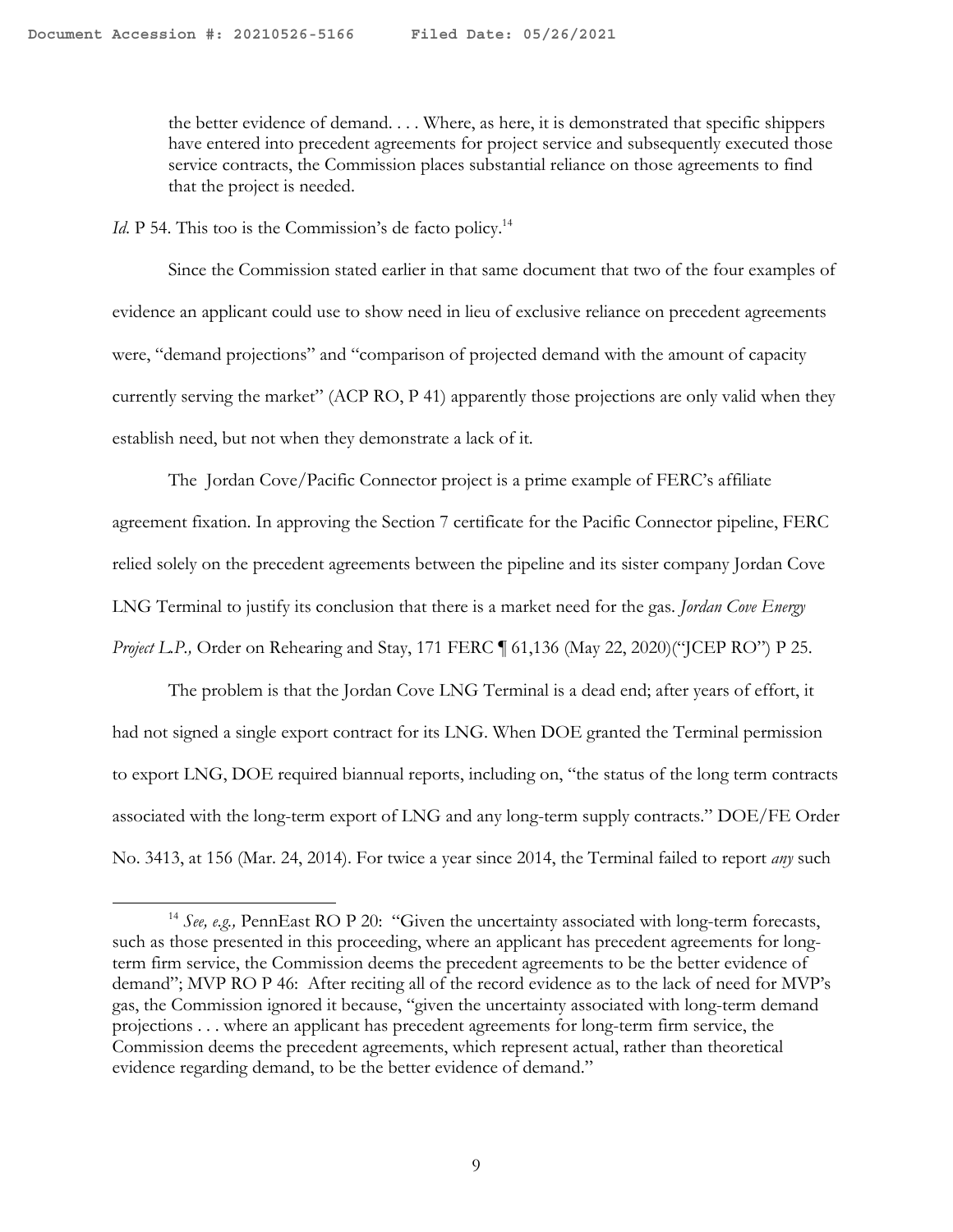> the better evidence of demand. . . . Where, as here, it is demonstrated that specific shippers have entered into precedent agreements for project service and subsequently executed those service contracts, the Commission places substantial reliance on those agreements to find that the project is needed.

*Id.* P 54. This too is the Commission's de facto policy.[14]

Since the Commission stated earlier in that same document that two of the four examples of evidence an applicant could use to show need in lieu of exclusive reliance on precedent agreements were, "demand projections" and "comparison of projected demand with the amount of capacity currently serving the market" (ACP RO, P 41) apparently those projections are only valid when they establish need, but not when they demonstrate a lack of it.

The Jordan Cove/Pacific Connector project is a prime example of FERC's affiliate agreement fixation. In approving the Section 7 certificate for the Pacific Connector pipeline, FERC relied solely on the precedent agreements between the pipeline and its sister company Jordan Cove LNG Terminal to justify its conclusion that there is a market need for the gas. *Jordan Cove Energy Project L.P.,* Order on Rehearing and Stay, 171 FERC ¶ 61,136 (May 22, 2020)("JCEP RO") P 25.

The problem is that the Jordan Cove LNG Terminal is a dead end; after years of effort, it had not signed a single export contract for its LNG. When DOE granted the Terminal permission to export LNG, DOE required biannual reports, including on, "the status of the long term contracts associated with the long-term export of LNG and any long-term supply contracts." DOE/FE Order No. 3413, at 156 (Mar. 24, 2014). For twice a year since 2014, the Terminal failed to report *any* such

---

[14] *See, e.g.,* PennEast RO P 20: "Given the uncertainty associated with long-term forecasts, such as those presented in this proceeding, where an applicant has precedent agreements for long-term firm service, the Commission deems the precedent agreements to be the better evidence of demand"; MVP RO P 46: After reciting all of the record evidence as to the lack of need for MVP's gas, the Commission ignored it because, "given the uncertainty associated with long-term demand projections . . . where an applicant has precedent agreements for long-term firm service, the Commission deems the precedent agreements, which represent actual, rather than theoretical evidence regarding demand, to be the better evidence of demand."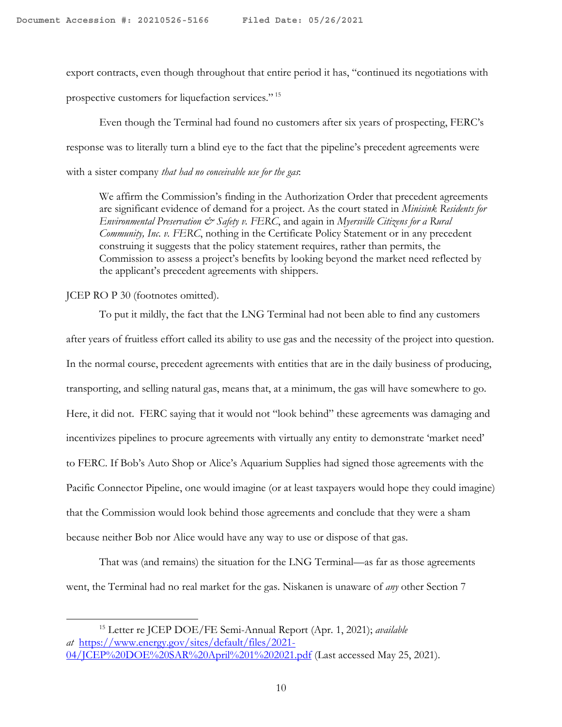export contracts, even though throughout that entire period it has, "continued its negotiations with prospective customers for liquefaction services."[15]

Even though the Terminal had found no customers after six years of prospecting, FERC's response was to literally turn a blind eye to the fact that the pipeline's precedent agreements were with a sister company *that had no conceivable use for the gas*:

> We affirm the Commission's finding in the Authorization Order that precedent agreements are significant evidence of demand for a project. As the court stated in *Minisink Residents for Environmental Preservation & Safety v. FERC*, and again in *Myersville Citizens for a Rural Community, Inc. v. FERC*, nothing in the Certificate Policy Statement or in any precedent construing it suggests that the policy statement requires, rather than permits, the Commission to assess a project's benefits by looking beyond the market need reflected by the applicant's precedent agreements with shippers.

JCEP RO P 30 (footnotes omitted).

To put it mildly, the fact that the LNG Terminal had not been able to find any customers after years of fruitless effort called its ability to use gas and the necessity of the project into question. In the normal course, precedent agreements with entities that are in the daily business of producing, transporting, and selling natural gas, means that, at a minimum, the gas will have somewhere to go. Here, it did not. FERC saying that it would not "look behind" these agreements was damaging and incentivizes pipelines to procure agreements with virtually any entity to demonstrate 'market need' to FERC. If Bob's Auto Shop or Alice's Aquarium Supplies had signed those agreements with the Pacific Connector Pipeline, one would imagine (or at least taxpayers would hope they could imagine) that the Commission would look behind those agreements and conclude that they were a sham because neither Bob nor Alice would have any way to use or dispose of that gas.

That was (and remains) the situation for the LNG Terminal—as far as those agreements went, the Terminal had no real market for the gas. Niskanen is unaware of *any* other Section 7

---

[15] Letter re JCEP DOE/FE Semi-Annual Report (Apr. 1, 2021); *available at* https://www.energy.gov/sites/default/files/2021-04/JCEP%20DOE%20SAR%20April%201%202021.pdf (Last accessed May 25, 2021).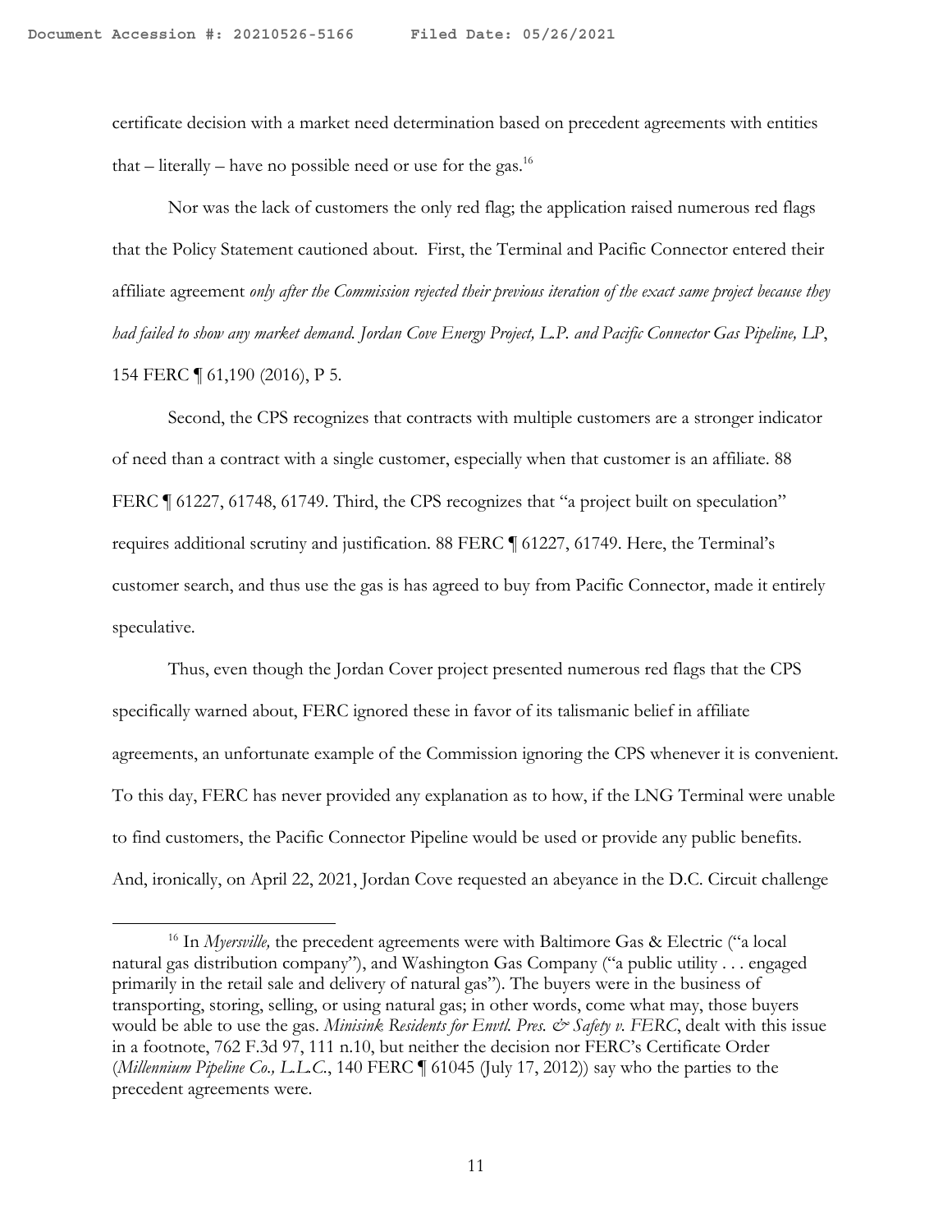certificate decision with a market need determination based on precedent agreements with entities that – literally – have no possible need or use for the gas.[16]

Nor was the lack of customers the only red flag; the application raised numerous red flags that the Policy Statement cautioned about. First, the Terminal and Pacific Connector entered their affiliate agreement *only after the Commission rejected their previous iteration of the exact same project because they had failed to show any market demand. Jordan Cove Energy Project, L.P. and Pacific Connector Gas Pipeline, LP*, 154 FERC ¶ 61,190 (2016), P 5.

Second, the CPS recognizes that contracts with multiple customers are a stronger indicator of need than a contract with a single customer, especially when that customer is an affiliate. 88 FERC ¶ 61227, 61748, 61749. Third, the CPS recognizes that "a project built on speculation" requires additional scrutiny and justification. 88 FERC ¶ 61227, 61749. Here, the Terminal's customer search, and thus use the gas is has agreed to buy from Pacific Connector, made it entirely speculative.

Thus, even though the Jordan Cover project presented numerous red flags that the CPS specifically warned about, FERC ignored these in favor of its talismanic belief in affiliate agreements, an unfortunate example of the Commission ignoring the CPS whenever it is convenient. To this day, FERC has never provided any explanation as to how, if the LNG Terminal were unable to find customers, the Pacific Connector Pipeline would be used or provide any public benefits. And, ironically, on April 22, 2021, Jordan Cove requested an abeyance in the D.C. Circuit challenge

---

[16] In *Myersville,* the precedent agreements were with Baltimore Gas & Electric ("a local natural gas distribution company"), and Washington Gas Company ("a public utility . . . engaged primarily in the retail sale and delivery of natural gas"). The buyers were in the business of transporting, storing, selling, or using natural gas; in other words, come what may, those buyers would be able to use the gas. *Minisink Residents for Envtl. Pres. & Safety v. FERC*, dealt with this issue in a footnote, 762 F.3d 97, 111 n.10, but neither the decision nor FERC's Certificate Order (*Millennium Pipeline Co., L.L.C.*, 140 FERC ¶ 61045 (July 17, 2012)) say who the parties to the precedent agreements were.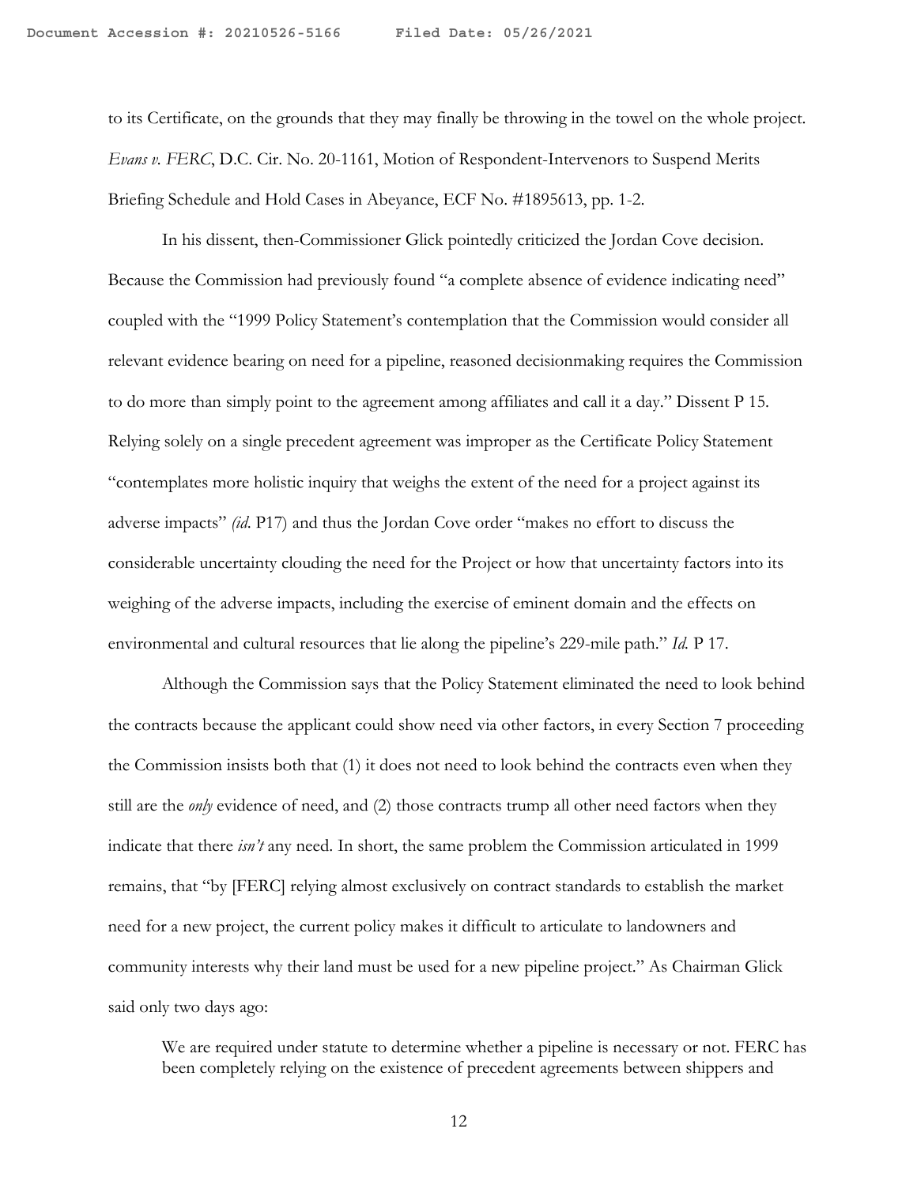to its Certificate, on the grounds that they may finally be throwing in the towel on the whole project. *Evans v. FERC*, D.C. Cir. No. 20-1161, Motion of Respondent-Intervenors to Suspend Merits Briefing Schedule and Hold Cases in Abeyance, ECF No. #1895613, pp. 1-2.

In his dissent, then-Commissioner Glick pointedly criticized the Jordan Cove decision. Because the Commission had previously found "a complete absence of evidence indicating need" coupled with the "1999 Policy Statement's contemplation that the Commission would consider all relevant evidence bearing on need for a pipeline, reasoned decisionmaking requires the Commission to do more than simply point to the agreement among affiliates and call it a day." Dissent P 15. Relying solely on a single precedent agreement was improper as the Certificate Policy Statement "contemplates more holistic inquiry that weighs the extent of the need for a project against its adverse impacts" *(id.* P17) and thus the Jordan Cove order "makes no effort to discuss the considerable uncertainty clouding the need for the Project or how that uncertainty factors into its weighing of the adverse impacts, including the exercise of eminent domain and the effects on environmental and cultural resources that lie along the pipeline's 229-mile path." *Id.* P 17.

Although the Commission says that the Policy Statement eliminated the need to look behind the contracts because the applicant could show need via other factors, in every Section 7 proceeding the Commission insists both that (1) it does not need to look behind the contracts even when they still are the *only* evidence of need, and (2) those contracts trump all other need factors when they indicate that there *isn't* any need. In short, the same problem the Commission articulated in 1999 remains, that "by [FERC] relying almost exclusively on contract standards to establish the market need for a new project, the current policy makes it difficult to articulate to landowners and community interests why their land must be used for a new pipeline project." As Chairman Glick said only two days ago:

> We are required under statute to determine whether a pipeline is necessary or not. FERC has been completely relying on the existence of precedent agreements between shippers and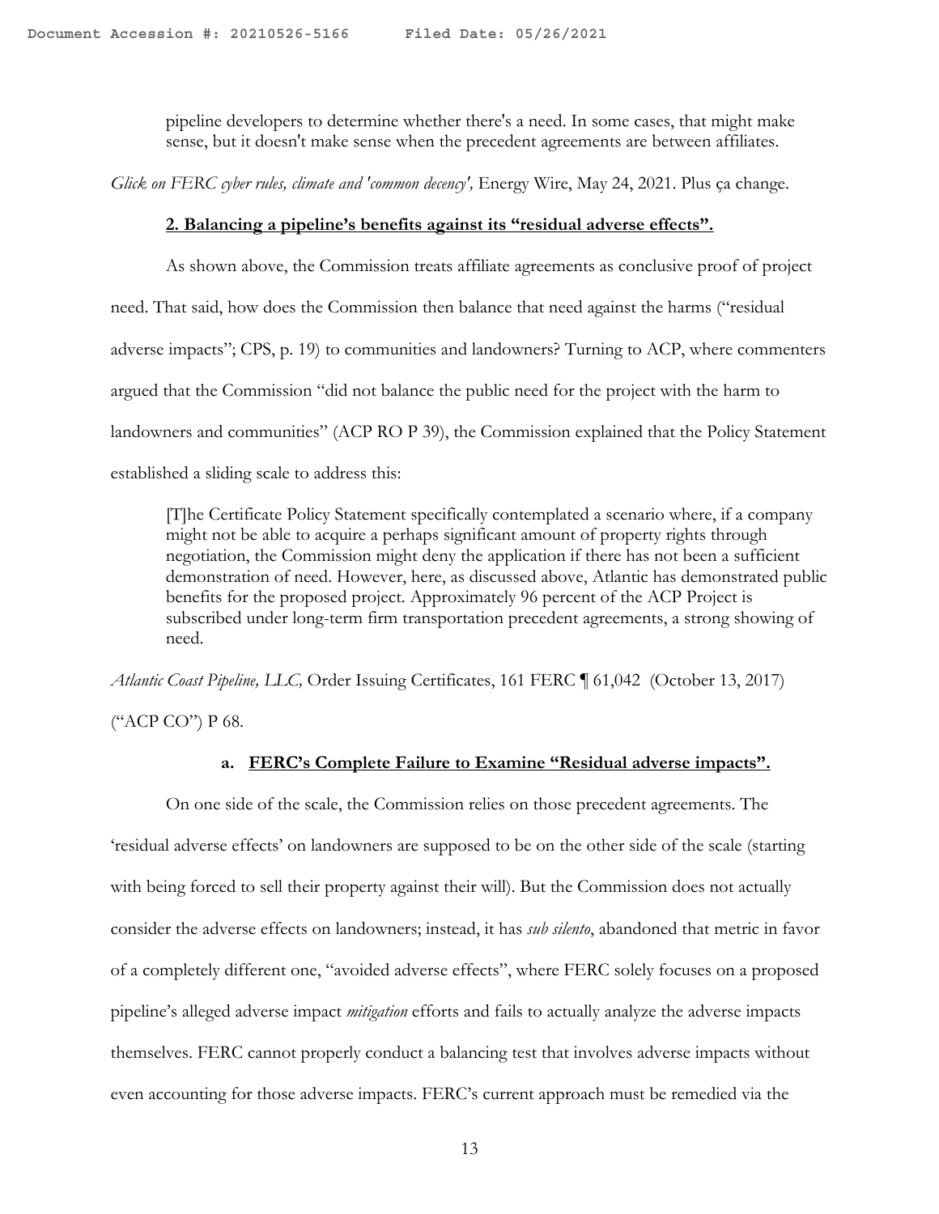> pipeline developers to determine whether there's a need. In some cases, that might make sense, but it doesn't make sense when the precedent agreements are between affiliates.

*Glick on FERC cyber rules, climate and 'common decency',* Energy Wire, May 24, 2021. Plus ça change.

**2. Balancing a pipeline's benefits against its "residual adverse effects".**

As shown above, the Commission treats affiliate agreements as conclusive proof of project need. That said, how does the Commission then balance that need against the harms ("residual adverse impacts"; CPS, p. 19) to communities and landowners? Turning to ACP, where commenters argued that the Commission "did not balance the public need for the project with the harm to landowners and communities" (ACP RO P 39), the Commission explained that the Policy Statement established a sliding scale to address this:

> [T]he Certificate Policy Statement specifically contemplated a scenario where, if a company might not be able to acquire a perhaps significant amount of property rights through negotiation, the Commission might deny the application if there has not been a sufficient demonstration of need. However, here, as discussed above, Atlantic has demonstrated public benefits for the proposed project. Approximately 96 percent of the ACP Project is subscribed under long-term firm transportation precedent agreements, a strong showing of need.

*Atlantic Coast Pipeline, LLC,* Order Issuing Certificates, 161 FERC ¶ 61,042 (October 13, 2017) ("ACP CO") P 68.

**a. FERC's Complete Failure to Examine "Residual adverse impacts".**

On one side of the scale, the Commission relies on those precedent agreements. The 'residual adverse effects' on landowners are supposed to be on the other side of the scale (starting with being forced to sell their property against their will). But the Commission does not actually consider the adverse effects on landowners; instead, it has *sub silento*, abandoned that metric in favor of a completely different one, "avoided adverse effects", where FERC solely focuses on a proposed pipeline's alleged adverse impact *mitigation* efforts and fails to actually analyze the adverse impacts themselves. FERC cannot properly conduct a balancing test that involves adverse impacts without even accounting for those adverse impacts. FERC's current approach must be remedied via the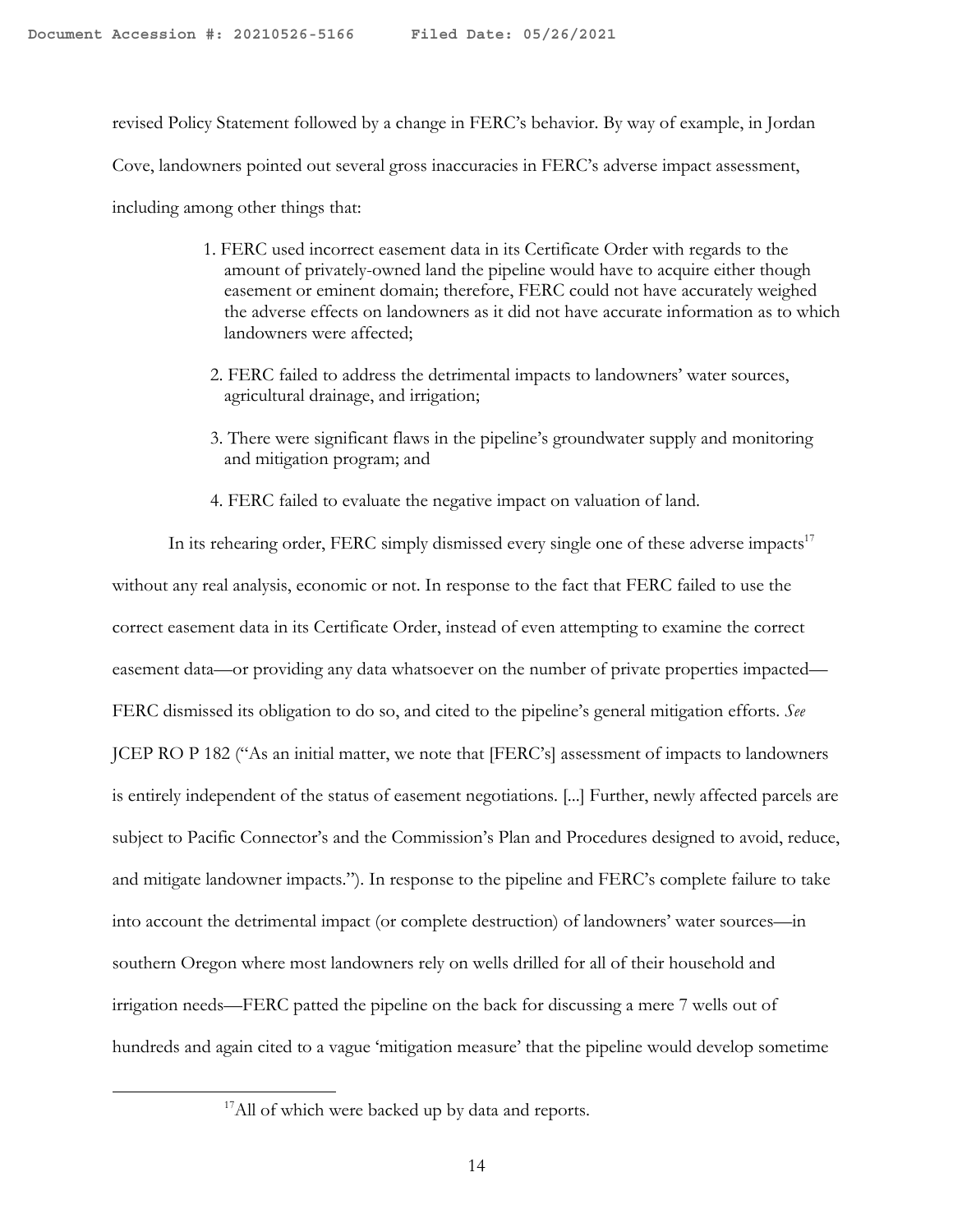revised Policy Statement followed by a change in FERC's behavior. By way of example, in Jordan Cove, landowners pointed out several gross inaccuracies in FERC's adverse impact assessment, including among other things that:

1. FERC used incorrect easement data in its Certificate Order with regards to the amount of privately-owned land the pipeline would have to acquire either though easement or eminent domain; therefore, FERC could not have accurately weighed the adverse effects on landowners as it did not have accurate information as to which landowners were affected;
2. FERC failed to address the detrimental impacts to landowners' water sources, agricultural drainage, and irrigation;
3. There were significant flaws in the pipeline's groundwater supply and monitoring and mitigation program; and
4. FERC failed to evaluate the negative impact on valuation of land.

In its rehearing order, FERC simply dismissed every single one of these adverse impacts[17] without any real analysis, economic or not. In response to the fact that FERC failed to use the correct easement data in its Certificate Order, instead of even attempting to examine the correct easement data—or providing any data whatsoever on the number of private properties impacted—FERC dismissed its obligation to do so, and cited to the pipeline's general mitigation efforts. *See* JCEP RO P 182 ("As an initial matter, we note that [FERC's] assessment of impacts to landowners is entirely independent of the status of easement negotiations. [...] Further, newly affected parcels are subject to Pacific Connector's and the Commission's Plan and Procedures designed to avoid, reduce, and mitigate landowner impacts."). In response to the pipeline and FERC's complete failure to take into account the detrimental impact (or complete destruction) of landowners' water sources—in southern Oregon where most landowners rely on wells drilled for all of their household and irrigation needs—FERC patted the pipeline on the back for discussing a mere 7 wells out of hundreds and again cited to a vague 'mitigation measure' that the pipeline would develop sometime

[17] All of which were backed up by data and reports.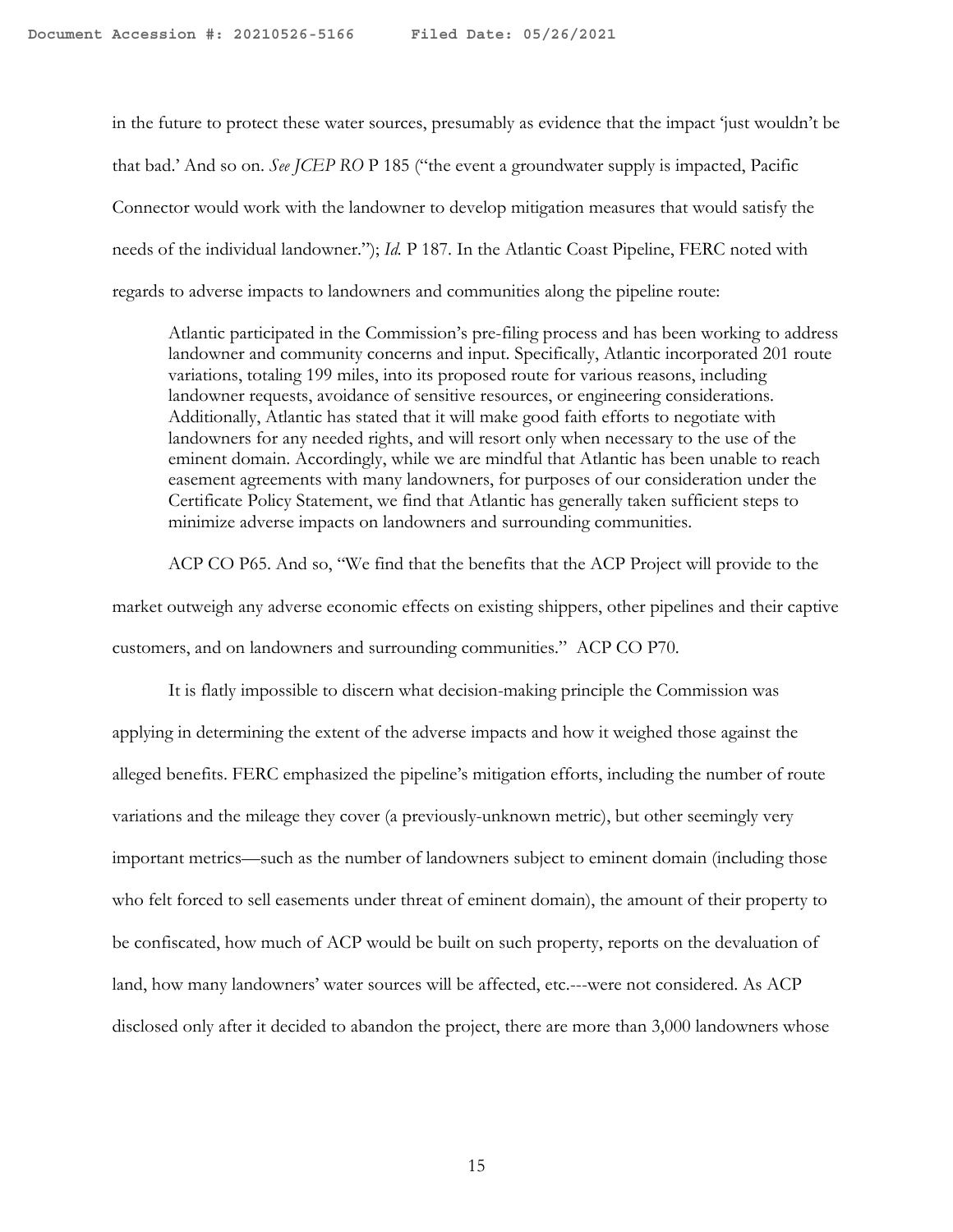in the future to protect these water sources, presumably as evidence that the impact 'just wouldn't be that bad.' And so on. *See JCEP RO* P 185 ("the event a groundwater supply is impacted, Pacific Connector would work with the landowner to develop mitigation measures that would satisfy the needs of the individual landowner."); *Id.* P 187. In the Atlantic Coast Pipeline, FERC noted with regards to adverse impacts to landowners and communities along the pipeline route:

> Atlantic participated in the Commission's pre-filing process and has been working to address landowner and community concerns and input. Specifically, Atlantic incorporated 201 route variations, totaling 199 miles, into its proposed route for various reasons, including landowner requests, avoidance of sensitive resources, or engineering considerations. Additionally, Atlantic has stated that it will make good faith efforts to negotiate with landowners for any needed rights, and will resort only when necessary to the use of the eminent domain. Accordingly, while we are mindful that Atlantic has been unable to reach easement agreements with many landowners, for purposes of our consideration under the Certificate Policy Statement, we find that Atlantic has generally taken sufficient steps to minimize adverse impacts on landowners and surrounding communities.

ACP CO P65. And so, "We find that the benefits that the ACP Project will provide to the market outweigh any adverse economic effects on existing shippers, other pipelines and their captive customers, and on landowners and surrounding communities." ACP CO P70.

It is flatly impossible to discern what decision-making principle the Commission was applying in determining the extent of the adverse impacts and how it weighed those against the alleged benefits. FERC emphasized the pipeline's mitigation efforts, including the number of route variations and the mileage they cover (a previously-unknown metric), but other seemingly very important metrics—such as the number of landowners subject to eminent domain (including those who felt forced to sell easements under threat of eminent domain), the amount of their property to be confiscated, how much of ACP would be built on such property, reports on the devaluation of land, how many landowners' water sources will be affected, etc.---were not considered. As ACP disclosed only after it decided to abandon the project, there are more than 3,000 landowners whose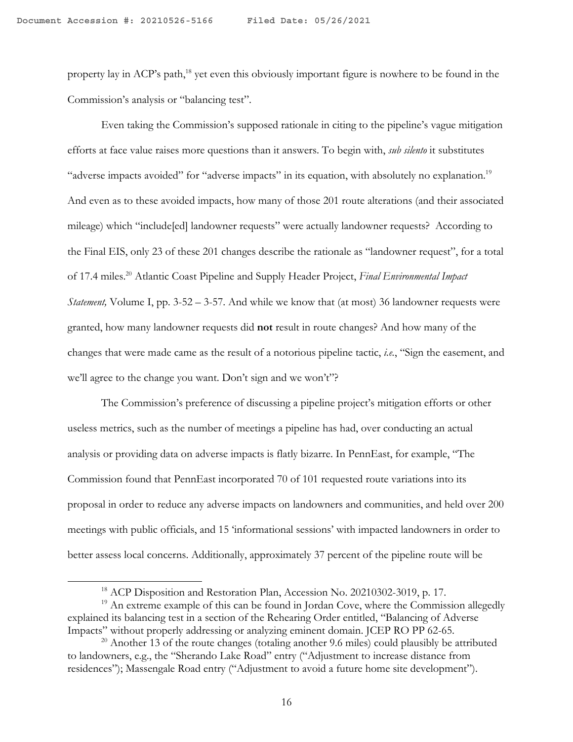property lay in ACP's path,[18] yet even this obviously important figure is nowhere to be found in the Commission's analysis or "balancing test".

Even taking the Commission's supposed rationale in citing to the pipeline's vague mitigation efforts at face value raises more questions than it answers. To begin with, *sub silento* it substitutes "adverse impacts avoided" for "adverse impacts" in its equation, with absolutely no explanation.[19] And even as to these avoided impacts, how many of those 201 route alterations (and their associated mileage) which "include[ed] landowner requests" were actually landowner requests? According to the Final EIS, only 23 of these 201 changes describe the rationale as "landowner request", for a total of 17.4 miles.[20] Atlantic Coast Pipeline and Supply Header Project, *Final Environmental Impact Statement,* Volume I, pp. 3-52 – 3-57. And while we know that (at most) 36 landowner requests were granted, how many landowner requests did **not** result in route changes? And how many of the changes that were made came as the result of a notorious pipeline tactic, *i.e.*, "Sign the easement, and we'll agree to the change you want. Don't sign and we won't"?

The Commission's preference of discussing a pipeline project's mitigation efforts or other useless metrics, such as the number of meetings a pipeline has had, over conducting an actual analysis or providing data on adverse impacts is flatly bizarre. In PennEast, for example, "The Commission found that PennEast incorporated 70 of 101 requested route variations into its proposal in order to reduce any adverse impacts on landowners and communities, and held over 200 meetings with public officials, and 15 'informational sessions' with impacted landowners in order to better assess local concerns. Additionally, approximately 37 percent of the pipeline route will be

---

[18] ACP Disposition and Restoration Plan, Accession No. 20210302-3019, p. 17.

[19] An extreme example of this can be found in Jordan Cove, where the Commission allegedly explained its balancing test in a section of the Rehearing Order entitled, "Balancing of Adverse Impacts" without properly addressing or analyzing eminent domain. JCEP RO PP 62-65.

[20] Another 13 of the route changes (totaling another 9.6 miles) could plausibly be attributed to landowners, e.g., the "Sherando Lake Road" entry ("Adjustment to increase distance from residences"); Massengale Road entry ("Adjustment to avoid a future home site development").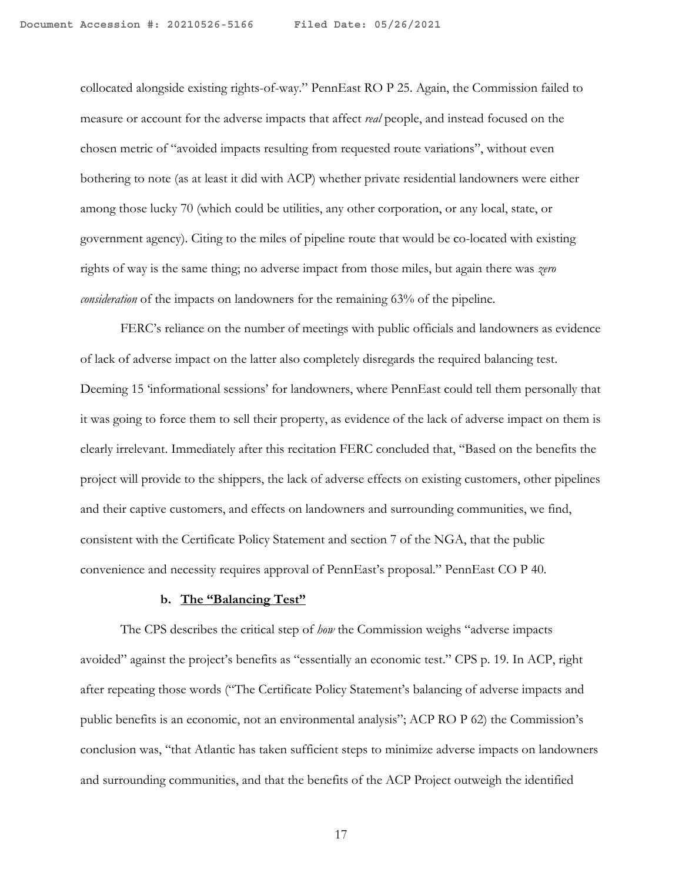collocated alongside existing rights-of-way." PennEast RO P 25. Again, the Commission failed to measure or account for the adverse impacts that affect *real* people, and instead focused on the chosen metric of "avoided impacts resulting from requested route variations", without even bothering to note (as at least it did with ACP) whether private residential landowners were either among those lucky 70 (which could be utilities, any other corporation, or any local, state, or government agency). Citing to the miles of pipeline route that would be co-located with existing rights of way is the same thing; no adverse impact from those miles, but again there was *zero consideration* of the impacts on landowners for the remaining 63% of the pipeline.

FERC's reliance on the number of meetings with public officials and landowners as evidence of lack of adverse impact on the latter also completely disregards the required balancing test. Deeming 15 'informational sessions' for landowners, where PennEast could tell them personally that it was going to force them to sell their property, as evidence of the lack of adverse impact on them is clearly irrelevant. Immediately after this recitation FERC concluded that, "Based on the benefits the project will provide to the shippers, the lack of adverse effects on existing customers, other pipelines and their captive customers, and effects on landowners and surrounding communities, we find, consistent with the Certificate Policy Statement and section 7 of the NGA, that the public convenience and necessity requires approval of PennEast's proposal." PennEast CO P 40.

#### b. **The "Balancing Test"**

The CPS describes the critical step of *how* the Commission weighs "adverse impacts avoided" against the project's benefits as "essentially an economic test." CPS p. 19. In ACP, right after repeating those words ("The Certificate Policy Statement's balancing of adverse impacts and public benefits is an economic, not an environmental analysis"; ACP RO P 62) the Commission's conclusion was, "that Atlantic has taken sufficient steps to minimize adverse impacts on landowners and surrounding communities, and that the benefits of the ACP Project outweigh the identified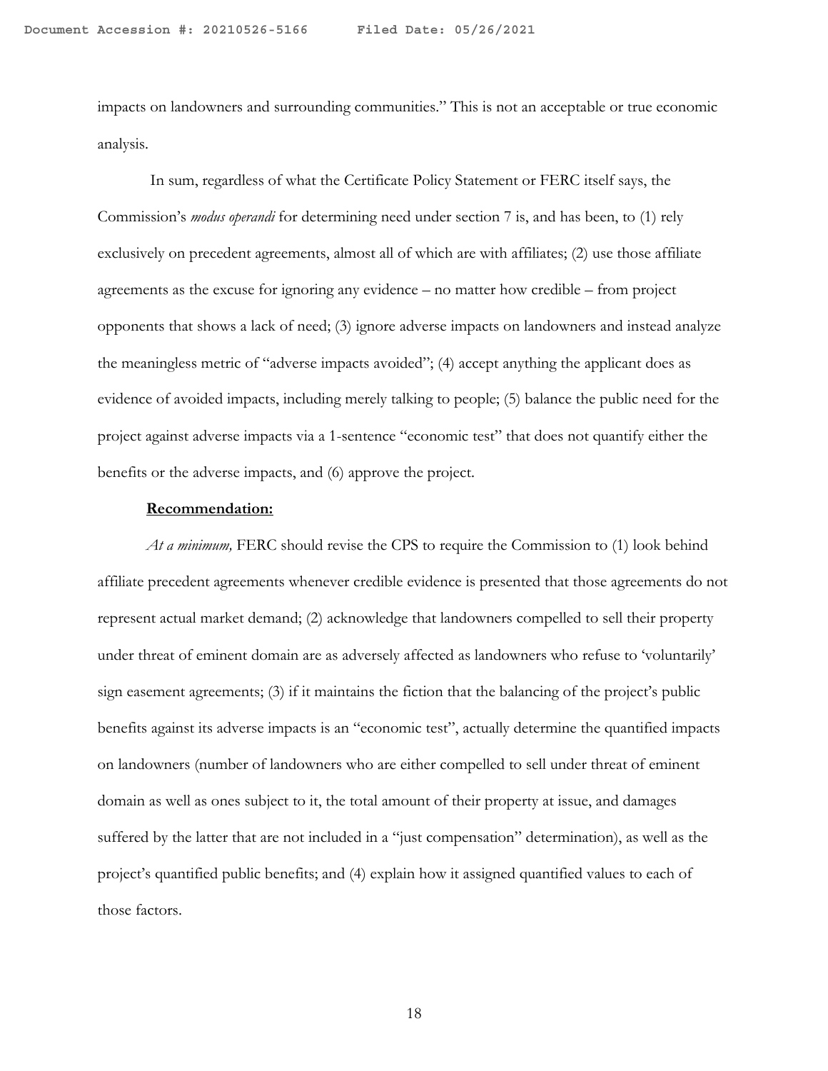impacts on landowners and surrounding communities." This is not an acceptable or true economic analysis.

In sum, regardless of what the Certificate Policy Statement or FERC itself says, the Commission's *modus operandi* for determining need under section 7 is, and has been, to (1) rely exclusively on precedent agreements, almost all of which are with affiliates; (2) use those affiliate agreements as the excuse for ignoring any evidence – no matter how credible – from project opponents that shows a lack of need; (3) ignore adverse impacts on landowners and instead analyze the meaningless metric of "adverse impacts avoided"; (4) accept anything the applicant does as evidence of avoided impacts, including merely talking to people; (5) balance the public need for the project against adverse impacts via a 1-sentence "economic test" that does not quantify either the benefits or the adverse impacts, and (6) approve the project.

**Recommendation:**

*At a minimum,* FERC should revise the CPS to require the Commission to (1) look behind affiliate precedent agreements whenever credible evidence is presented that those agreements do not represent actual market demand; (2) acknowledge that landowners compelled to sell their property under threat of eminent domain are as adversely affected as landowners who refuse to 'voluntarily' sign easement agreements; (3) if it maintains the fiction that the balancing of the project's public benefits against its adverse impacts is an "economic test", actually determine the quantified impacts on landowners (number of landowners who are either compelled to sell under threat of eminent domain as well as ones subject to it, the total amount of their property at issue, and damages suffered by the latter that are not included in a "just compensation" determination), as well as the project's quantified public benefits; and (4) explain how it assigned quantified values to each of those factors.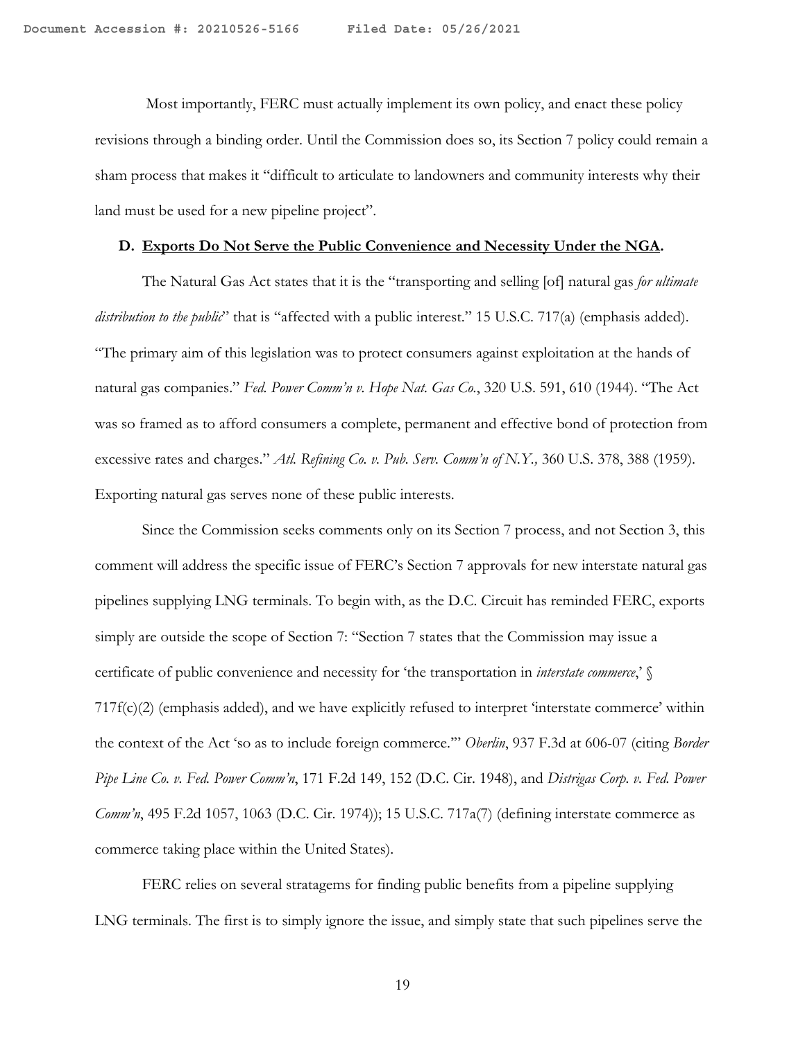Most importantly, FERC must actually implement its own policy, and enact these policy revisions through a binding order. Until the Commission does so, its Section 7 policy could remain a sham process that makes it "difficult to articulate to landowners and community interests why their land must be used for a new pipeline project".

### D. Exports Do Not Serve the Public Convenience and Necessity Under the NGA.

The Natural Gas Act states that it is the "transporting and selling [of] natural gas *for ultimate distribution to the public*" that is "affected with a public interest." 15 U.S.C. 717(a) (emphasis added). "The primary aim of this legislation was to protect consumers against exploitation at the hands of natural gas companies." *Fed. Power Comm'n v. Hope Nat. Gas Co.*, 320 U.S. 591, 610 (1944). "The Act was so framed as to afford consumers a complete, permanent and effective bond of protection from excessive rates and charges." *Atl. Refining Co. v. Pub. Serv. Comm'n of N.Y.,* 360 U.S. 378, 388 (1959). Exporting natural gas serves none of these public interests.

Since the Commission seeks comments only on its Section 7 process, and not Section 3, this comment will address the specific issue of FERC's Section 7 approvals for new interstate natural gas pipelines supplying LNG terminals. To begin with, as the D.C. Circuit has reminded FERC, exports simply are outside the scope of Section 7: "Section 7 states that the Commission may issue a certificate of public convenience and necessity for 'the transportation in *interstate commerce*,' § 717f(c)(2) (emphasis added), and we have explicitly refused to interpret 'interstate commerce' within the context of the Act 'so as to include foreign commerce.'" *Oberlin*, 937 F.3d at 606-07 (citing *Border Pipe Line Co. v. Fed. Power Comm'n*, 171 F.2d 149, 152 (D.C. Cir. 1948), and *Distrigas Corp. v. Fed. Power Comm'n*, 495 F.2d 1057, 1063 (D.C. Cir. 1974)); 15 U.S.C. 717a(7) (defining interstate commerce as commerce taking place within the United States).

FERC relies on several stratagems for finding public benefits from a pipeline supplying LNG terminals. The first is to simply ignore the issue, and simply state that such pipelines serve the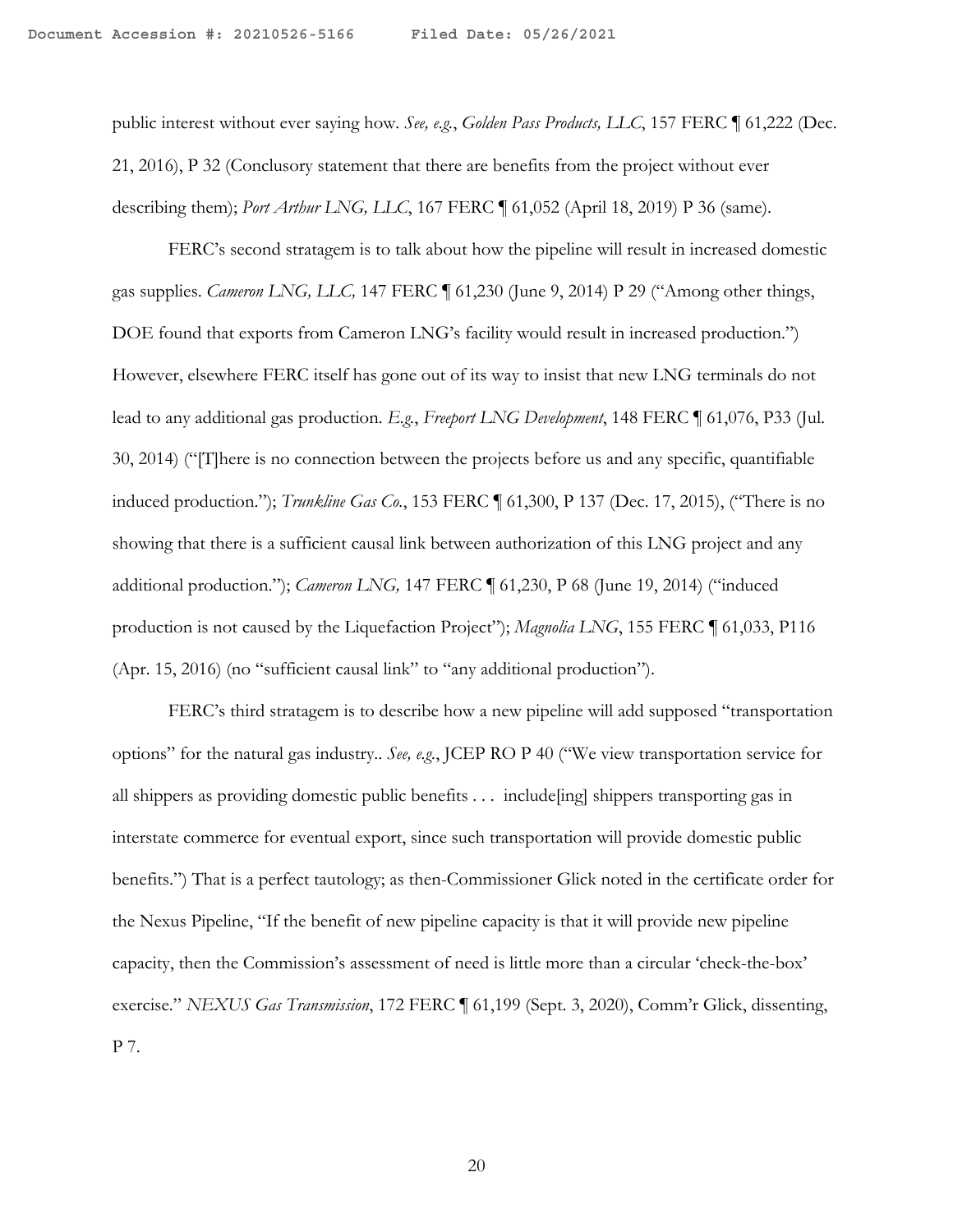public interest without ever saying how. *See, e.g.*, *Golden Pass Products, LLC*, 157 FERC ¶ 61,222 (Dec. 21, 2016), P 32 (Conclusory statement that there are benefits from the project without ever describing them); *Port Arthur LNG, LLC*, 167 FERC ¶ 61,052 (April 18, 2019) P 36 (same).

FERC's second stratagem is to talk about how the pipeline will result in increased domestic gas supplies. *Cameron LNG, LLC,* 147 FERC ¶ 61,230 (June 9, 2014) P 29 ("Among other things, DOE found that exports from Cameron LNG's facility would result in increased production.") However, elsewhere FERC itself has gone out of its way to insist that new LNG terminals do not lead to any additional gas production. *E.g.*, *Freeport LNG Development*, 148 FERC ¶ 61,076, P33 (Jul. 30, 2014) ("[T]here is no connection between the projects before us and any specific, quantifiable induced production."); *Trunkline Gas Co.*, 153 FERC ¶ 61,300, P 137 (Dec. 17, 2015), ("There is no showing that there is a sufficient causal link between authorization of this LNG project and any additional production."); *Cameron LNG,* 147 FERC ¶ 61,230, P 68 (June 19, 2014) ("induced production is not caused by the Liquefaction Project"); *Magnolia LNG*, 155 FERC ¶ 61,033, P116 (Apr. 15, 2016) (no "sufficient causal link" to "any additional production").

FERC's third stratagem is to describe how a new pipeline will add supposed "transportation options" for the natural gas industry.. *See, e.g.*, JCEP RO P 40 ("We view transportation service for all shippers as providing domestic public benefits . . . include[ing] shippers transporting gas in interstate commerce for eventual export, since such transportation will provide domestic public benefits.") That is a perfect tautology; as then-Commissioner Glick noted in the certificate order for the Nexus Pipeline, "If the benefit of new pipeline capacity is that it will provide new pipeline capacity, then the Commission's assessment of need is little more than a circular 'check-the-box' exercise." *NEXUS Gas Transmission*, 172 FERC ¶ 61,199 (Sept. 3, 2020), Comm'r Glick, dissenting, P 7.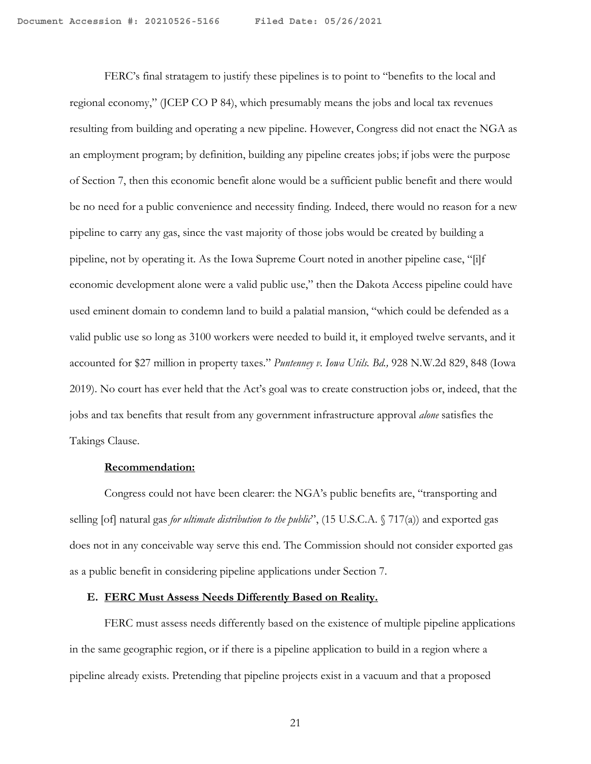FERC's final stratagem to justify these pipelines is to point to "benefits to the local and regional economy," (JCEP CO P 84), which presumably means the jobs and local tax revenues resulting from building and operating a new pipeline. However, Congress did not enact the NGA as an employment program; by definition, building any pipeline creates jobs; if jobs were the purpose of Section 7, then this economic benefit alone would be a sufficient public benefit and there would be no need for a public convenience and necessity finding. Indeed, there would no reason for a new pipeline to carry any gas, since the vast majority of those jobs would be created by building a pipeline, not by operating it. As the Iowa Supreme Court noted in another pipeline case, "[i]f economic development alone were a valid public use," then the Dakota Access pipeline could have used eminent domain to condemn land to build a palatial mansion, "which could be defended as a valid public use so long as 3100 workers were needed to build it, it employed twelve servants, and it accounted for $27 million in property taxes." *Puntenney v. Iowa Utils. Bd.,* 928 N.W.2d 829, 848 (Iowa 2019). No court has ever held that the Act's goal was to create construction jobs or, indeed, that the jobs and tax benefits that result from any government infrastructure approval *alone* satisfies the Takings Clause.

**Recommendation:**

Congress could not have been clearer: the NGA's public benefits are, "transporting and selling [of] natural gas *for ultimate distribution to the public*", (15 U.S.C.A. § 717(a)) and exported gas does not in any conceivable way serve this end. The Commission should not consider exported gas as a public benefit in considering pipeline applications under Section 7.

### E. FERC Must Assess Needs Differently Based on Reality.

FERC must assess needs differently based on the existence of multiple pipeline applications in the same geographic region, or if there is a pipeline application to build in a region where a pipeline already exists. Pretending that pipeline projects exist in a vacuum and that a proposed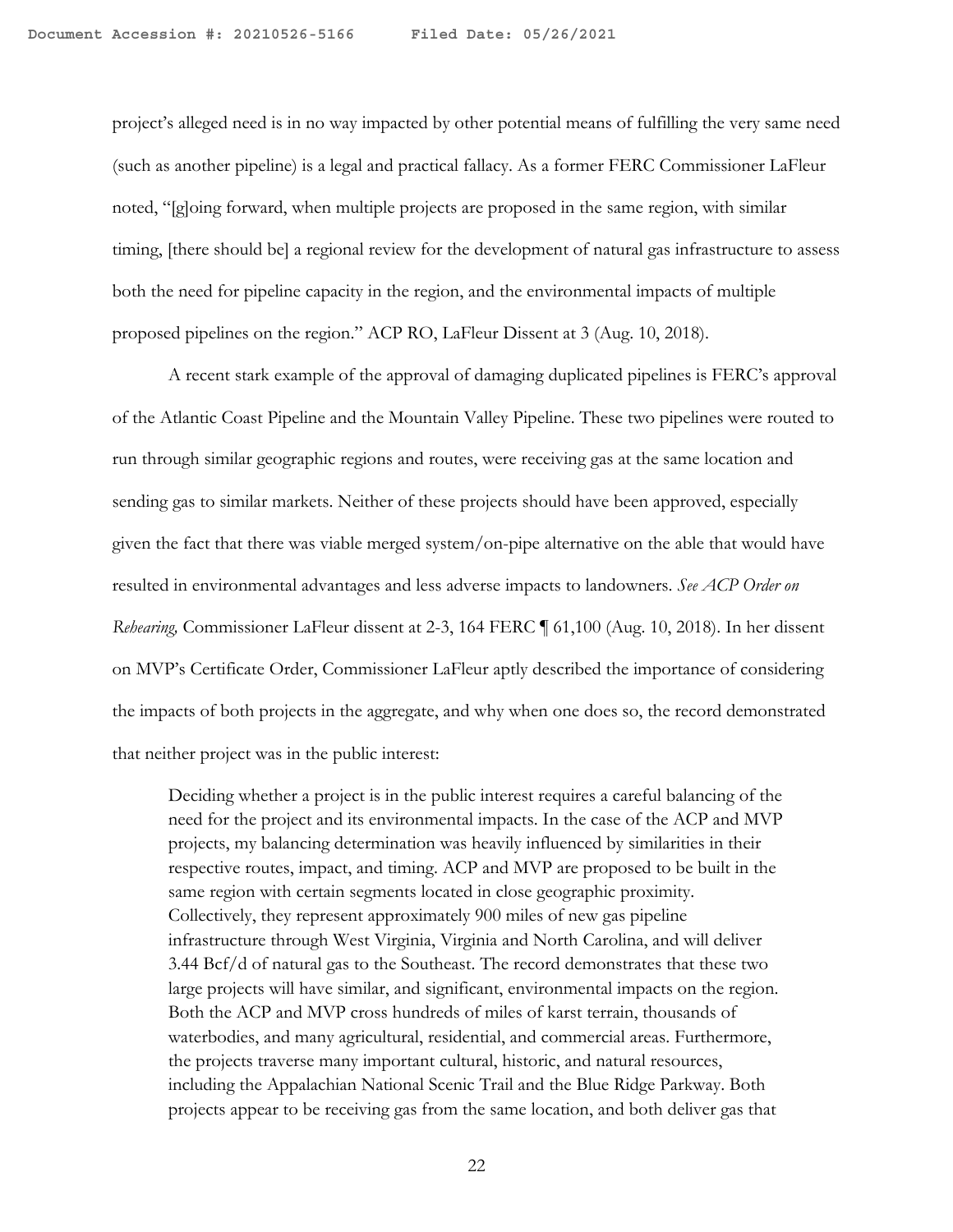project's alleged need is in no way impacted by other potential means of fulfilling the very same need (such as another pipeline) is a legal and practical fallacy. As a former FERC Commissioner LaFleur noted, "[g]oing forward, when multiple projects are proposed in the same region, with similar timing, [there should be] a regional review for the development of natural gas infrastructure to assess both the need for pipeline capacity in the region, and the environmental impacts of multiple proposed pipelines on the region." ACP RO, LaFleur Dissent at 3 (Aug. 10, 2018).

A recent stark example of the approval of damaging duplicated pipelines is FERC's approval of the Atlantic Coast Pipeline and the Mountain Valley Pipeline. These two pipelines were routed to run through similar geographic regions and routes, were receiving gas at the same location and sending gas to similar markets. Neither of these projects should have been approved, especially given the fact that there was viable merged system/on-pipe alternative on the able that would have resulted in environmental advantages and less adverse impacts to landowners. *See ACP Order on Rehearing,* Commissioner LaFleur dissent at 2-3, 164 FERC ¶ 61,100 (Aug. 10, 2018). In her dissent on MVP's Certificate Order, Commissioner LaFleur aptly described the importance of considering the impacts of both projects in the aggregate, and why when one does so, the record demonstrated that neither project was in the public interest:

> Deciding whether a project is in the public interest requires a careful balancing of the need for the project and its environmental impacts. In the case of the ACP and MVP projects, my balancing determination was heavily influenced by similarities in their respective routes, impact, and timing. ACP and MVP are proposed to be built in the same region with certain segments located in close geographic proximity. Collectively, they represent approximately 900 miles of new gas pipeline infrastructure through West Virginia, Virginia and North Carolina, and will deliver 3.44 Bcf/d of natural gas to the Southeast. The record demonstrates that these two large projects will have similar, and significant, environmental impacts on the region. Both the ACP and MVP cross hundreds of miles of karst terrain, thousands of waterbodies, and many agricultural, residential, and commercial areas. Furthermore, the projects traverse many important cultural, historic, and natural resources, including the Appalachian National Scenic Trail and the Blue Ridge Parkway. Both projects appear to be receiving gas from the same location, and both deliver gas that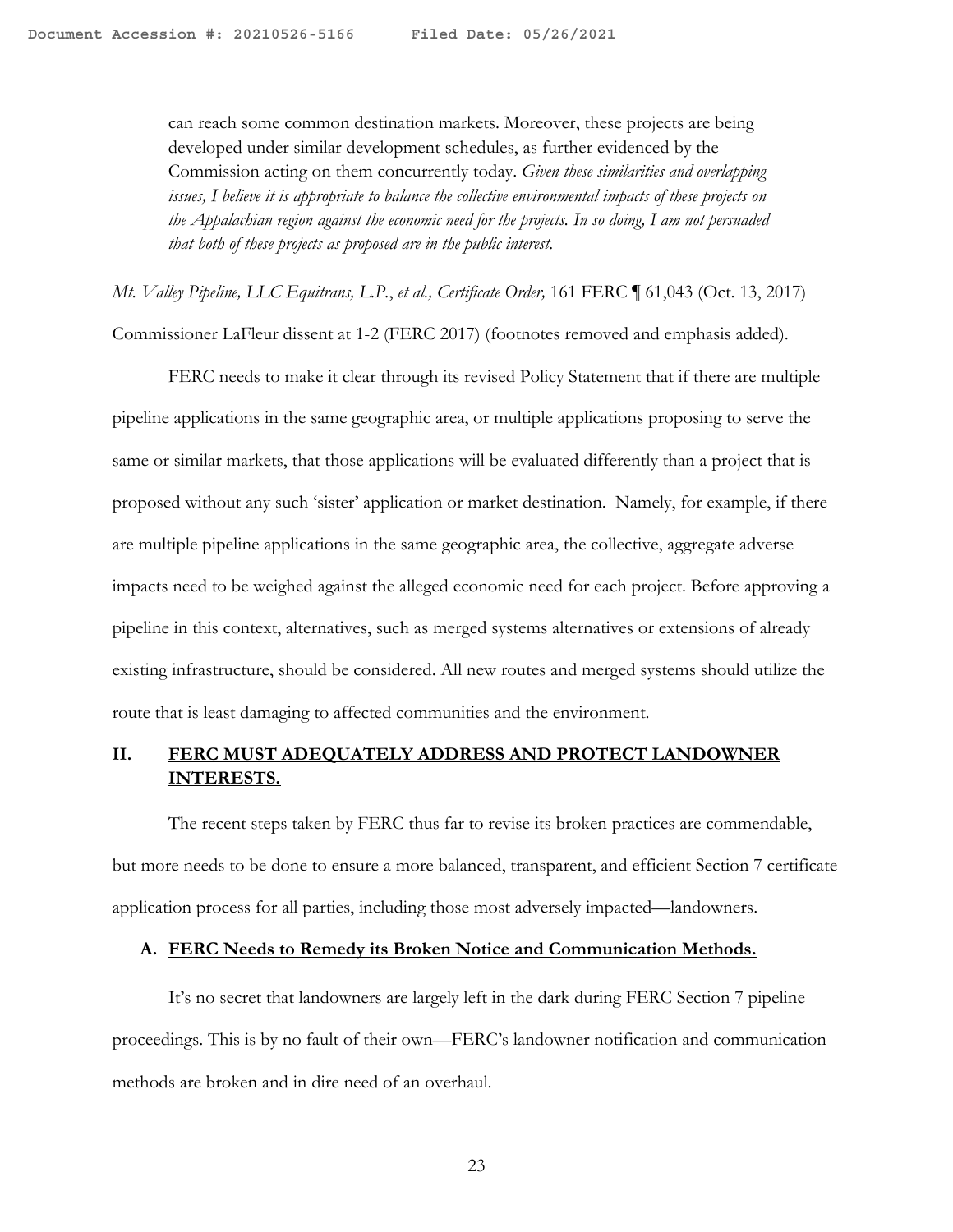> can reach some common destination markets. Moreover, these projects are being developed under similar development schedules, as further evidenced by the Commission acting on them concurrently today. *Given these similarities and overlapping issues, I believe it is appropriate to balance the collective environmental impacts of these projects on the Appalachian region against the economic need for the projects. In so doing, I am not persuaded that both of these projects as proposed are in the public interest.*

*Mt. Valley Pipeline, LLC Equitrans, L.P., et al., Certificate Order,* 161 FERC ¶ 61,043 (Oct. 13, 2017) Commissioner LaFleur dissent at 1-2 (FERC 2017) (footnotes removed and emphasis added).

FERC needs to make it clear through its revised Policy Statement that if there are multiple pipeline applications in the same geographic area, or multiple applications proposing to serve the same or similar markets, that those applications will be evaluated differently than a project that is proposed without any such 'sister' application or market destination. Namely, for example, if there are multiple pipeline applications in the same geographic area, the collective, aggregate adverse impacts need to be weighed against the alleged economic need for each project. Before approving a pipeline in this context, alternatives, such as merged systems alternatives or extensions of already existing infrastructure, should be considered. All new routes and merged systems should utilize the route that is least damaging to affected communities and the environment.

## II. FERC MUST ADEQUATELY ADDRESS AND PROTECT LANDOWNER INTERESTS.

The recent steps taken by FERC thus far to revise its broken practices are commendable, but more needs to be done to ensure a more balanced, transparent, and efficient Section 7 certificate application process for all parties, including those most adversely impacted—landowners.

### A. FERC Needs to Remedy its Broken Notice and Communication Methods.

It's no secret that landowners are largely left in the dark during FERC Section 7 pipeline proceedings. This is by no fault of their own—FERC's landowner notification and communication methods are broken and in dire need of an overhaul.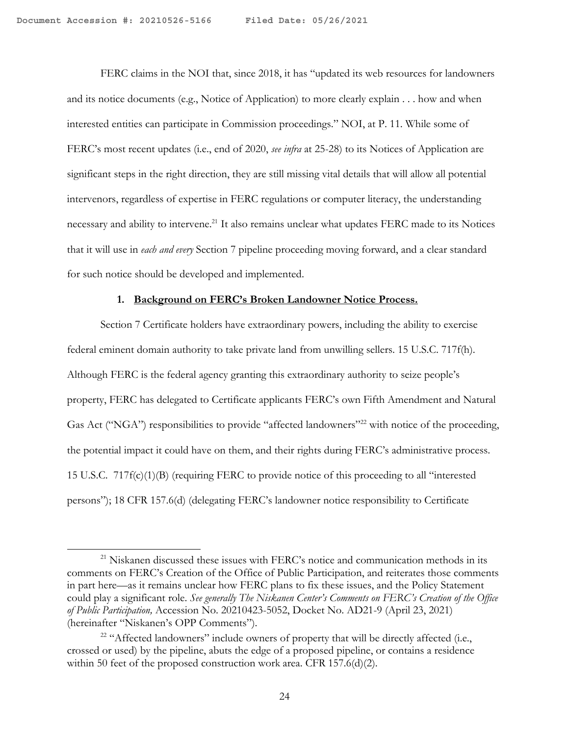FERC claims in the NOI that, since 2018, it has "updated its web resources for landowners and its notice documents (e.g., Notice of Application) to more clearly explain . . . how and when interested entities can participate in Commission proceedings." NOI, at P. 11. While some of FERC's most recent updates (i.e., end of 2020, *see infra* at 25-28) to its Notices of Application are significant steps in the right direction, they are still missing vital details that will allow all potential intervenors, regardless of expertise in FERC regulations or computer literacy, the understanding necessary and ability to intervene.[21] It also remains unclear what updates FERC made to its Notices that it will use in *each and every* Section 7 pipeline proceeding moving forward, and a clear standard for such notice should be developed and implemented.

**1. Background on FERC's Broken Landowner Notice Process.**

Section 7 Certificate holders have extraordinary powers, including the ability to exercise federal eminent domain authority to take private land from unwilling sellers. 15 U.S.C. 717f(h). Although FERC is the federal agency granting this extraordinary authority to seize people's property, FERC has delegated to Certificate applicants FERC's own Fifth Amendment and Natural Gas Act ("NGA") responsibilities to provide "affected landowners"[22] with notice of the proceeding, the potential impact it could have on them, and their rights during FERC's administrative process. 15 U.S.C. 717f(c)(1)(B) (requiring FERC to provide notice of this proceeding to all "interested persons"); 18 CFR 157.6(d) (delegating FERC's landowner notice responsibility to Certificate

---

[21] Niskanen discussed these issues with FERC's notice and communication methods in its comments on FERC's Creation of the Office of Public Participation, and reiterates those comments in part here—as it remains unclear how FERC plans to fix these issues, and the Policy Statement could play a significant role. *See generally The Niskanen Center's Comments on FERC's Creation of the Office of Public Participation,* Accession No. 20210423-5052, Docket No. AD21-9 (April 23, 2021) (hereinafter "Niskanen's OPP Comments").

[22] "Affected landowners" include owners of property that will be directly affected (i.e., crossed or used) by the pipeline, abuts the edge of a proposed pipeline, or contains a residence within 50 feet of the proposed construction work area. CFR 157.6(d)(2).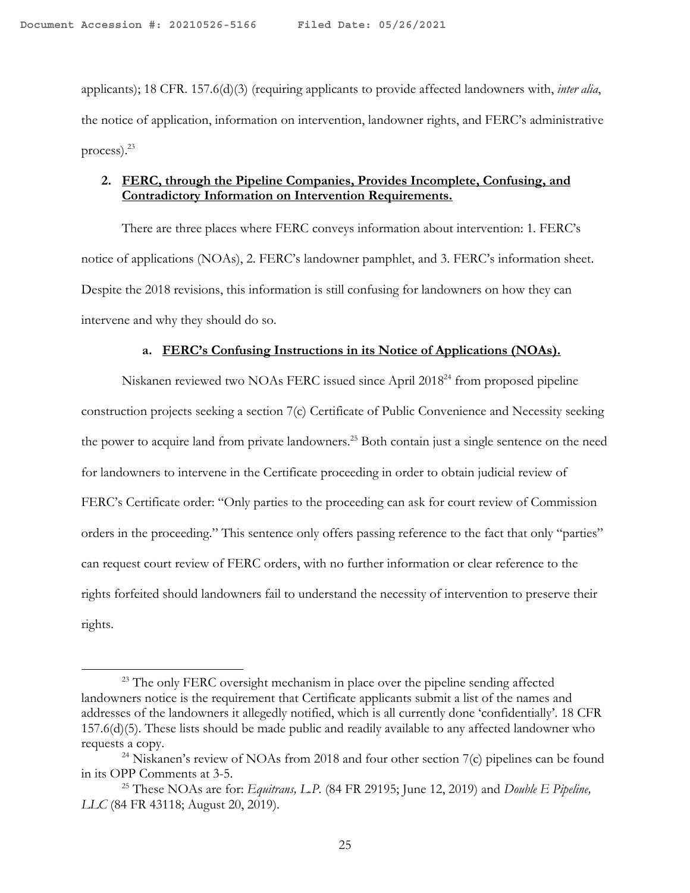applicants); 18 CFR. 157.6(d)(3) (requiring applicants to provide affected landowners with, *inter alia*, the notice of application, information on intervention, landowner rights, and FERC's administrative process).[23]

## 2. FERC, through the Pipeline Companies, Provides Incomplete, Confusing, and Contradictory Information on Intervention Requirements.

There are three places where FERC conveys information about intervention: 1. FERC's notice of applications (NOAs), 2. FERC's landowner pamphlet, and 3. FERC's information sheet. Despite the 2018 revisions, this information is still confusing for landowners on how they can intervene and why they should do so.

### a. FERC's Confusing Instructions in its Notice of Applications (NOAs).

Niskanen reviewed two NOAs FERC issued since April 2018[24] from proposed pipeline construction projects seeking a section 7(c) Certificate of Public Convenience and Necessity seeking the power to acquire land from private landowners.[25] Both contain just a single sentence on the need for landowners to intervene in the Certificate proceeding in order to obtain judicial review of FERC's Certificate order: "Only parties to the proceeding can ask for court review of Commission orders in the proceeding." This sentence only offers passing reference to the fact that only "parties" can request court review of FERC orders, with no further information or clear reference to the rights forfeited should landowners fail to understand the necessity of intervention to preserve their rights.

---

[23] The only FERC oversight mechanism in place over the pipeline sending affected landowners notice is the requirement that Certificate applicants submit a list of the names and addresses of the landowners it allegedly notified, which is all currently done 'confidentially'. 18 CFR 157.6(d)(5). These lists should be made public and readily available to any affected landowner who requests a copy.

[24] Niskanen's review of NOAs from 2018 and four other section 7(c) pipelines can be found in its OPP Comments at 3-5.

[25] These NOAs are for: *Equitrans, L.P.* (84 FR 29195; June 12, 2019) and *Double E Pipeline, LLC* (84 FR 43118; August 20, 2019).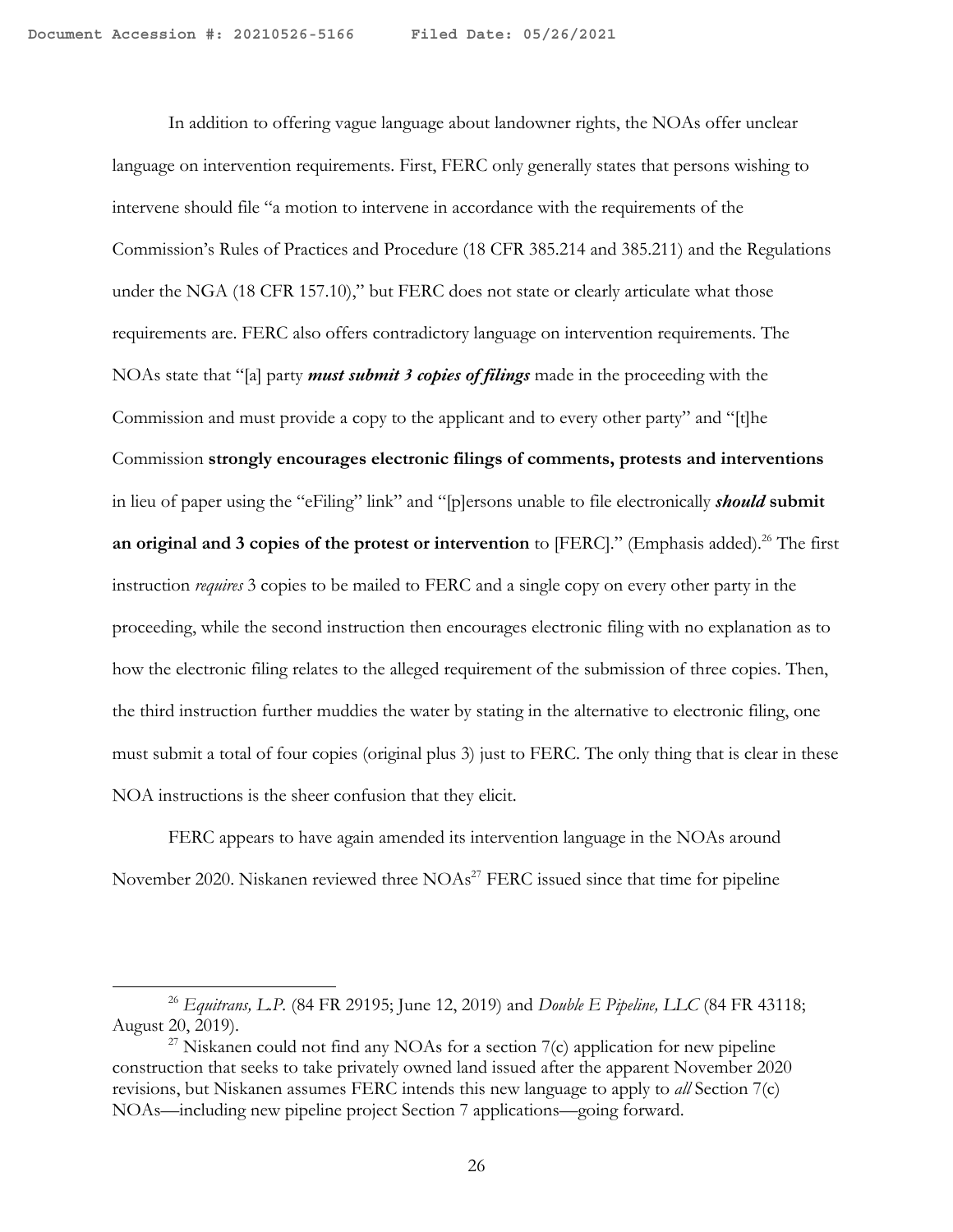In addition to offering vague language about landowner rights, the NOAs offer unclear language on intervention requirements. First, FERC only generally states that persons wishing to intervene should file "a motion to intervene in accordance with the requirements of the Commission's Rules of Practices and Procedure (18 CFR 385.214 and 385.211) and the Regulations under the NGA (18 CFR 157.10)," but FERC does not state or clearly articulate what those requirements are. FERC also offers contradictory language on intervention requirements. The NOAs state that "[a] party ***must submit 3 copies of filings*** made in the proceeding with the Commission and must provide a copy to the applicant and to every other party" and "[t]he Commission **strongly encourages electronic filings of comments, protests and interventions** in lieu of paper using the "eFiling" link" and "[p]ersons unable to file electronically ***should* submit an original and 3 copies of the protest or intervention** to [FERC]." (Emphasis added).[26] The first instruction *requires* 3 copies to be mailed to FERC and a single copy on every other party in the proceeding, while the second instruction then encourages electronic filing with no explanation as to how the electronic filing relates to the alleged requirement of the submission of three copies. Then, the third instruction further muddies the water by stating in the alternative to electronic filing, one must submit a total of four copies (original plus 3) just to FERC. The only thing that is clear in these NOA instructions is the sheer confusion that they elicit.

FERC appears to have again amended its intervention language in the NOAs around November 2020. Niskanen reviewed three NOAs[27] FERC issued since that time for pipeline

---

[26] *Equitrans, L.P.* (84 FR 29195; June 12, 2019) and *Double E Pipeline, LLC* (84 FR 43118; August 20, 2019).

[27] Niskanen could not find any NOAs for a section 7(c) application for new pipeline construction that seeks to take privately owned land issued after the apparent November 2020 revisions, but Niskanen assumes FERC intends this new language to apply to *all* Section 7(c) NOAs—including new pipeline project Section 7 applications—going forward.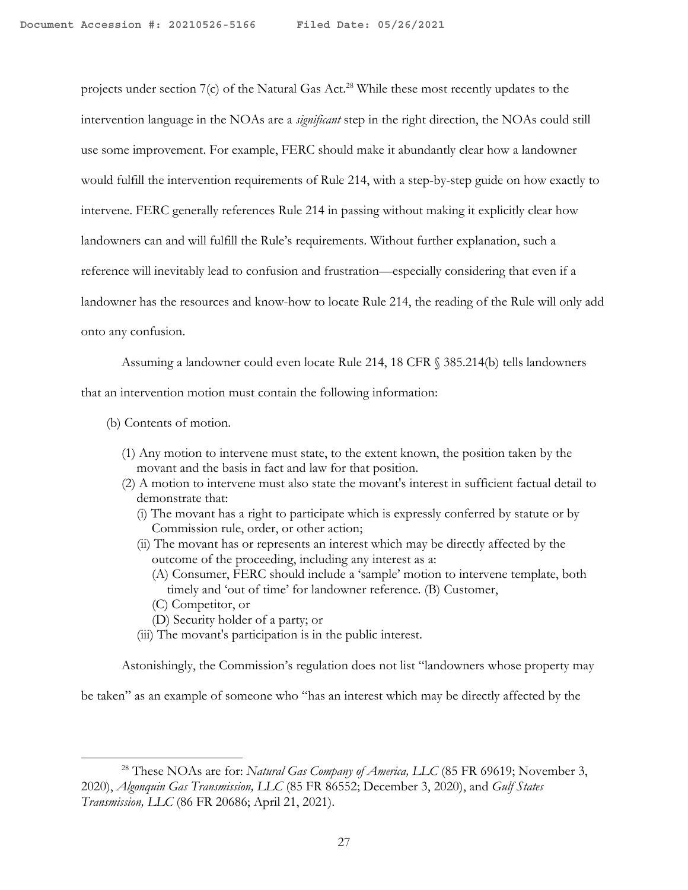projects under section 7(c) of the Natural Gas Act.[28] While these most recently updates to the intervention language in the NOAs are a *significant* step in the right direction, the NOAs could still use some improvement. For example, FERC should make it abundantly clear how a landowner would fulfill the intervention requirements of Rule 214, with a step-by-step guide on how exactly to intervene. FERC generally references Rule 214 in passing without making it explicitly clear how landowners can and will fulfill the Rule's requirements. Without further explanation, such a reference will inevitably lead to confusion and frustration—especially considering that even if a landowner has the resources and know-how to locate Rule 214, the reading of the Rule will only add onto any confusion.

Assuming a landowner could even locate Rule 214, 18 CFR § 385.214(b) tells landowners that an intervention motion must contain the following information:

(b) Contents of motion.

(1) Any motion to intervene must state, to the extent known, the position taken by the movant and the basis in fact and law for that position.

(2) A motion to intervene must also state the movant's interest in sufficient factual detail to demonstrate that:

(i) The movant has a right to participate which is expressly conferred by statute or by Commission rule, order, or other action;

(ii) The movant has or represents an interest which may be directly affected by the outcome of the proceeding, including any interest as a:

(A) Consumer, FERC should include a 'sample' motion to intervene template, both timely and 'out of time' for landowner reference. (B) Customer,

(C) Competitor, or

(D) Security holder of a party; or

(iii) The movant's participation is in the public interest.

Astonishingly, the Commission's regulation does not list "landowners whose property may be taken" as an example of someone who "has an interest which may be directly affected by the

---

[28] These NOAs are for: *Natural Gas Company of America, LLC* (85 FR 69619; November 3, 2020), *Algonquin Gas Transmission, LLC* (85 FR 86552; December 3, 2020), and *Gulf States Transmission, LLC* (86 FR 20686; April 21, 2021).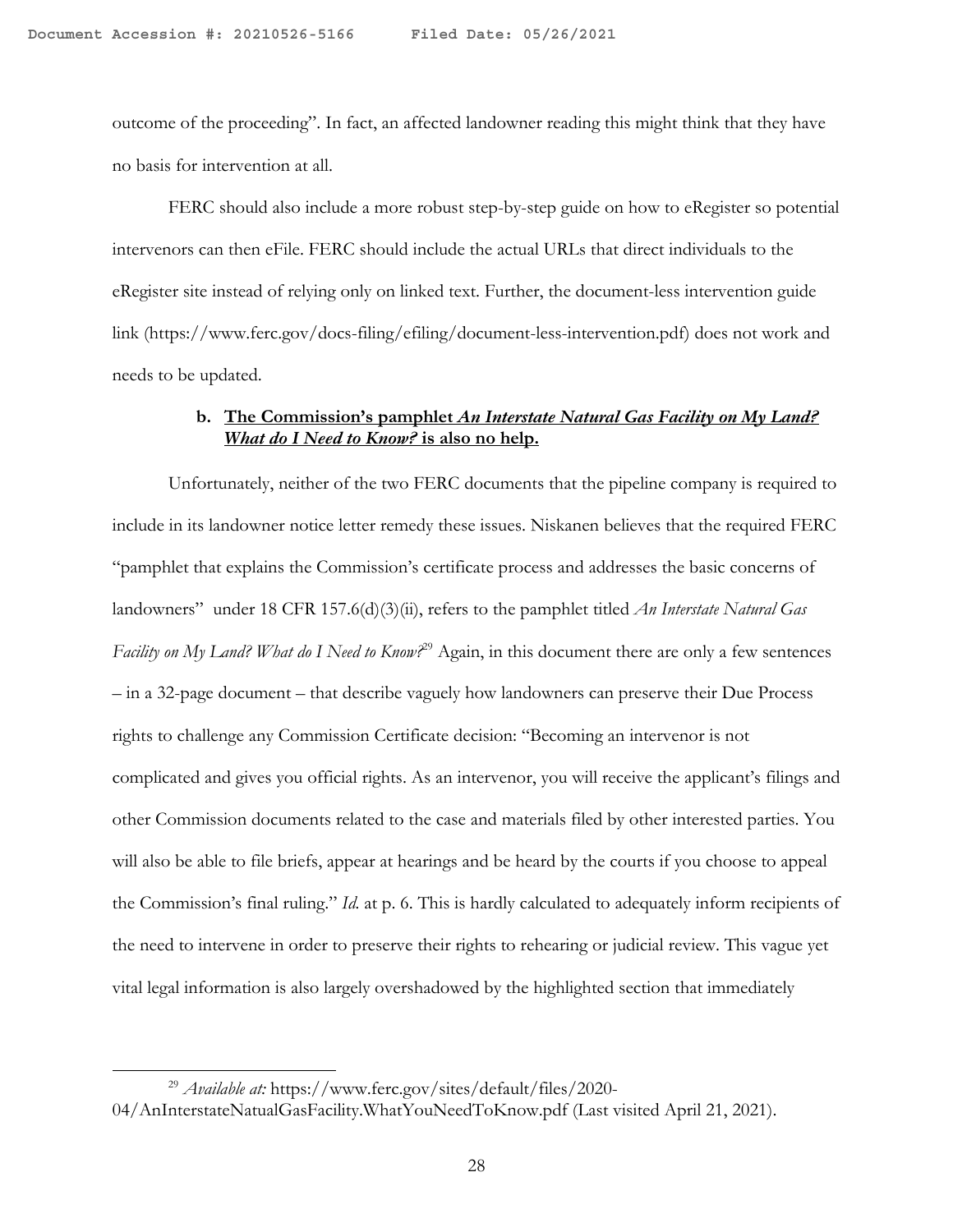outcome of the proceeding". In fact, an affected landowner reading this might think that they have no basis for intervention at all.

FERC should also include a more robust step-by-step guide on how to eRegister so potential intervenors can then eFile. FERC should include the actual URLs that direct individuals to the eRegister site instead of relying only on linked text. Further, the document-less intervention guide link (https://www.ferc.gov/docs-filing/efiling/document-less-intervention.pdf) does not work and needs to be updated.

### b. <u>The Commission's pamphlet *An Interstate Natural Gas Facility on My Land? What do I Need to Know?* is also no help.</u>

Unfortunately, neither of the two FERC documents that the pipeline company is required to include in its landowner notice letter remedy these issues. Niskanen believes that the required FERC "pamphlet that explains the Commission's certificate process and addresses the basic concerns of landowners" under 18 CFR 157.6(d)(3)(ii), refers to the pamphlet titled *An Interstate Natural Gas Facility on My Land? What do I Need to Know?*[29] Again, in this document there are only a few sentences – in a 32-page document – that describe vaguely how landowners can preserve their Due Process rights to challenge any Commission Certificate decision: "Becoming an intervenor is not complicated and gives you official rights. As an intervenor, you will receive the applicant's filings and other Commission documents related to the case and materials filed by other interested parties. You will also be able to file briefs, appear at hearings and be heard by the courts if you choose to appeal the Commission's final ruling." *Id.* at p. 6. This is hardly calculated to adequately inform recipients of the need to intervene in order to preserve their rights to rehearing or judicial review. This vague yet vital legal information is also largely overshadowed by the highlighted section that immediately

[29] *Available at:* https://www.ferc.gov/sites/default/files/2020-04/AnInterstateNatualGasFacility.WhatYouNeedToKnow.pdf (Last visited April 21, 2021).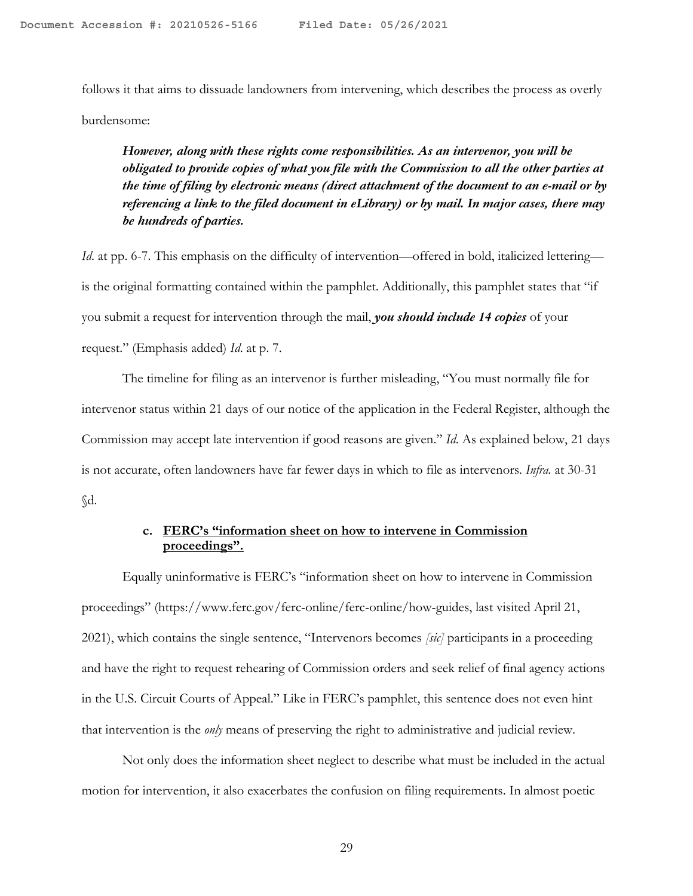follows it that aims to dissuade landowners from intervening, which describes the process as overly burdensome:

> ***However, along with these rights come responsibilities. As an intervenor, you will be obligated to provide copies of what you file with the Commission to all the other parties at the time of filing by electronic means (direct attachment of the document to an e-mail or by referencing a link to the filed document in eLibrary) or by mail. In major cases, there may be hundreds of parties.***

*Id.* at pp. 6-7. This emphasis on the difficulty of intervention—offered in bold, italicized lettering—is the original formatting contained within the pamphlet. Additionally, this pamphlet states that "if you submit a request for intervention through the mail, ***you should include 14 copies*** of your request." (Emphasis added) *Id.* at p. 7.

The timeline for filing as an intervenor is further misleading, "You must normally file for intervenor status within 21 days of our notice of the application in the Federal Register, although the Commission may accept late intervention if good reasons are given." *Id.* As explained below, 21 days is not accurate, often landowners have far fewer days in which to file as intervenors. *Infra.* at 30-31 §d.

### c. FERC's "information sheet on how to intervene in Commission proceedings".

Equally uninformative is FERC's "information sheet on how to intervene in Commission proceedings" (https://www.ferc.gov/ferc-online/ferc-online/how-guides, last visited April 21, 2021), which contains the single sentence, "Intervenors becomes *[sic]* participants in a proceeding and have the right to request rehearing of Commission orders and seek relief of final agency actions in the U.S. Circuit Courts of Appeal." Like in FERC's pamphlet, this sentence does not even hint that intervention is the *only* means of preserving the right to administrative and judicial review.

Not only does the information sheet neglect to describe what must be included in the actual motion for intervention, it also exacerbates the confusion on filing requirements. In almost poetic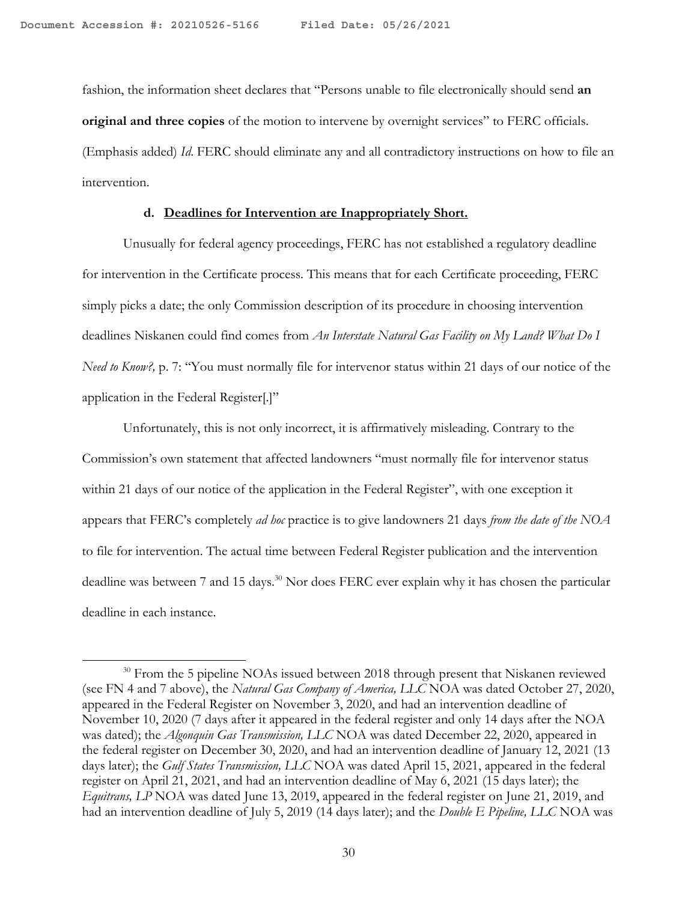fashion, the information sheet declares that "Persons unable to file electronically should send **an original and three copies** of the motion to intervene by overnight services" to FERC officials. (Emphasis added) *Id*. FERC should eliminate any and all contradictory instructions on how to file an intervention.

**d. Deadlines for Intervention are Inappropriately Short.**

Unusually for federal agency proceedings, FERC has not established a regulatory deadline for intervention in the Certificate process. This means that for each Certificate proceeding, FERC simply picks a date; the only Commission description of its procedure in choosing intervention deadlines Niskanen could find comes from *An Interstate Natural Gas Facility on My Land? What Do I Need to Know?,* p. 7: "You must normally file for intervenor status within 21 days of our notice of the application in the Federal Register[.]"

Unfortunately, this is not only incorrect, it is affirmatively misleading. Contrary to the Commission's own statement that affected landowners "must normally file for intervenor status within 21 days of our notice of the application in the Federal Register", with one exception it appears that FERC's completely *ad hoc* practice is to give landowners 21 days *from the date of the NOA* to file for intervention. The actual time between Federal Register publication and the intervention deadline was between 7 and 15 days.[30] Nor does FERC ever explain why it has chosen the particular deadline in each instance.

---

[30] From the 5 pipeline NOAs issued between 2018 through present that Niskanen reviewed (see FN 4 and 7 above), the *Natural Gas Company of America, LLC* NOA was dated October 27, 2020, appeared in the Federal Register on November 3, 2020, and had an intervention deadline of November 10, 2020 (7 days after it appeared in the federal register and only 14 days after the NOA was dated); the *Algonquin Gas Transmission, LLC* NOA was dated December 22, 2020, appeared in the federal register on December 30, 2020, and had an intervention deadline of January 12, 2021 (13 days later); the *Gulf States Transmission, LLC* NOA was dated April 15, 2021, appeared in the federal register on April 21, 2021, and had an intervention deadline of May 6, 2021 (15 days later); the *Equitrans, LP* NOA was dated June 13, 2019, appeared in the federal register on June 21, 2019, and had an intervention deadline of July 5, 2019 (14 days later); and the *Double E Pipeline, LLC* NOA was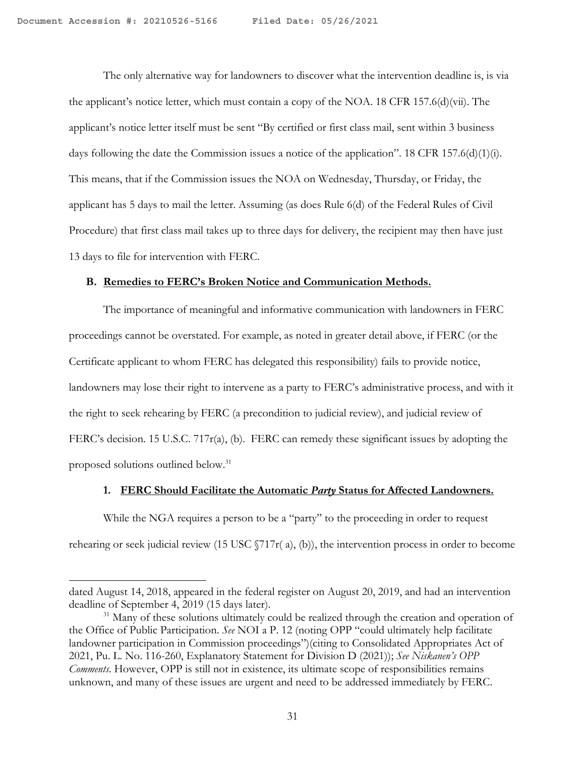The only alternative way for landowners to discover what the intervention deadline is, is via the applicant's notice letter, which must contain a copy of the NOA. 18 CFR 157.6(d)(vii). The applicant's notice letter itself must be sent "By certified or first class mail, sent within 3 business days following the date the Commission issues a notice of the application". 18 CFR 157.6(d)(1)(i). This means, that if the Commission issues the NOA on Wednesday, Thursday, or Friday, the applicant has 5 days to mail the letter. Assuming (as does Rule 6(d) of the Federal Rules of Civil Procedure) that first class mail takes up to three days for delivery, the recipient may then have just 13 days to file for intervention with FERC.

### B. <u>Remedies to FERC's Broken Notice and Communication Methods.</u>

The importance of meaningful and informative communication with landowners in FERC proceedings cannot be overstated. For example, as noted in greater detail above, if FERC (or the Certificate applicant to whom FERC has delegated this responsibility) fails to provide notice, landowners may lose their right to intervene as a party to FERC's administrative process, and with it the right to seek rehearing by FERC (a precondition to judicial review), and judicial review of FERC's decision. 15 U.S.C. 717r(a), (b). FERC can remedy these significant issues by adopting the proposed solutions outlined below.[31]

#### 1. <u>FERC Should Facilitate the Automatic ***Party*** Status for Affected Landowners.</u>

While the NGA requires a person to be a "party" to the proceeding in order to request rehearing or seek judicial review (15 USC §717r( a), (b)), the intervention process in order to become

---

dated August 14, 2018, appeared in the federal register on August 20, 2019, and had an intervention deadline of September 4, 2019 (15 days later).

[31] Many of these solutions ultimately could be realized through the creation and operation of the Office of Public Participation. *See* NOI a P. 12 (noting OPP "could ultimately help facilitate landowner participation in Commission proceedings")(citing to Consolidated Appropriates Act of 2021, Pu. L. No. 116-260, Explanatory Statement for Division D (2021)); *See Niskanen's OPP Comments*. However, OPP is still not in existence, its ultimate scope of responsibilities remains unknown, and many of these issues are urgent and need to be addressed immediately by FERC.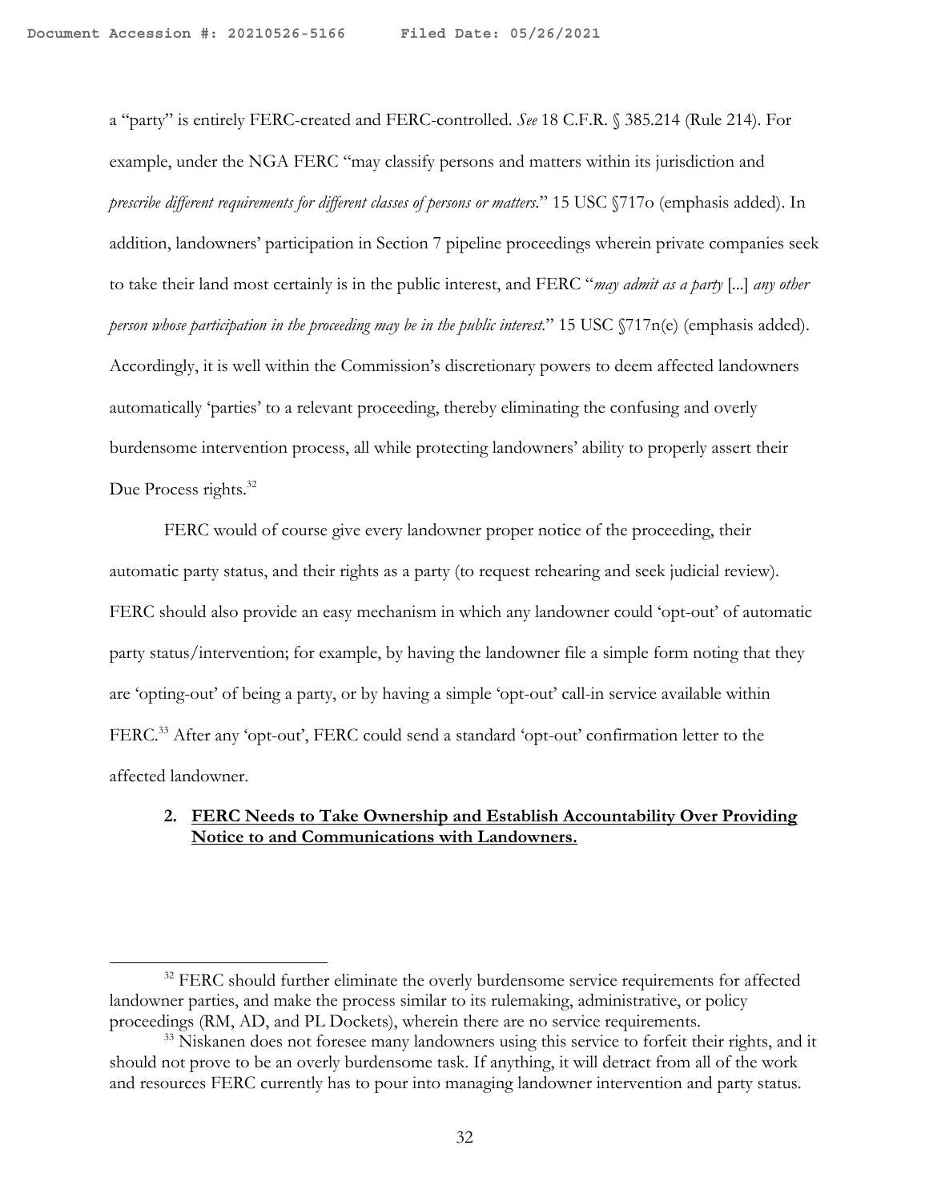a "party" is entirely FERC-created and FERC-controlled. *See* 18 C.F.R. § 385.214 (Rule 214). For example, under the NGA FERC "may classify persons and matters within its jurisdiction and *prescribe different requirements for different classes of persons or matters*." 15 USC §717o (emphasis added). In addition, landowners' participation in Section 7 pipeline proceedings wherein private companies seek to take their land most certainly is in the public interest, and FERC "*may admit as a party* [...] *any other person whose participation in the proceeding may be in the public interest*." 15 USC §717n(e) (emphasis added). Accordingly, it is well within the Commission's discretionary powers to deem affected landowners automatically 'parties' to a relevant proceeding, thereby eliminating the confusing and overly burdensome intervention process, all while protecting landowners' ability to properly assert their Due Process rights.[32]

FERC would of course give every landowner proper notice of the proceeding, their automatic party status, and their rights as a party (to request rehearing and seek judicial review). FERC should also provide an easy mechanism in which any landowner could 'opt-out' of automatic party status/intervention; for example, by having the landowner file a simple form noting that they are 'opting-out' of being a party, or by having a simple 'opt-out' call-in service available within FERC.[33] After any 'opt-out', FERC could send a standard 'opt-out' confirmation letter to the affected landowner.

**2. <u>FERC Needs to Take Ownership and Establish Accountability Over Providing Notice to and Communications with Landowners.</u>**

---

[32] FERC should further eliminate the overly burdensome service requirements for affected landowner parties, and make the process similar to its rulemaking, administrative, or policy proceedings (RM, AD, and PL Dockets), wherein there are no service requirements.

[33] Niskanen does not foresee many landowners using this service to forfeit their rights, and it should not prove to be an overly burdensome task. If anything, it will detract from all of the work and resources FERC currently has to pour into managing landowner intervention and party status.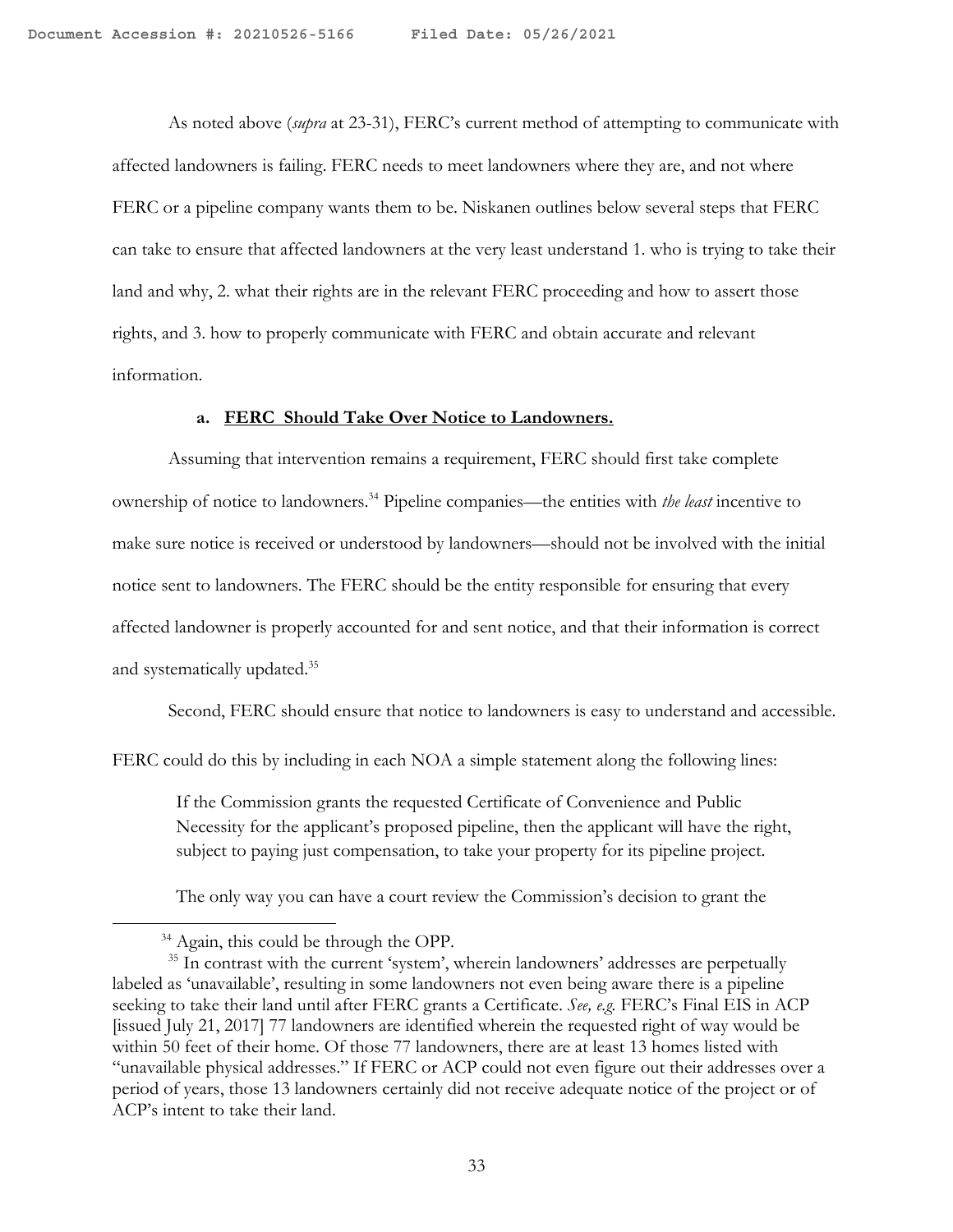As noted above (*supra* at 23-31), FERC's current method of attempting to communicate with affected landowners is failing. FERC needs to meet landowners where they are, and not where FERC or a pipeline company wants them to be. Niskanen outlines below several steps that FERC can take to ensure that affected landowners at the very least understand 1. who is trying to take their land and why, 2. what their rights are in the relevant FERC proceeding and how to assert those rights, and 3. how to properly communicate with FERC and obtain accurate and relevant information.

**a. <u>FERC Should Take Over Notice to Landowners.</u>**

Assuming that intervention remains a requirement, FERC should first take complete ownership of notice to landowners.[34] Pipeline companies—the entities with *the least* incentive to make sure notice is received or understood by landowners—should not be involved with the initial notice sent to landowners. The FERC should be the entity responsible for ensuring that every affected landowner is properly accounted for and sent notice, and that their information is correct and systematically updated.[35]

Second, FERC should ensure that notice to landowners is easy to understand and accessible. FERC could do this by including in each NOA a simple statement along the following lines:

> If the Commission grants the requested Certificate of Convenience and Public Necessity for the applicant's proposed pipeline, then the applicant will have the right, subject to paying just compensation, to take your property for its pipeline project.
>
> The only way you can have a court review the Commission's decision to grant the

[34] Again, this could be through the OPP.

[35] In contrast with the current 'system', wherein landowners' addresses are perpetually labeled as 'unavailable', resulting in some landowners not even being aware there is a pipeline seeking to take their land until after FERC grants a Certificate. *See, e.g.* FERC's Final EIS in ACP [issued July 21, 2017] 77 landowners are identified wherein the requested right of way would be within 50 feet of their home. Of those 77 landowners, there are at least 13 homes listed with "unavailable physical addresses." If FERC or ACP could not even figure out their addresses over a period of years, those 13 landowners certainly did not receive adequate notice of the project or of ACP's intent to take their land.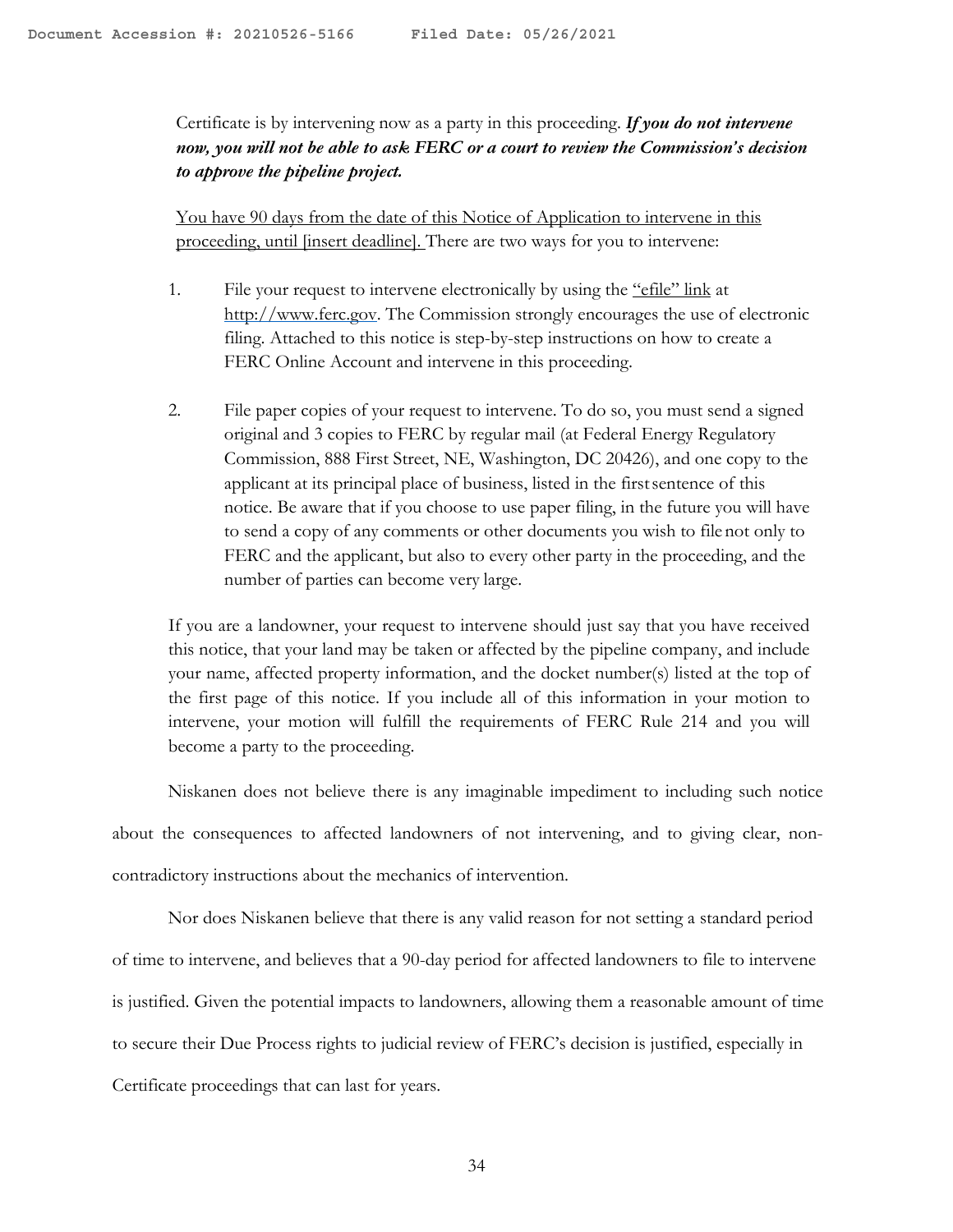Certificate is by intervening now as a party in this proceeding. ***If you do not intervene now, you will not be able to ask FERC or a court to review the Commission's decision to approve the pipeline project.***

<u>You have 90 days from the date of this Notice of Application to intervene in this proceeding, until [insert deadline].</u> There are two ways for you to intervene:

1. File your request to intervene electronically by using the <u>"efile" link</u> at <u>http://www.ferc.gov</u>. The Commission strongly encourages the use of electronic filing. Attached to this notice is step-by-step instructions on how to create a FERC Online Account and intervene in this proceeding.

2. File paper copies of your request to intervene. To do so, you must send a signed original and 3 copies to FERC by regular mail (at Federal Energy Regulatory Commission, 888 First Street, NE, Washington, DC 20426), and one copy to the applicant at its principal place of business, listed in the first sentence of this notice. Be aware that if you choose to use paper filing, in the future you will have to send a copy of any comments or other documents you wish to file not only to FERC and the applicant, but also to every other party in the proceeding, and the number of parties can become very large.

If you are a landowner, your request to intervene should just say that you have received this notice, that your land may be taken or affected by the pipeline company, and include your name, affected property information, and the docket number(s) listed at the top of the first page of this notice. If you include all of this information in your motion to intervene, your motion will fulfill the requirements of FERC Rule 214 and you will become a party to the proceeding.

Niskanen does not believe there is any imaginable impediment to including such notice about the consequences to affected landowners of not intervening, and to giving clear, non-contradictory instructions about the mechanics of intervention.

Nor does Niskanen believe that there is any valid reason for not setting a standard period of time to intervene, and believes that a 90-day period for affected landowners to file to intervene is justified. Given the potential impacts to landowners, allowing them a reasonable amount of time to secure their Due Process rights to judicial review of FERC's decision is justified, especially in Certificate proceedings that can last for years.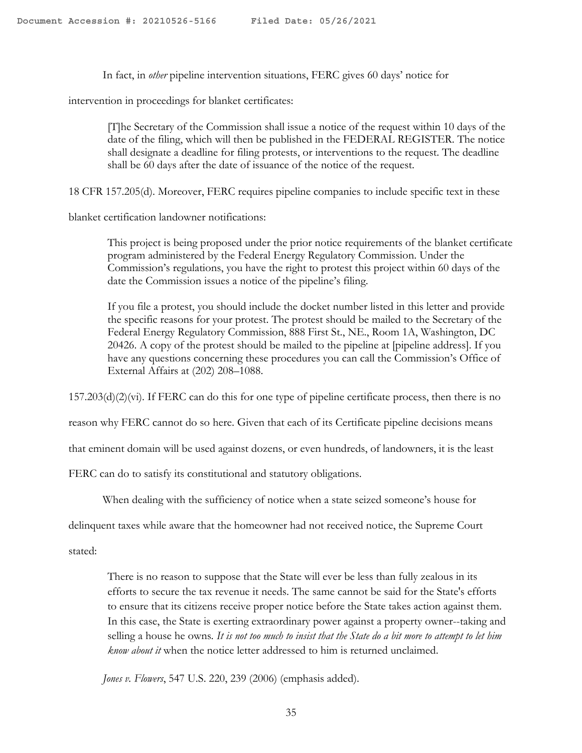In fact, in *other* pipeline intervention situations, FERC gives 60 days' notice for intervention in proceedings for blanket certificates:

> [T]he Secretary of the Commission shall issue a notice of the request within 10 days of the date of the filing, which will then be published in the FEDERAL REGISTER. The notice shall designate a deadline for filing protests, or interventions to the request. The deadline shall be 60 days after the date of issuance of the notice of the request.

18 CFR 157.205(d). Moreover, FERC requires pipeline companies to include specific text in these blanket certification landowner notifications:

> This project is being proposed under the prior notice requirements of the blanket certificate program administered by the Federal Energy Regulatory Commission. Under the Commission's regulations, you have the right to protest this project within 60 days of the date the Commission issues a notice of the pipeline's filing.
>
> If you file a protest, you should include the docket number listed in this letter and provide the specific reasons for your protest. The protest should be mailed to the Secretary of the Federal Energy Regulatory Commission, 888 First St., NE., Room 1A, Washington, DC 20426. A copy of the protest should be mailed to the pipeline at [pipeline address]. If you have any questions concerning these procedures you can call the Commission's Office of External Affairs at (202) 208–1088.

157.203(d)(2)(vi). If FERC can do this for one type of pipeline certificate process, then there is no reason why FERC cannot do so here. Given that each of its Certificate pipeline decisions means that eminent domain will be used against dozens, or even hundreds, of landowners, it is the least FERC can do to satisfy its constitutional and statutory obligations.

When dealing with the sufficiency of notice when a state seized someone's house for delinquent taxes while aware that the homeowner had not received notice, the Supreme Court stated:

> There is no reason to suppose that the State will ever be less than fully zealous in its efforts to secure the tax revenue it needs. The same cannot be said for the State's efforts to ensure that its citizens receive proper notice before the State takes action against them. In this case, the State is exerting extraordinary power against a property owner--taking and selling a house he owns. *It is not too much to insist that the State do a bit more to attempt to let him know about it* when the notice letter addressed to him is returned unclaimed.

*Jones v. Flowers*, 547 U.S. 220, 239 (2006) (emphasis added).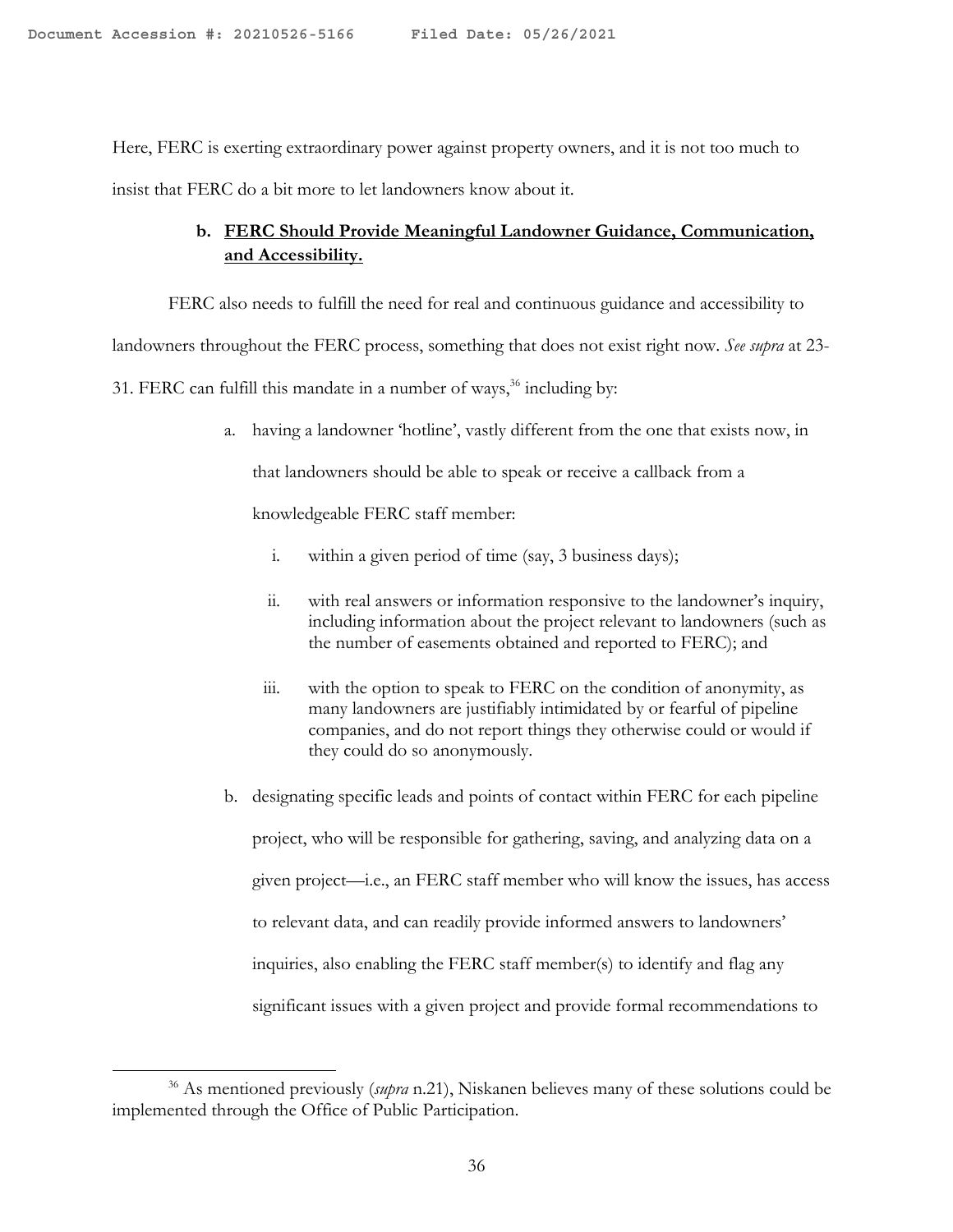Here, FERC is exerting extraordinary power against property owners, and it is not too much to insist that FERC do a bit more to let landowners know about it.

### b. <u>FERC Should Provide Meaningful Landowner Guidance, Communication, and Accessibility.</u>

FERC also needs to fulfill the need for real and continuous guidance and accessibility to landowners throughout the FERC process, something that does not exist right now. *See supra* at 23-31. FERC can fulfill this mandate in a number of ways,[36] including by:

a. having a landowner 'hotline', vastly different from the one that exists now, in that landowners should be able to speak or receive a callback from a knowledgeable FERC staff member:

   i. within a given period of time (say, 3 business days);

   ii. with real answers or information responsive to the landowner's inquiry, including information about the project relevant to landowners (such as the number of easements obtained and reported to FERC); and

   iii. with the option to speak to FERC on the condition of anonymity, as many landowners are justifiably intimidated by or fearful of pipeline companies, and do not report things they otherwise could or would if they could do so anonymously.

b. designating specific leads and points of contact within FERC for each pipeline project, who will be responsible for gathering, saving, and analyzing data on a given project—i.e., an FERC staff member who will know the issues, has access to relevant data, and can readily provide informed answers to landowners' inquiries, also enabling the FERC staff member(s) to identify and flag any significant issues with a given project and provide formal recommendations to

---

[36] As mentioned previously (*supra* n.21), Niskanen believes many of these solutions could be implemented through the Office of Public Participation.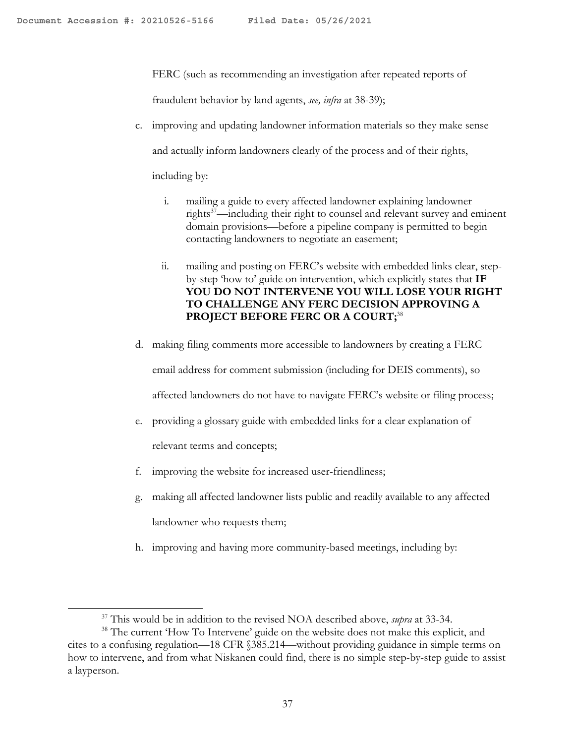FERC (such as recommending an investigation after repeated reports of fraudulent behavior by land agents, *see, infra* at 38-39);

c. improving and updating landowner information materials so they make sense and actually inform landowners clearly of the process and of their rights, including by:

    i. mailing a guide to every affected landowner explaining landowner rights[37]—including their right to counsel and relevant survey and eminent domain provisions—before a pipeline company is permitted to begin contacting landowners to negotiate an easement;

    ii. mailing and posting on FERC's website with embedded links clear, step-by-step 'how to' guide on intervention, which explicitly states that **IF YOU DO NOT INTERVENE YOU WILL LOSE YOUR RIGHT TO CHALLENGE ANY FERC DECISION APPROVING A PROJECT BEFORE FERC OR A COURT;**[38]

d. making filing comments more accessible to landowners by creating a FERC email address for comment submission (including for DEIS comments), so affected landowners do not have to navigate FERC's website or filing process;

e. providing a glossary guide with embedded links for a clear explanation of relevant terms and concepts;

f. improving the website for increased user-friendliness;

g. making all affected landowner lists public and readily available to any affected landowner who requests them;

h. improving and having more community-based meetings, including by:

---

[37] This would be in addition to the revised NOA described above, *supra* at 33-34.

[38] The current 'How To Intervene' guide on the website does not make this explicit, and cites to a confusing regulation—18 CFR §385.214—without providing guidance in simple terms on how to intervene, and from what Niskanen could find, there is no simple step-by-step guide to assist a layperson.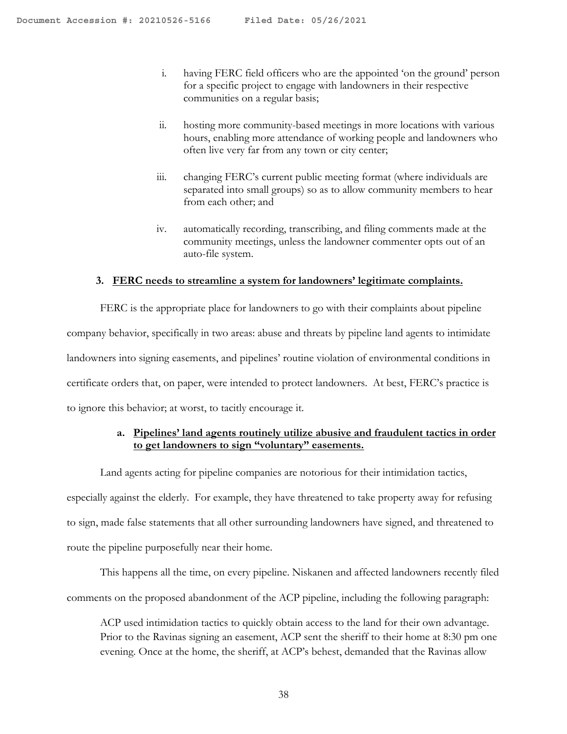i. having FERC field officers who are the appointed 'on the ground' person for a specific project to engage with landowners in their respective communities on a regular basis;

ii. hosting more community-based meetings in more locations with various hours, enabling more attendance of working people and landowners who often live very far from any town or city center;

iii. changing FERC's current public meeting format (where individuals are separated into small groups) so as to allow community members to hear from each other; and

iv. automatically recording, transcribing, and filing comments made at the community meetings, unless the landowner commenter opts out of an auto-file system.

### 3. <u>FERC needs to streamline a system for landowners' legitimate complaints.</u>

FERC is the appropriate place for landowners to go with their complaints about pipeline company behavior, specifically in two areas: abuse and threats by pipeline land agents to intimidate landowners into signing easements, and pipelines' routine violation of environmental conditions in certificate orders that, on paper, were intended to protect landowners. At best, FERC's practice is to ignore this behavior; at worst, to tacitly encourage it.

#### a. <u>Pipelines' land agents routinely utilize abusive and fraudulent tactics in order to get landowners to sign "voluntary" easements.</u>

Land agents acting for pipeline companies are notorious for their intimidation tactics, especially against the elderly. For example, they have threatened to take property away for refusing to sign, made false statements that all other surrounding landowners have signed, and threatened to route the pipeline purposefully near their home.

This happens all the time, on every pipeline. Niskanen and affected landowners recently filed comments on the proposed abandonment of the ACP pipeline, including the following paragraph:

> ACP used intimidation tactics to quickly obtain access to the land for their own advantage. Prior to the Ravinas signing an easement, ACP sent the sheriff to their home at 8:30 pm one evening. Once at the home, the sheriff, at ACP's behest, demanded that the Ravinas allow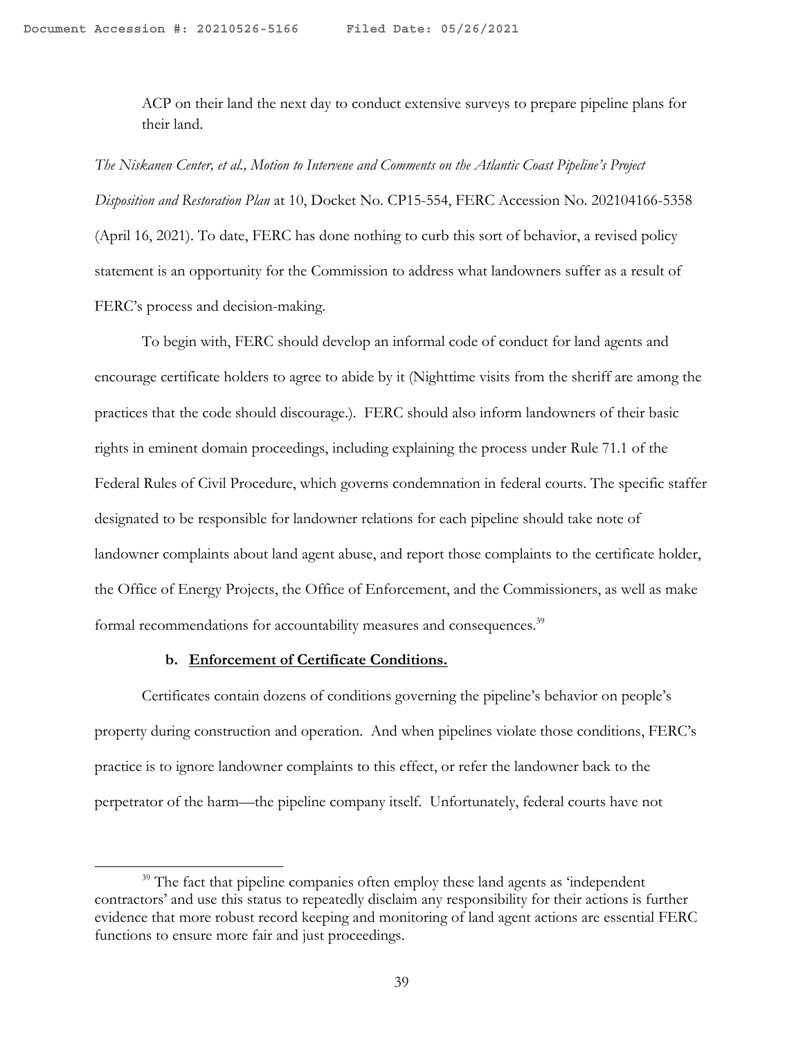ACP on their land the next day to conduct extensive surveys to prepare pipeline plans for their land.

*The Niskanen Center, et al., Motion to Intervene and Comments on the Atlantic Coast Pipeline's Project Disposition and Restoration Plan* at 10, Docket No. CP15-554, FERC Accession No. 202104166-5358 (April 16, 2021). To date, FERC has done nothing to curb this sort of behavior, a revised policy statement is an opportunity for the Commission to address what landowners suffer as a result of FERC's process and decision-making.

To begin with, FERC should develop an informal code of conduct for land agents and encourage certificate holders to agree to abide by it (Nighttime visits from the sheriff are among the practices that the code should discourage.). FERC should also inform landowners of their basic rights in eminent domain proceedings, including explaining the process under Rule 71.1 of the Federal Rules of Civil Procedure, which governs condemnation in federal courts. The specific staffer designated to be responsible for landowner relations for each pipeline should take note of landowner complaints about land agent abuse, and report those complaints to the certificate holder, the Office of Energy Projects, the Office of Enforcement, and the Commissioners, as well as make formal recommendations for accountability measures and consequences.[39]

**b. Enforcement of Certificate Conditions.**

Certificates contain dozens of conditions governing the pipeline's behavior on people's property during construction and operation. And when pipelines violate those conditions, FERC's practice is to ignore landowner complaints to this effect, or refer the landowner back to the perpetrator of the harm—the pipeline company itself. Unfortunately, federal courts have not

[39] The fact that pipeline companies often employ these land agents as 'independent contractors' and use this status to repeatedly disclaim any responsibility for their actions is further evidence that more robust record keeping and monitoring of land agent actions are essential FERC functions to ensure more fair and just proceedings.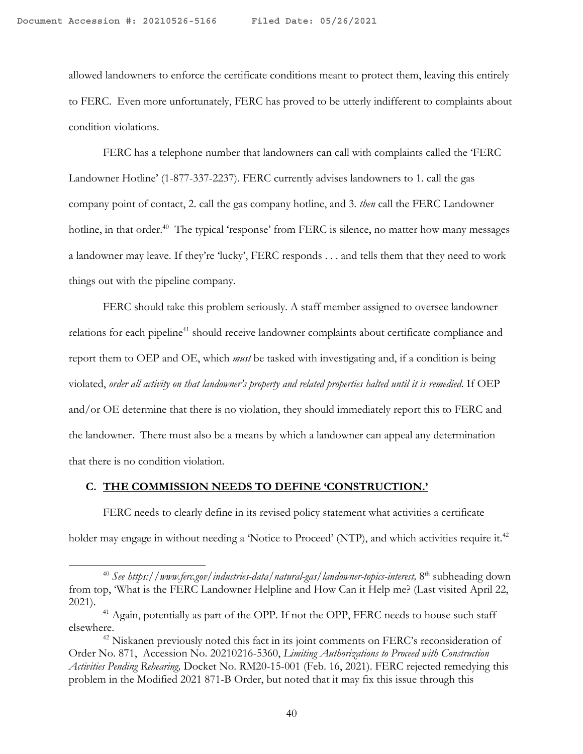allowed landowners to enforce the certificate conditions meant to protect them, leaving this entirely to FERC. Even more unfortunately, FERC has proved to be utterly indifferent to complaints about condition violations.

FERC has a telephone number that landowners can call with complaints called the 'FERC Landowner Hotline' (1-877-337-2237). FERC currently advises landowners to 1. call the gas company point of contact, 2. call the gas company hotline, and 3. *then* call the FERC Landowner hotline, in that order.[40] The typical 'response' from FERC is silence, no matter how many messages a landowner may leave. If they're 'lucky', FERC responds . . . and tells them that they need to work things out with the pipeline company.

FERC should take this problem seriously. A staff member assigned to oversee landowner relations for each pipeline[41] should receive landowner complaints about certificate compliance and report them to OEP and OE, which *must* be tasked with investigating and, if a condition is being violated, *order all activity on that landowner's property and related properties halted until it is remedied*. If OEP and/or OE determine that there is no violation, they should immediately report this to FERC and the landowner. There must also be a means by which a landowner can appeal any determination that there is no condition violation.

### C. <u>THE COMMISSION NEEDS TO DEFINE 'CONSTRUCTION.'</u>

FERC needs to clearly define in its revised policy statement what activities a certificate holder may engage in without needing a 'Notice to Proceed' (NTP), and which activities require it.[42]

---

[40] *See https://www.ferc.gov/industries-data/natural-gas/landowner-topics-interest,* 8th subheading down from top, 'What is the FERC Landowner Helpline and How Can it Help me? (Last visited April 22, 2021).

[41] Again, potentially as part of the OPP. If not the OPP, FERC needs to house such staff elsewhere.

[42] Niskanen previously noted this fact in its joint comments on FERC's reconsideration of Order No. 871, Accession No. 20210216-5360, *Limiting Authorizations to Proceed with Construction Activities Pending Rehearing,* Docket No. RM20-15-001 (Feb. 16, 2021). FERC rejected remedying this problem in the Modified 2021 871-B Order, but noted that it may fix this issue through this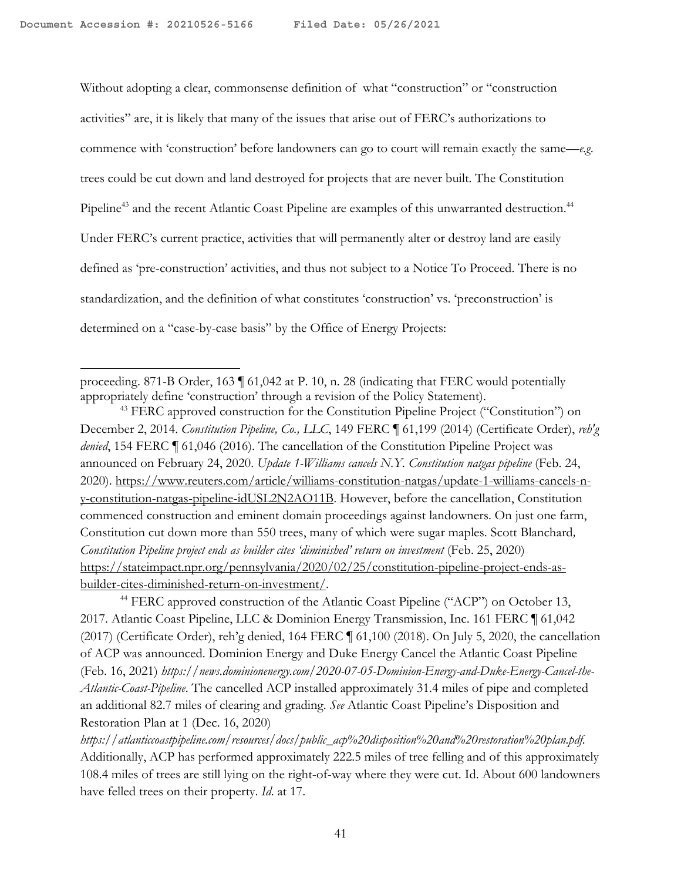Without adopting a clear, commonsense definition of what "construction" or "construction activities" are, it is likely that many of the issues that arise out of FERC's authorizations to commence with 'construction' before landowners can go to court will remain exactly the same—*e.g.* trees could be cut down and land destroyed for projects that are never built. The Constitution Pipeline[43] and the recent Atlantic Coast Pipeline are examples of this unwarranted destruction.[44] Under FERC's current practice, activities that will permanently alter or destroy land are easily defined as 'pre-construction' activities, and thus not subject to a Notice To Proceed. There is no standardization, and the definition of what constitutes 'construction' vs. 'preconstruction' is determined on a "case-by-case basis" by the Office of Energy Projects:

---

proceeding. 871-B Order, 163 ¶ 61,042 at P. 10, n. 28 (indicating that FERC would potentially appropriately define 'construction' through a revision of the Policy Statement).

[43] FERC approved construction for the Constitution Pipeline Project ("Constitution") on December 2, 2014. *Constitution Pipeline, Co., LLC*, 149 FERC ¶ 61,199 (2014) (Certificate Order), *reh'g denied*, 154 FERC ¶ 61,046 (2016). The cancellation of the Constitution Pipeline Project was announced on February 24, 2020. *Update 1-Williams cancels N.Y. Constitution natgas pipeline* (Feb. 24, 2020). https://www.reuters.com/article/williams-constitution-natgas/update-1-williams-cancels-n-y-constitution-natgas-pipeline-idUSL2N2AO11B. However, before the cancellation, Constitution commenced construction and eminent domain proceedings against landowners. On just one farm, Constitution cut down more than 550 trees, many of which were sugar maples. Scott Blanchard*, Constitution Pipeline project ends as builder cites 'diminished' return on investment* (Feb. 25, 2020) https://stateimpact.npr.org/pennsylvania/2020/02/25/constitution-pipeline-project-ends-as-builder-cites-diminished-return-on-investment/.

[44] FERC approved construction of the Atlantic Coast Pipeline ("ACP") on October 13, 2017. Atlantic Coast Pipeline, LLC & Dominion Energy Transmission, Inc. 161 FERC ¶ 61,042 (2017) (Certificate Order), reh'g denied, 164 FERC ¶ 61,100 (2018). On July 5, 2020, the cancellation of ACP was announced. Dominion Energy and Duke Energy Cancel the Atlantic Coast Pipeline (Feb. 16, 2021) *https://news.dominionenergy.com/2020-07-05-Dominion-Energy-and-Duke-Energy-Cancel-the-Atlantic-Coast-Pipeline*. The cancelled ACP installed approximately 31.4 miles of pipe and completed an additional 82.7 miles of clearing and grading. *See* Atlantic Coast Pipeline's Disposition and Restoration Plan at 1 (Dec. 16, 2020) *https://atlanticcoastpipeline.com/resources/docs/public_acp%20disposition%20and%20restoration%20plan.pdf.* Additionally, ACP has performed approximately 222.5 miles of tree felling and of this approximately 108.4 miles of trees are still lying on the right-of-way where they were cut. Id. About 600 landowners have felled trees on their property. *Id.* at 17.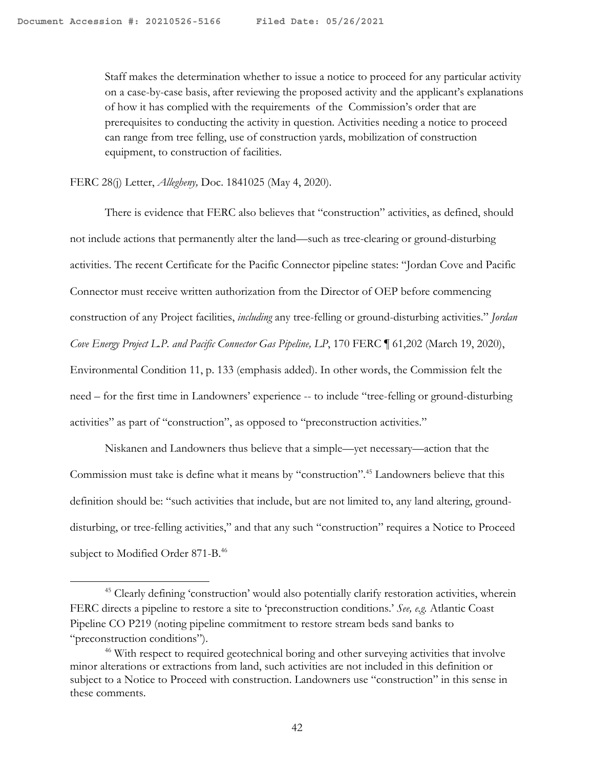> Staff makes the determination whether to issue a notice to proceed for any particular activity on a case-by-case basis, after reviewing the proposed activity and the applicant's explanations of how it has complied with the requirements of the Commission's order that are prerequisites to conducting the activity in question. Activities needing a notice to proceed can range from tree felling, use of construction yards, mobilization of construction equipment, to construction of facilities.

FERC 28(j) Letter, *Allegheny,* Doc. 1841025 (May 4, 2020).

There is evidence that FERC also believes that "construction" activities, as defined, should not include actions that permanently alter the land—such as tree-clearing or ground-disturbing activities. The recent Certificate for the Pacific Connector pipeline states: "Jordan Cove and Pacific Connector must receive written authorization from the Director of OEP before commencing construction of any Project facilities, *including* any tree-felling or ground-disturbing activities." *Jordan Cove Energy Project L.P. and Pacific Connector Gas Pipeline, LP*, 170 FERC ¶ 61,202 (March 19, 2020), Environmental Condition 11, p. 133 (emphasis added). In other words, the Commission felt the need – for the first time in Landowners' experience -- to include "tree-felling or ground-disturbing activities" as part of "construction", as opposed to "preconstruction activities."

Niskanen and Landowners thus believe that a simple—yet necessary—action that the Commission must take is define what it means by "construction".[45] Landowners believe that this definition should be: "such activities that include, but are not limited to, any land altering, ground-disturbing, or tree-felling activities," and that any such "construction" requires a Notice to Proceed subject to Modified Order 871-B.[46]

---

[45] Clearly defining 'construction' would also potentially clarify restoration activities, wherein FERC directs a pipeline to restore a site to 'preconstruction conditions.' *See, e.g.* Atlantic Coast Pipeline CO P219 (noting pipeline commitment to restore stream beds sand banks to "preconstruction conditions").

[46] With respect to required geotechnical boring and other surveying activities that involve minor alterations or extractions from land, such activities are not included in this definition or subject to a Notice to Proceed with construction. Landowners use "construction" in this sense in these comments.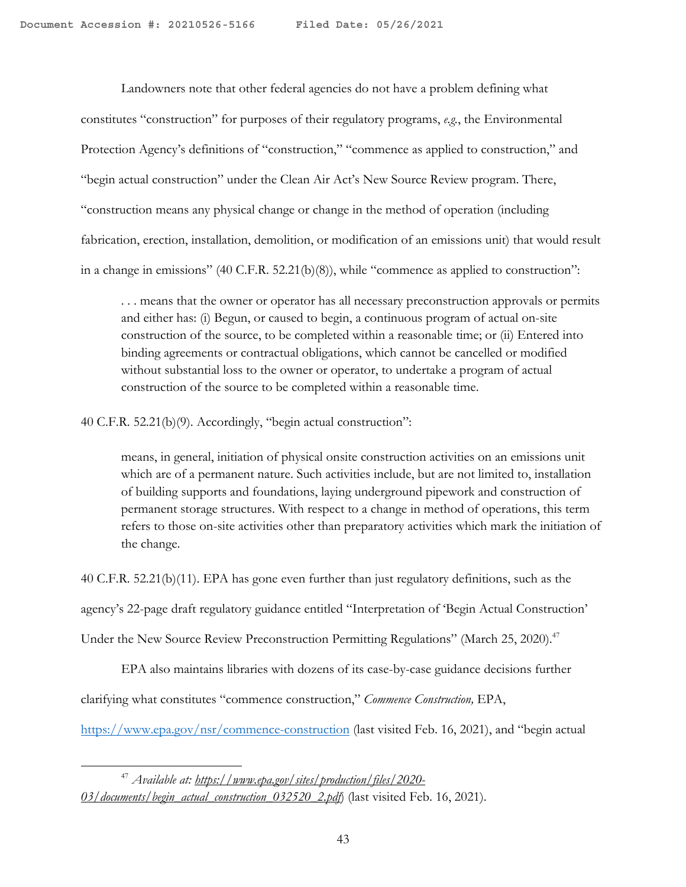Landowners note that other federal agencies do not have a problem defining what constitutes "construction" for purposes of their regulatory programs, *e.g.*, the Environmental Protection Agency's definitions of "construction," "commence as applied to construction," and "begin actual construction" under the Clean Air Act's New Source Review program. There, "construction means any physical change or change in the method of operation (including fabrication, erection, installation, demolition, or modification of an emissions unit) that would result in a change in emissions" (40 C.F.R. 52.21(b)(8)), while "commence as applied to construction":

> . . . means that the owner or operator has all necessary preconstruction approvals or permits and either has: (i) Begun, or caused to begin, a continuous program of actual on-site construction of the source, to be completed within a reasonable time; or (ii) Entered into binding agreements or contractual obligations, which cannot be cancelled or modified without substantial loss to the owner or operator, to undertake a program of actual construction of the source to be completed within a reasonable time.

40 C.F.R. 52.21(b)(9). Accordingly, "begin actual construction":

> means, in general, initiation of physical onsite construction activities on an emissions unit which are of a permanent nature. Such activities include, but are not limited to, installation of building supports and foundations, laying underground pipework and construction of permanent storage structures. With respect to a change in method of operations, this term refers to those on-site activities other than preparatory activities which mark the initiation of the change.

40 C.F.R. 52.21(b)(11). EPA has gone even further than just regulatory definitions, such as the agency's 22-page draft regulatory guidance entitled "Interpretation of 'Begin Actual Construction' Under the New Source Review Preconstruction Permitting Regulations" (March 25, 2020).[47]

EPA also maintains libraries with dozens of its case-by-case guidance decisions further clarifying what constitutes "commence construction," *Commence Construction,* EPA, https://www.epa.gov/nsr/commence-construction (last visited Feb. 16, 2021), and "begin actual

---

[47] *Available at: https://www.epa.gov/sites/production/files/2020-03/documents/begin_actual_construction_032520_2.pdf* (last visited Feb. 16, 2021).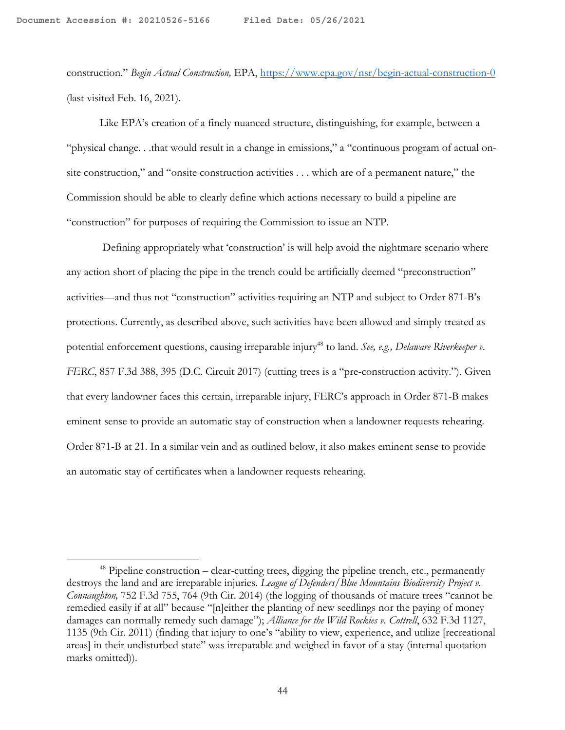construction." *Begin Actual Construction,* EPA, https://www.epa.gov/nsr/begin-actual-construction-0 (last visited Feb. 16, 2021).

Like EPA's creation of a finely nuanced structure, distinguishing, for example, between a "physical change. . .that would result in a change in emissions," a "continuous program of actual on-site construction," and "onsite construction activities . . . which are of a permanent nature," the Commission should be able to clearly define which actions necessary to build a pipeline are "construction" for purposes of requiring the Commission to issue an NTP.

Defining appropriately what 'construction' is will help avoid the nightmare scenario where any action short of placing the pipe in the trench could be artificially deemed "preconstruction" activities—and thus not "construction" activities requiring an NTP and subject to Order 871-B's protections. Currently, as described above, such activities have been allowed and simply treated as potential enforcement questions, causing irreparable injury[48] to land. *See, e.g., Delaware Riverkeeper v. FERC*, 857 F.3d 388, 395 (D.C. Circuit 2017) (cutting trees is a "pre-construction activity."). Given that every landowner faces this certain, irreparable injury, FERC's approach in Order 871-B makes eminent sense to provide an automatic stay of construction when a landowner requests rehearing. Order 871-B at 21. In a similar vein and as outlined below, it also makes eminent sense to provide an automatic stay of certificates when a landowner requests rehearing.

---

[48] Pipeline construction – clear-cutting trees, digging the pipeline trench, etc., permanently destroys the land and are irreparable injuries. *League of Defenders/Blue Mountains Biodiversity Project v. Connaughton,* 752 F.3d 755, 764 (9th Cir. 2014) (the logging of thousands of mature trees "cannot be remedied easily if at all" because "[n]either the planting of new seedlings nor the paying of money damages can normally remedy such damage"); *Alliance for the Wild Rockies v. Cottrell*, 632 F.3d 1127, 1135 (9th Cir. 2011) (finding that injury to one's "ability to view, experience, and utilize [recreational areas] in their undisturbed state" was irreparable and weighed in favor of a stay (internal quotation marks omitted)).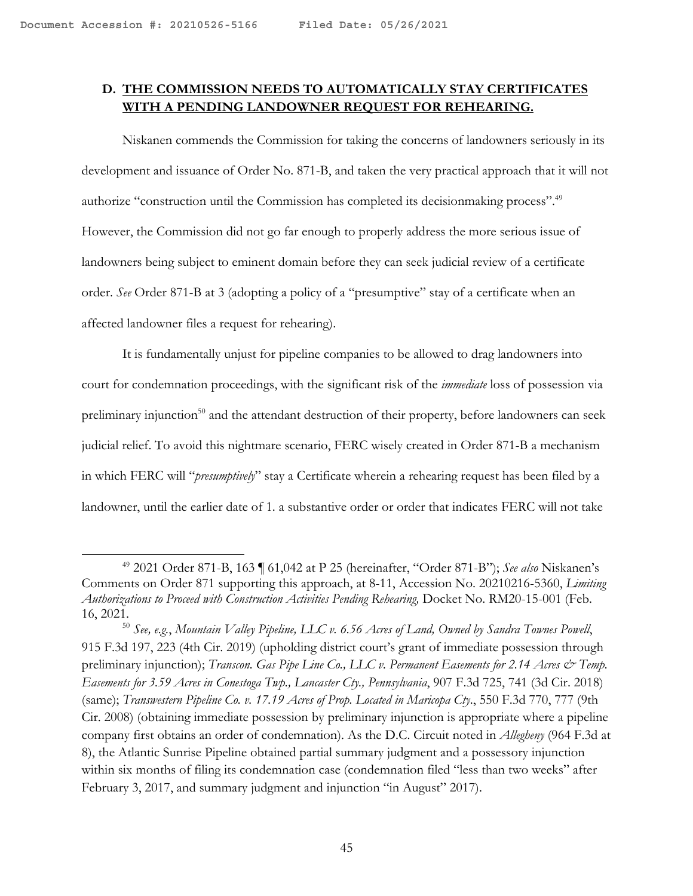## D. THE COMMISSION NEEDS TO AUTOMATICALLY STAY CERTIFICATES WITH A PENDING LANDOWNER REQUEST FOR REHEARING.

Niskanen commends the Commission for taking the concerns of landowners seriously in its development and issuance of Order No. 871-B, and taken the very practical approach that it will not authorize "construction until the Commission has completed its decisionmaking process".[49] However, the Commission did not go far enough to properly address the more serious issue of landowners being subject to eminent domain before they can seek judicial review of a certificate order. *See* Order 871-B at 3 (adopting a policy of a "presumptive" stay of a certificate when an affected landowner files a request for rehearing).

It is fundamentally unjust for pipeline companies to be allowed to drag landowners into court for condemnation proceedings, with the significant risk of the *immediate* loss of possession via preliminary injunction[50] and the attendant destruction of their property, before landowners can seek judicial relief. To avoid this nightmare scenario, FERC wisely created in Order 871-B a mechanism in which FERC will "*presumptively*" stay a Certificate wherein a rehearing request has been filed by a landowner, until the earlier date of 1. a substantive order or order that indicates FERC will not take

---

[49] 2021 Order 871-B, 163 ¶ 61,042 at P 25 (hereinafter, "Order 871-B"); *See also* Niskanen's Comments on Order 871 supporting this approach, at 8-11, Accession No. 20210216-5360, *Limiting Authorizations to Proceed with Construction Activities Pending Rehearing,* Docket No. RM20-15-001 (Feb. 16, 2021.

[50] *See, e.g.*, *Mountain Valley Pipeline, LLC v. 6.56 Acres of Land, Owned by Sandra Townes Powell*, 915 F.3d 197, 223 (4th Cir. 2019) (upholding district court's grant of immediate possession through preliminary injunction); *Transcon. Gas Pipe Line Co., LLC v. Permanent Easements for 2.14 Acres & Temp. Easements for 3.59 Acres in Conestoga Twp., Lancaster Cty., Pennsylvania*, 907 F.3d 725, 741 (3d Cir. 2018) (same); *Transwestern Pipeline Co. v. 17.19 Acres of Prop. Located in Maricopa Cty.*, 550 F.3d 770, 777 (9th Cir. 2008) (obtaining immediate possession by preliminary injunction is appropriate where a pipeline company first obtains an order of condemnation). As the D.C. Circuit noted in *Allegheny* (964 F.3d at 8), the Atlantic Sunrise Pipeline obtained partial summary judgment and a possessory injunction within six months of filing its condemnation case (condemnation filed "less than two weeks" after February 3, 2017, and summary judgment and injunction "in August" 2017).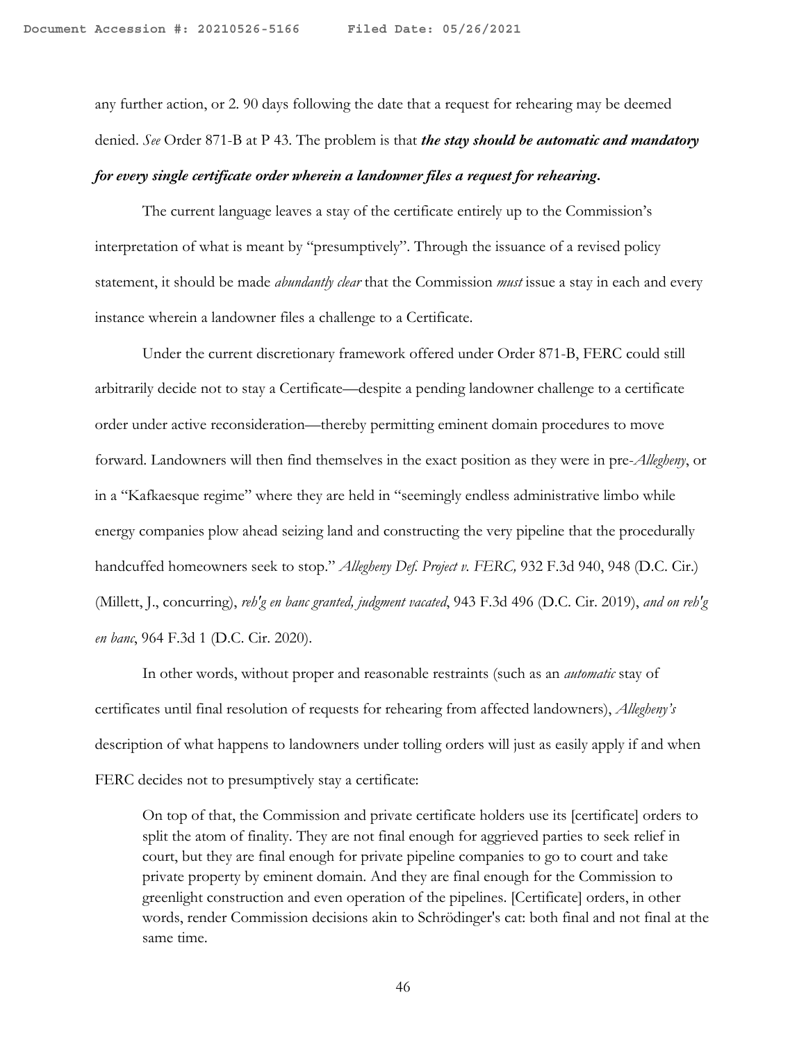any further action, or 2. 90 days following the date that a request for rehearing may be deemed denied. *See* Order 871-B at P 43. The problem is that ***the stay should be automatic and mandatory for every single certificate order wherein a landowner files a request for rehearing***.

The current language leaves a stay of the certificate entirely up to the Commission's interpretation of what is meant by "presumptively". Through the issuance of a revised policy statement, it should be made *abundantly clear* that the Commission *must* issue a stay in each and every instance wherein a landowner files a challenge to a Certificate.

Under the current discretionary framework offered under Order 871-B, FERC could still arbitrarily decide not to stay a Certificate—despite a pending landowner challenge to a certificate order under active reconsideration—thereby permitting eminent domain procedures to move forward. Landowners will then find themselves in the exact position as they were in pre-*Allegheny*, or in a "Kafkaesque regime" where they are held in "seemingly endless administrative limbo while energy companies plow ahead seizing land and constructing the very pipeline that the procedurally handcuffed homeowners seek to stop." *Allegheny Def. Project v. FERC,* 932 F.3d 940, 948 (D.C. Cir.) (Millett, J., concurring), *reh'g en banc granted, judgment vacated*, 943 F.3d 496 (D.C. Cir. 2019), *and on reh'g en banc*, 964 F.3d 1 (D.C. Cir. 2020).

In other words, without proper and reasonable restraints (such as an *automatic* stay of certificates until final resolution of requests for rehearing from affected landowners), *Allegheny's* description of what happens to landowners under tolling orders will just as easily apply if and when FERC decides not to presumptively stay a certificate:

> On top of that, the Commission and private certificate holders use its [certificate] orders to split the atom of finality. They are not final enough for aggrieved parties to seek relief in court, but they are final enough for private pipeline companies to go to court and take private property by eminent domain. And they are final enough for the Commission to greenlight construction and even operation of the pipelines. [Certificate] orders, in other words, render Commission decisions akin to Schrödinger's cat: both final and not final at the same time.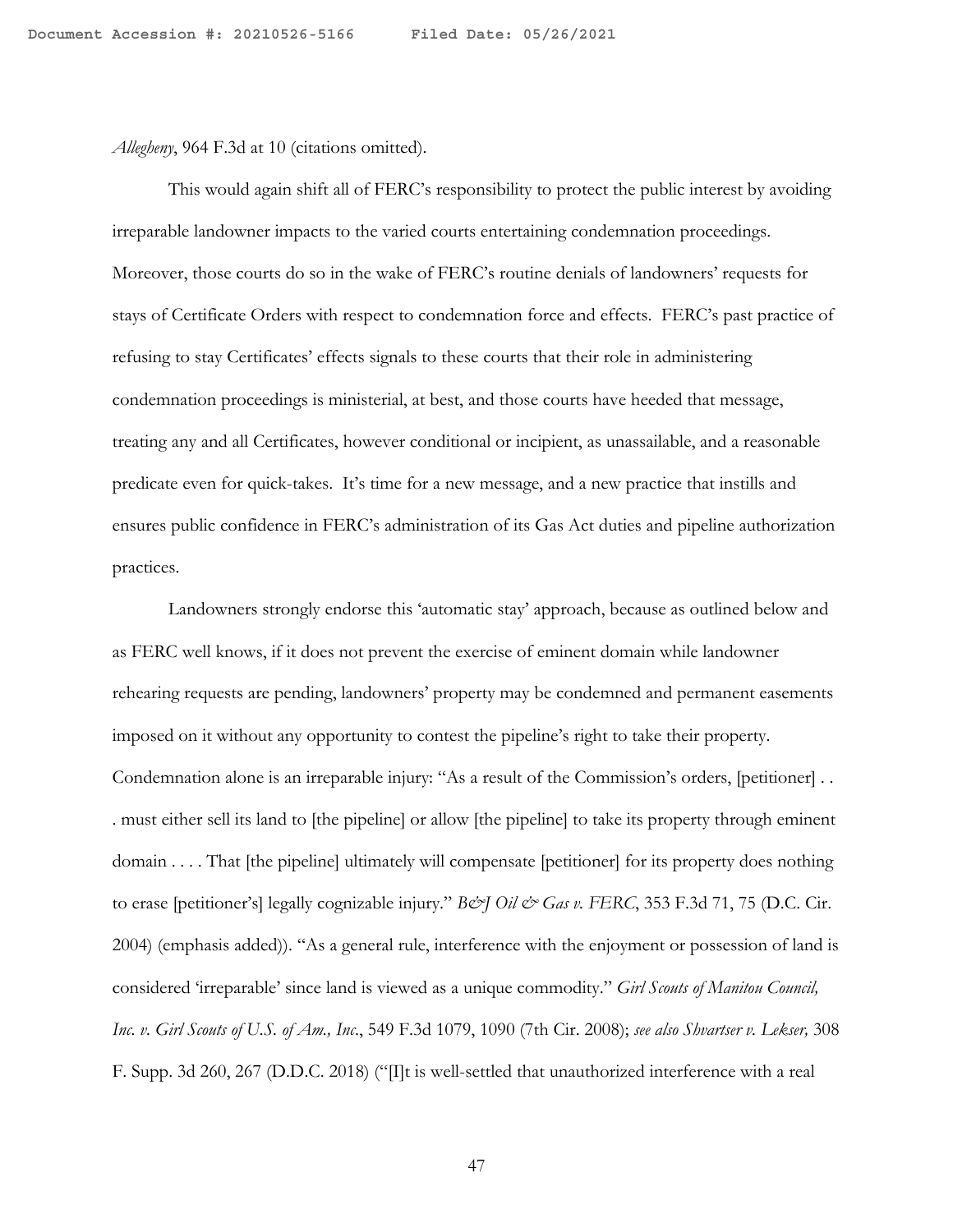*Allegheny*, 964 F.3d at 10 (citations omitted).

This would again shift all of FERC's responsibility to protect the public interest by avoiding irreparable landowner impacts to the varied courts entertaining condemnation proceedings. Moreover, those courts do so in the wake of FERC's routine denials of landowners' requests for stays of Certificate Orders with respect to condemnation force and effects. FERC's past practice of refusing to stay Certificates' effects signals to these courts that their role in administering condemnation proceedings is ministerial, at best, and those courts have heeded that message, treating any and all Certificates, however conditional or incipient, as unassailable, and a reasonable predicate even for quick-takes. It's time for a new message, and a new practice that instills and ensures public confidence in FERC's administration of its Gas Act duties and pipeline authorization practices.

Landowners strongly endorse this 'automatic stay' approach, because as outlined below and as FERC well knows, if it does not prevent the exercise of eminent domain while landowner rehearing requests are pending, landowners' property may be condemned and permanent easements imposed on it without any opportunity to contest the pipeline's right to take their property. Condemnation alone is an irreparable injury: "As a result of the Commission's orders, [petitioner] . . . must either sell its land to [the pipeline] or allow [the pipeline] to take its property through eminent domain . . . . That [the pipeline] ultimately will compensate [petitioner] for its property does nothing to erase [petitioner's] legally cognizable injury." *B&J Oil & Gas v. FERC*, 353 F.3d 71, 75 (D.C. Cir. 2004) (emphasis added)). "As a general rule, interference with the enjoyment or possession of land is considered 'irreparable' since land is viewed as a unique commodity." *Girl Scouts of Manitou Council, Inc. v. Girl Scouts of U.S. of Am., Inc.*, 549 F.3d 1079, 1090 (7th Cir. 2008); *see also Shvartser v. Lekser,* 308 F. Supp. 3d 260, 267 (D.D.C. 2018) ("[I]t is well-settled that unauthorized interference with a real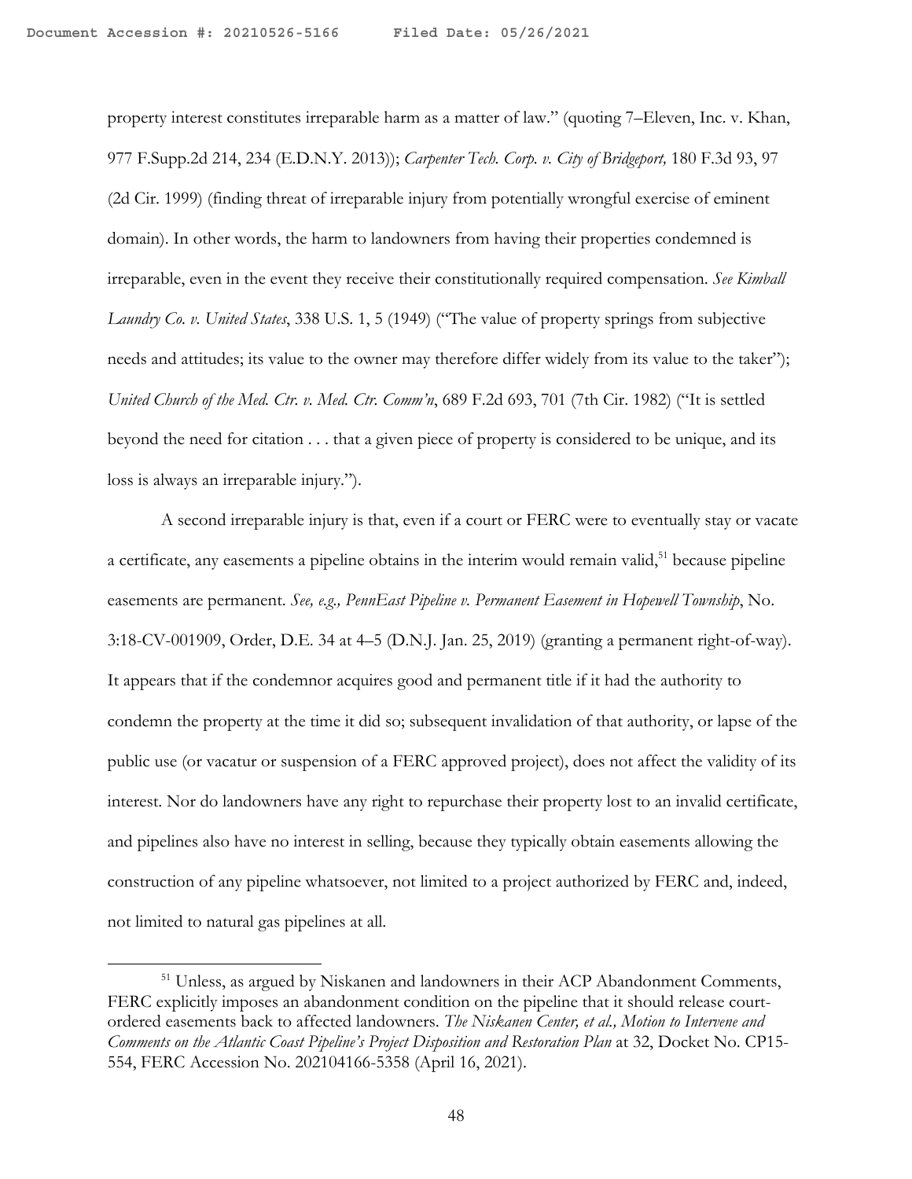property interest constitutes irreparable harm as a matter of law." (quoting 7–Eleven, Inc. v. Khan, 977 F.Supp.2d 214, 234 (E.D.N.Y. 2013)); *Carpenter Tech. Corp. v. City of Bridgeport,* 180 F.3d 93, 97 (2d Cir. 1999) (finding threat of irreparable injury from potentially wrongful exercise of eminent domain). In other words, the harm to landowners from having their properties condemned is irreparable, even in the event they receive their constitutionally required compensation. *See Kimball Laundry Co. v. United States*, 338 U.S. 1, 5 (1949) ("The value of property springs from subjective needs and attitudes; its value to the owner may therefore differ widely from its value to the taker"); *United Church of the Med. Ctr. v. Med. Ctr. Comm'n*, 689 F.2d 693, 701 (7th Cir. 1982) ("It is settled beyond the need for citation . . . that a given piece of property is considered to be unique, and its loss is always an irreparable injury.").

A second irreparable injury is that, even if a court or FERC were to eventually stay or vacate a certificate, any easements a pipeline obtains in the interim would remain valid,[51] because pipeline easements are permanent. *See, e.g., PennEast Pipeline v. Permanent Easement in Hopewell Township*, No. 3:18-CV-001909, Order, D.E. 34 at 4–5 (D.N.J. Jan. 25, 2019) (granting a permanent right-of-way). It appears that if the condemnor acquires good and permanent title if it had the authority to condemn the property at the time it did so; subsequent invalidation of that authority, or lapse of the public use (or vacatur or suspension of a FERC approved project), does not affect the validity of its interest. Nor do landowners have any right to repurchase their property lost to an invalid certificate, and pipelines also have no interest in selling, because they typically obtain easements allowing the construction of any pipeline whatsoever, not limited to a project authorized by FERC and, indeed, not limited to natural gas pipelines at all.

[51] Unless, as argued by Niskanen and landowners in their ACP Abandonment Comments, FERC explicitly imposes an abandonment condition on the pipeline that it should release court-ordered easements back to affected landowners. *The Niskanen Center, et al., Motion to Intervene and Comments on the Atlantic Coast Pipeline's Project Disposition and Restoration Plan* at 32, Docket No. CP15-554, FERC Accession No. 202104166-5358 (April 16, 2021).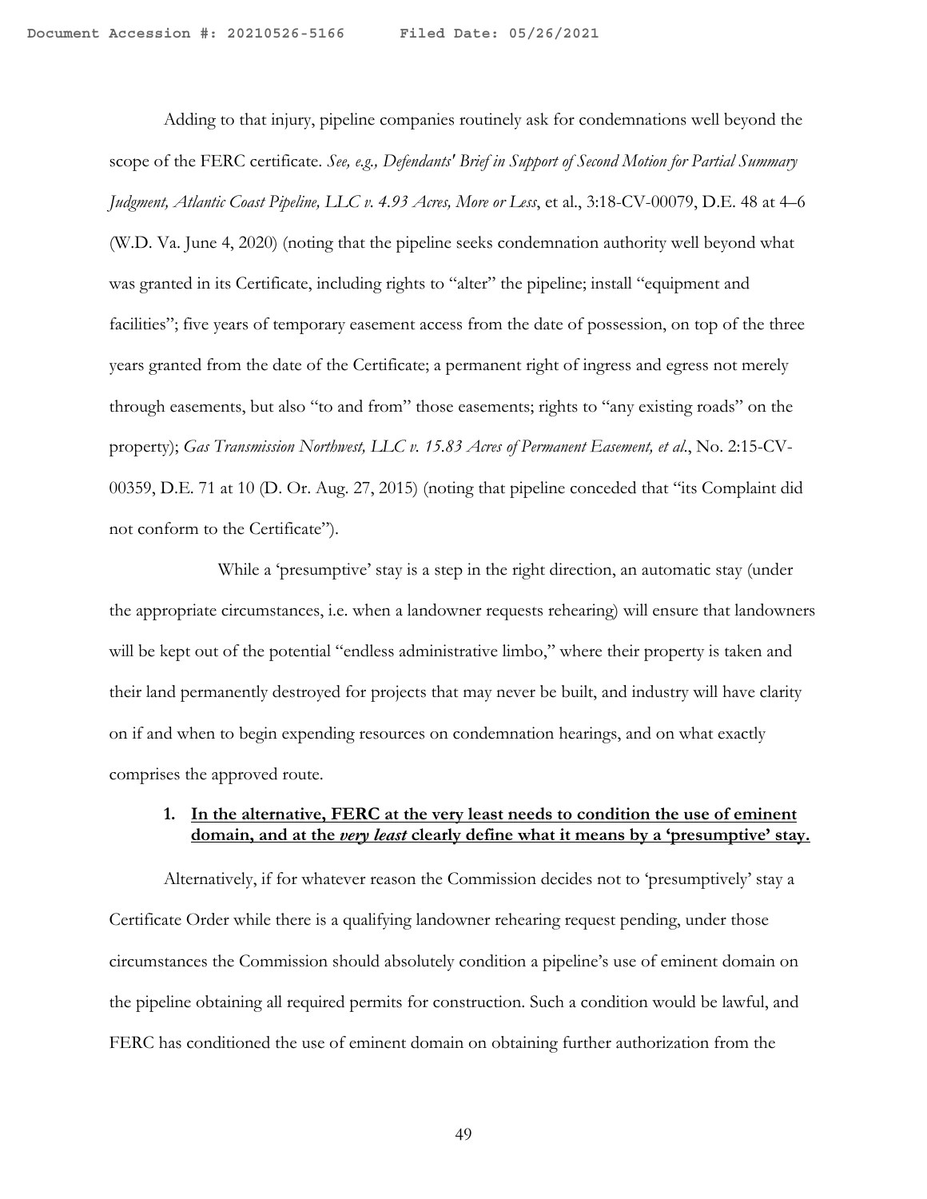Adding to that injury, pipeline companies routinely ask for condemnations well beyond the scope of the FERC certificate. *See, e.g., Defendants' Brief in Support of Second Motion for Partial Summary Judgment, Atlantic Coast Pipeline, LLC v. 4.93 Acres, More or Less*, et al., 3:18-CV-00079, D.E. 48 at 4–6 (W.D. Va. June 4, 2020) (noting that the pipeline seeks condemnation authority well beyond what was granted in its Certificate, including rights to "alter" the pipeline; install "equipment and facilities"; five years of temporary easement access from the date of possession, on top of the three years granted from the date of the Certificate; a permanent right of ingress and egress not merely through easements, but also "to and from" those easements; rights to "any existing roads" on the property); *Gas Transmission Northwest, LLC v. 15.83 Acres of Permanent Easement, et al.*, No. 2:15-CV-00359, D.E. 71 at 10 (D. Or. Aug. 27, 2015) (noting that pipeline conceded that "its Complaint did not conform to the Certificate").

While a 'presumptive' stay is a step in the right direction, an automatic stay (under the appropriate circumstances, i.e. when a landowner requests rehearing) will ensure that landowners will be kept out of the potential "endless administrative limbo," where their property is taken and their land permanently destroyed for projects that may never be built, and industry will have clarity on if and when to begin expending resources on condemnation hearings, and on what exactly comprises the approved route.

1. **In the alternative, FERC at the very least needs to condition the use of eminent domain, and at the *very least* clearly define what it means by a 'presumptive' stay.**

Alternatively, if for whatever reason the Commission decides not to 'presumptively' stay a Certificate Order while there is a qualifying landowner rehearing request pending, under those circumstances the Commission should absolutely condition a pipeline's use of eminent domain on the pipeline obtaining all required permits for construction. Such a condition would be lawful, and FERC has conditioned the use of eminent domain on obtaining further authorization from the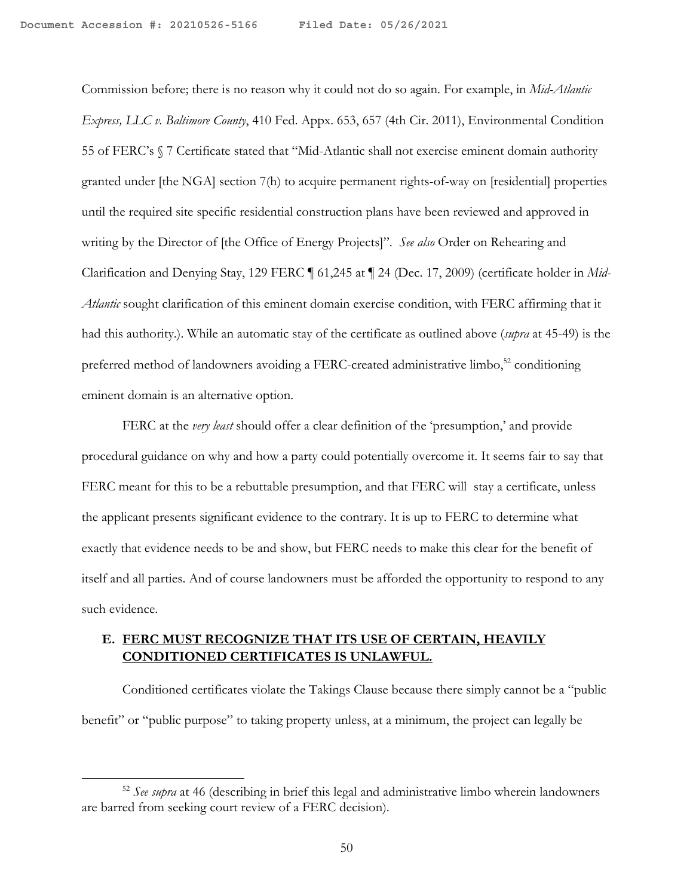Commission before; there is no reason why it could not do so again. For example, in *Mid-Atlantic Express, LLC v. Baltimore County*, 410 Fed. Appx. 653, 657 (4th Cir. 2011), Environmental Condition 55 of FERC's § 7 Certificate stated that "Mid-Atlantic shall not exercise eminent domain authority granted under [the NGA] section 7(h) to acquire permanent rights-of-way on [residential] properties until the required site specific residential construction plans have been reviewed and approved in writing by the Director of [the Office of Energy Projects]". *See also* Order on Rehearing and Clarification and Denying Stay, 129 FERC ¶ 61,245 at ¶ 24 (Dec. 17, 2009) (certificate holder in *Mid-Atlantic* sought clarification of this eminent domain exercise condition, with FERC affirming that it had this authority.). While an automatic stay of the certificate as outlined above (*supra* at 45-49) is the preferred method of landowners avoiding a FERC-created administrative limbo,[52] conditioning eminent domain is an alternative option.

FERC at the *very least* should offer a clear definition of the 'presumption,' and provide procedural guidance on why and how a party could potentially overcome it. It seems fair to say that FERC meant for this to be a rebuttable presumption, and that FERC will stay a certificate, unless the applicant presents significant evidence to the contrary. It is up to FERC to determine what exactly that evidence needs to be and show, but FERC needs to make this clear for the benefit of itself and all parties. And of course landowners must be afforded the opportunity to respond to any such evidence.

## E. FERC MUST RECOGNIZE THAT ITS USE OF CERTAIN, HEAVILY CONDITIONED CERTIFICATES IS UNLAWFUL.

Conditioned certificates violate the Takings Clause because there simply cannot be a "public benefit" or "public purpose" to taking property unless, at a minimum, the project can legally be

---

[52] *See supra* at 46 (describing in brief this legal and administrative limbo wherein landowners are barred from seeking court review of a FERC decision).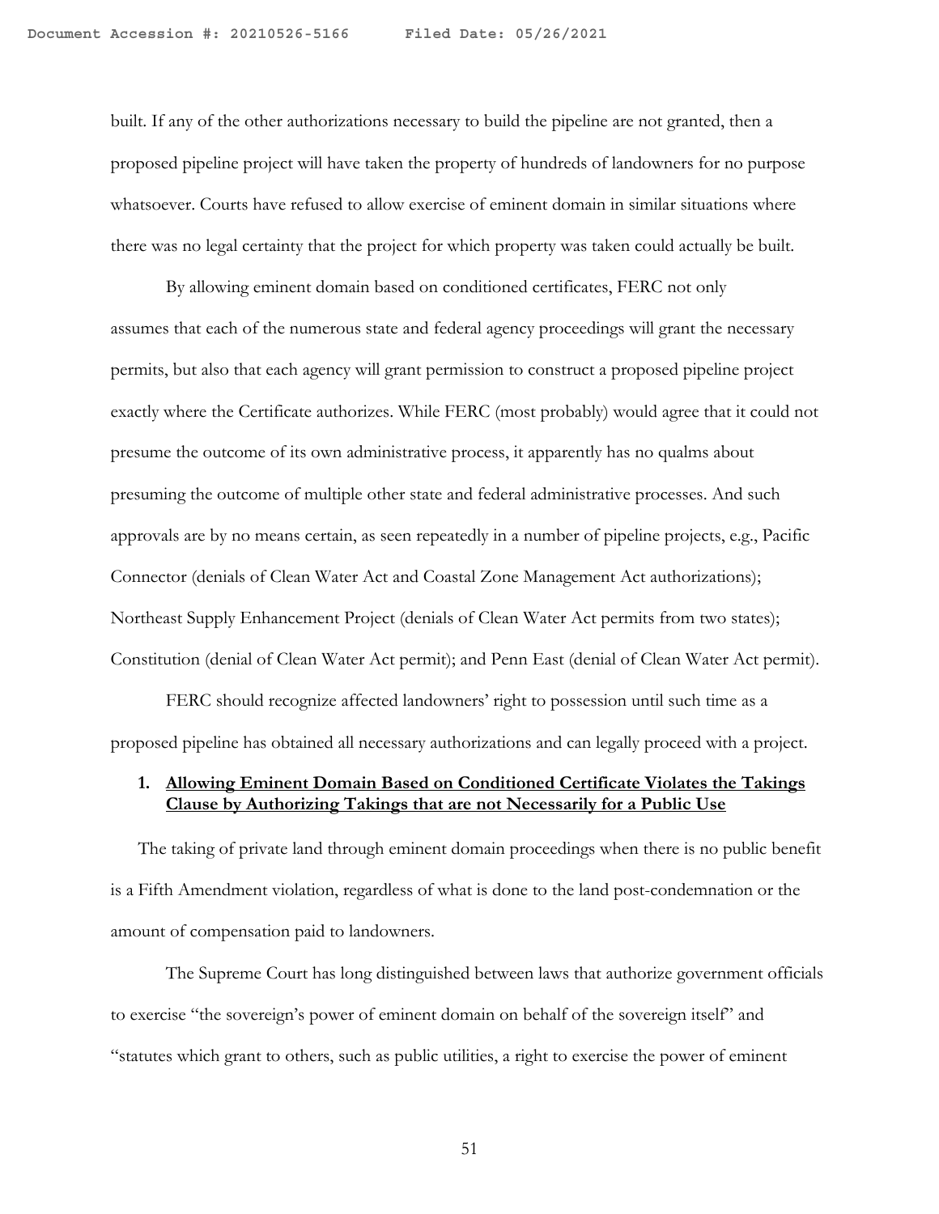built. If any of the other authorizations necessary to build the pipeline are not granted, then a proposed pipeline project will have taken the property of hundreds of landowners for no purpose whatsoever. Courts have refused to allow exercise of eminent domain in similar situations where there was no legal certainty that the project for which property was taken could actually be built.

By allowing eminent domain based on conditioned certificates, FERC not only assumes that each of the numerous state and federal agency proceedings will grant the necessary permits, but also that each agency will grant permission to construct a proposed pipeline project exactly where the Certificate authorizes. While FERC (most probably) would agree that it could not presume the outcome of its own administrative process, it apparently has no qualms about presuming the outcome of multiple other state and federal administrative processes. And such approvals are by no means certain, as seen repeatedly in a number of pipeline projects, e.g., Pacific Connector (denials of Clean Water Act and Coastal Zone Management Act authorizations); Northeast Supply Enhancement Project (denials of Clean Water Act permits from two states); Constitution (denial of Clean Water Act permit); and Penn East (denial of Clean Water Act permit).

FERC should recognize affected landowners' right to possession until such time as a proposed pipeline has obtained all necessary authorizations and can legally proceed with a project.

### 1. **Allowing Eminent Domain Based on Conditioned Certificate Violates the Takings Clause by Authorizing Takings that are not Necessarily for a Public Use**

The taking of private land through eminent domain proceedings when there is no public benefit is a Fifth Amendment violation, regardless of what is done to the land post-condemnation or the amount of compensation paid to landowners.

The Supreme Court has long distinguished between laws that authorize government officials to exercise "the sovereign's power of eminent domain on behalf of the sovereign itself" and "statutes which grant to others, such as public utilities, a right to exercise the power of eminent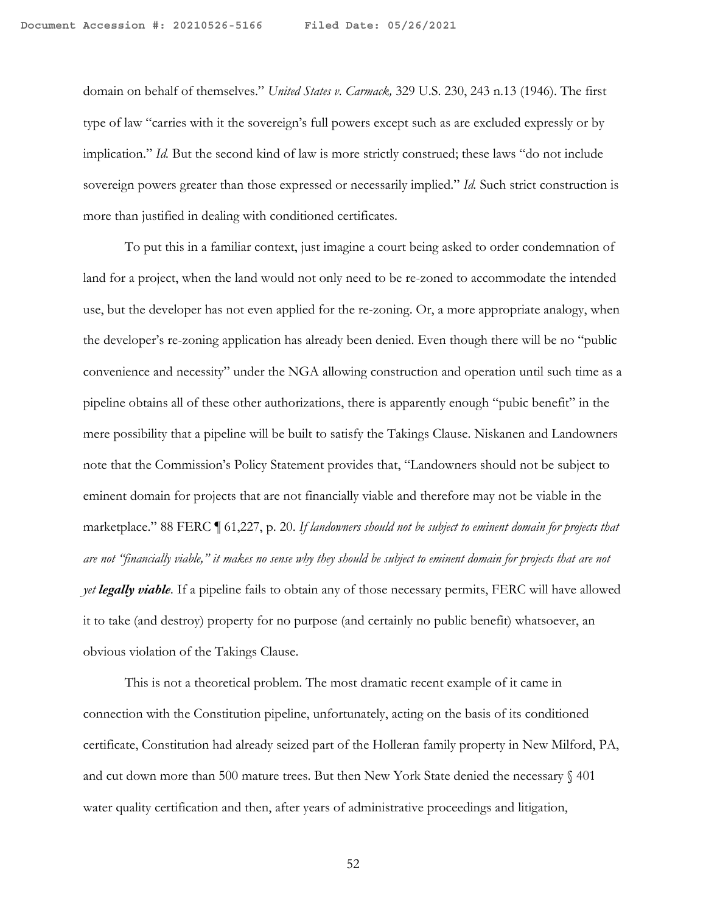domain on behalf of themselves." *United States v. Carmack,* 329 U.S. 230, 243 n.13 (1946). The first type of law "carries with it the sovereign's full powers except such as are excluded expressly or by implication." *Id.* But the second kind of law is more strictly construed; these laws "do not include sovereign powers greater than those expressed or necessarily implied." *Id.* Such strict construction is more than justified in dealing with conditioned certificates.

To put this in a familiar context, just imagine a court being asked to order condemnation of land for a project, when the land would not only need to be re-zoned to accommodate the intended use, but the developer has not even applied for the re-zoning. Or, a more appropriate analogy, when the developer's re-zoning application has already been denied. Even though there will be no "public convenience and necessity" under the NGA allowing construction and operation until such time as a pipeline obtains all of these other authorizations, there is apparently enough "pubic benefit" in the mere possibility that a pipeline will be built to satisfy the Takings Clause. Niskanen and Landowners note that the Commission's Policy Statement provides that, "Landowners should not be subject to eminent domain for projects that are not financially viable and therefore may not be viable in the marketplace." 88 FERC ¶ 61,227, p. 20. *If landowners should not be subject to eminent domain for projects that are not "financially viable," it makes no sense why they should be subject to eminent domain for projects that are not yet* ***legally viable***. If a pipeline fails to obtain any of those necessary permits, FERC will have allowed it to take (and destroy) property for no purpose (and certainly no public benefit) whatsoever, an obvious violation of the Takings Clause.

This is not a theoretical problem. The most dramatic recent example of it came in connection with the Constitution pipeline, unfortunately, acting on the basis of its conditioned certificate, Constitution had already seized part of the Holleran family property in New Milford, PA, and cut down more than 500 mature trees. But then New York State denied the necessary § 401 water quality certification and then, after years of administrative proceedings and litigation,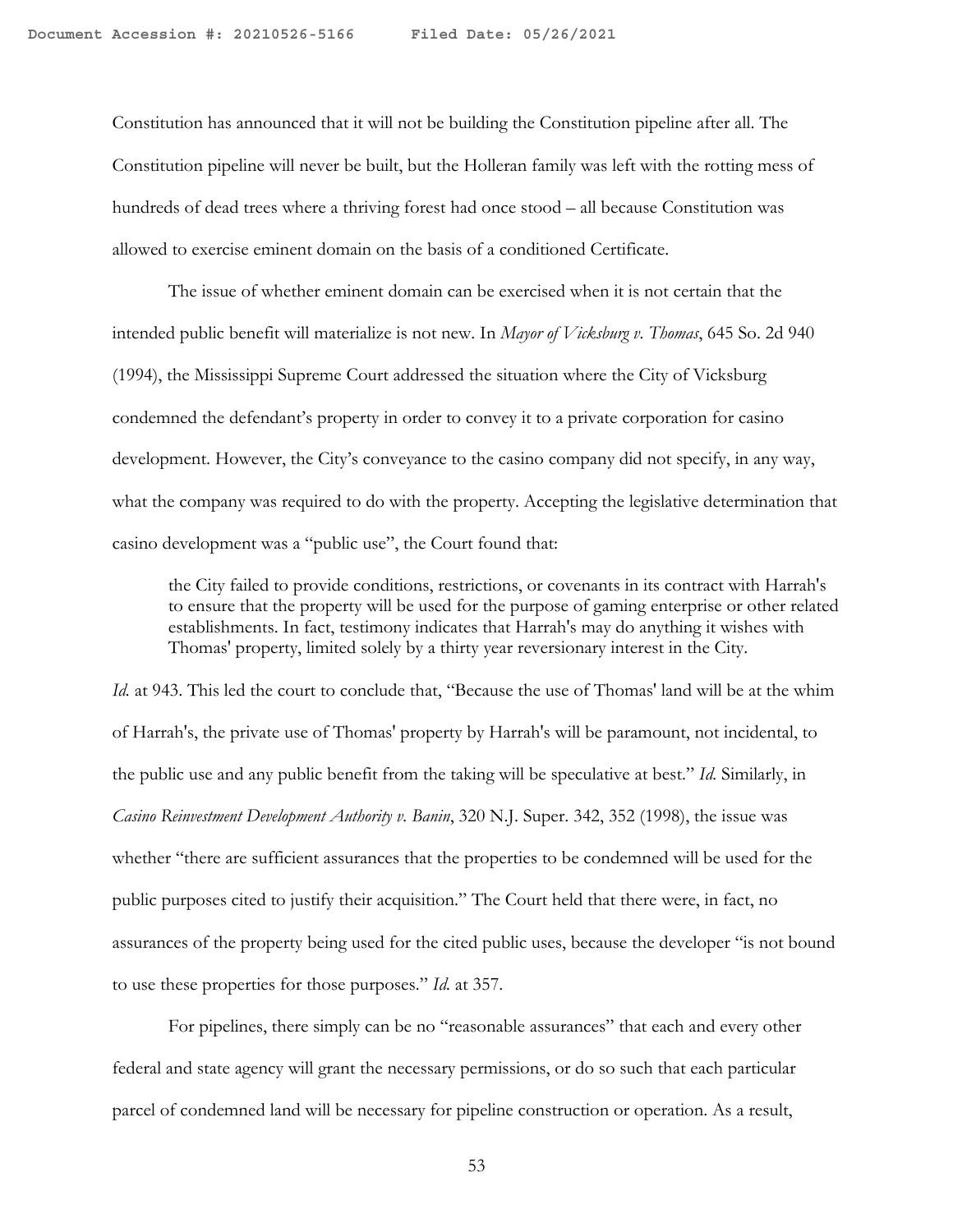Constitution has announced that it will not be building the Constitution pipeline after all. The Constitution pipeline will never be built, but the Holleran family was left with the rotting mess of hundreds of dead trees where a thriving forest had once stood – all because Constitution was allowed to exercise eminent domain on the basis of a conditioned Certificate.

The issue of whether eminent domain can be exercised when it is not certain that the intended public benefit will materialize is not new. In *Mayor of Vicksburg v. Thomas*, 645 So. 2d 940 (1994), the Mississippi Supreme Court addressed the situation where the City of Vicksburg condemned the defendant's property in order to convey it to a private corporation for casino development. However, the City's conveyance to the casino company did not specify, in any way, what the company was required to do with the property. Accepting the legislative determination that casino development was a "public use", the Court found that:

> the City failed to provide conditions, restrictions, or covenants in its contract with Harrah's to ensure that the property will be used for the purpose of gaming enterprise or other related establishments. In fact, testimony indicates that Harrah's may do anything it wishes with Thomas' property, limited solely by a thirty year reversionary interest in the City.

*Id.* at 943. This led the court to conclude that, "Because the use of Thomas' land will be at the whim of Harrah's, the private use of Thomas' property by Harrah's will be paramount, not incidental, to the public use and any public benefit from the taking will be speculative at best." *Id.* Similarly, in *Casino Reinvestment Development Authority v. Banin*, 320 N.J. Super. 342, 352 (1998), the issue was whether "there are sufficient assurances that the properties to be condemned will be used for the public purposes cited to justify their acquisition." The Court held that there were, in fact, no assurances of the property being used for the cited public uses, because the developer "is not bound to use these properties for those purposes." *Id.* at 357.

For pipelines, there simply can be no "reasonable assurances" that each and every other federal and state agency will grant the necessary permissions, or do so such that each particular parcel of condemned land will be necessary for pipeline construction or operation. As a result,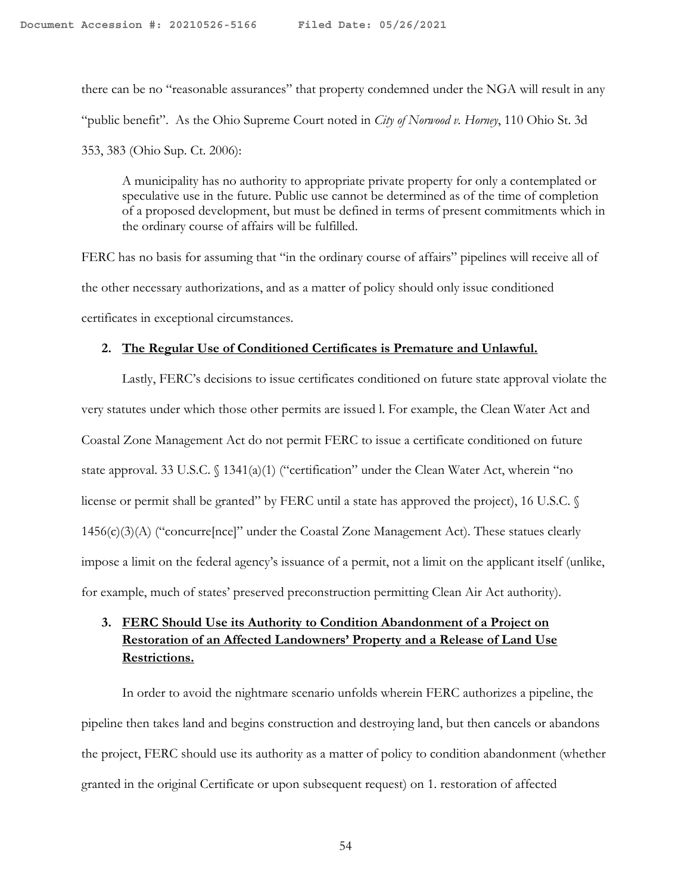there can be no "reasonable assurances" that property condemned under the NGA will result in any "public benefit". As the Ohio Supreme Court noted in *City of Norwood v. Horney*, 110 Ohio St. 3d 353, 383 (Ohio Sup. Ct. 2006):

> A municipality has no authority to appropriate private property for only a contemplated or speculative use in the future. Public use cannot be determined as of the time of completion of a proposed development, but must be defined in terms of present commitments which in the ordinary course of affairs will be fulfilled.

FERC has no basis for assuming that "in the ordinary course of affairs" pipelines will receive all of the other necessary authorizations, and as a matter of policy should only issue conditioned certificates in exceptional circumstances.

## 2. <u>The Regular Use of Conditioned Certificates is Premature and Unlawful.</u>

Lastly, FERC's decisions to issue certificates conditioned on future state approval violate the very statutes under which those other permits are issued l. For example, the Clean Water Act and Coastal Zone Management Act do not permit FERC to issue a certificate conditioned on future state approval. 33 U.S.C. § 1341(a)(1) ("certification" under the Clean Water Act, wherein "no license or permit shall be granted" by FERC until a state has approved the project), 16 U.S.C. § 1456(c)(3)(A) ("concurre[nce]" under the Coastal Zone Management Act). These statues clearly impose a limit on the federal agency's issuance of a permit, not a limit on the applicant itself (unlike, for example, much of states' preserved preconstruction permitting Clean Air Act authority).

## 3. <u>FERC Should Use its Authority to Condition Abandonment of a Project on Restoration of an Affected Landowners' Property and a Release of Land Use Restrictions.</u>

In order to avoid the nightmare scenario unfolds wherein FERC authorizes a pipeline, the pipeline then takes land and begins construction and destroying land, but then cancels or abandons the project, FERC should use its authority as a matter of policy to condition abandonment (whether granted in the original Certificate or upon subsequent request) on 1. restoration of affected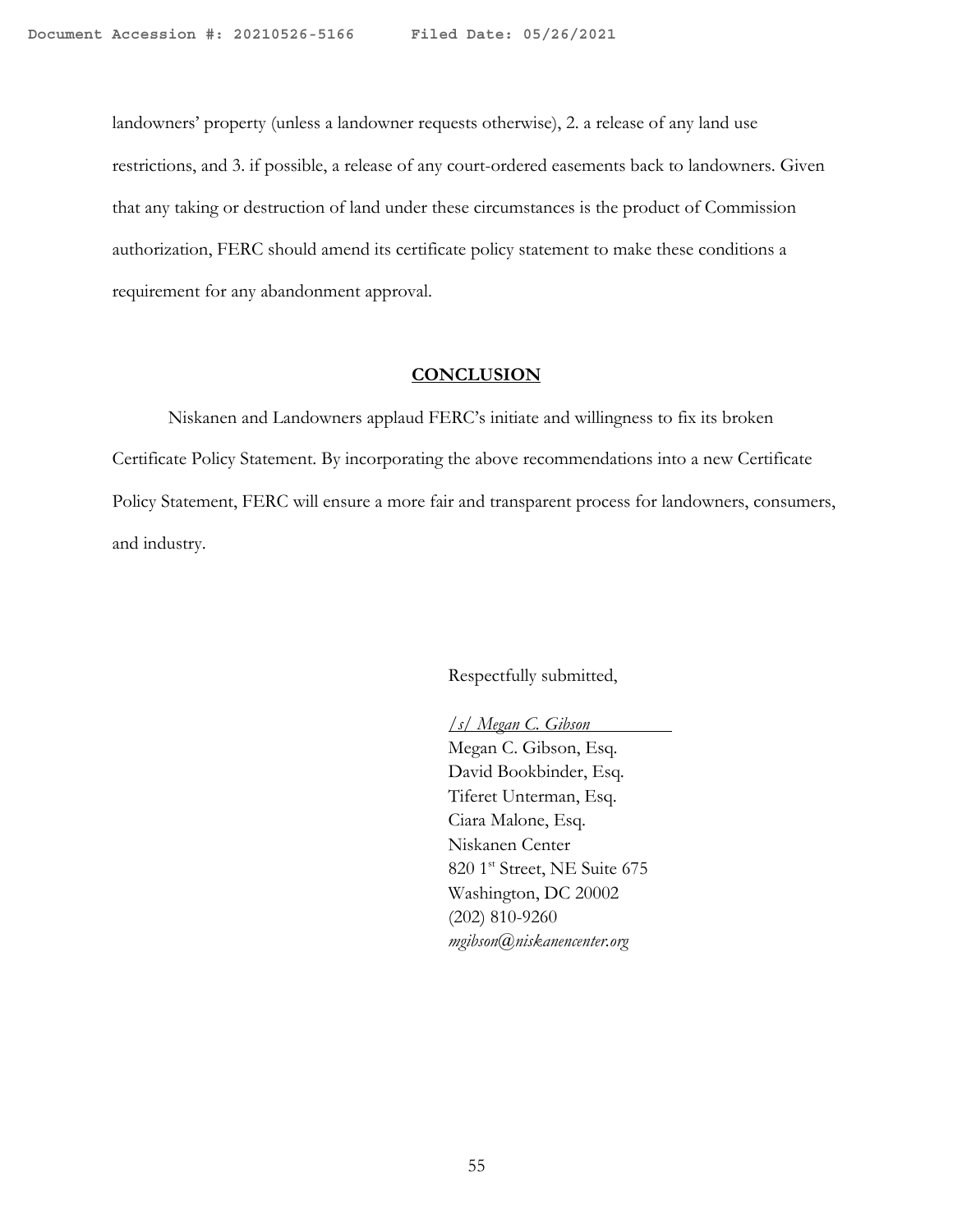landowners' property (unless a landowner requests otherwise), 2. a release of any land use restrictions, and 3. if possible, a release of any court-ordered easements back to landowners. Given that any taking or destruction of land under these circumstances is the product of Commission authorization, FERC should amend its certificate policy statement to make these conditions a requirement for any abandonment approval.

## CONCLUSION

Niskanen and Landowners applaud FERC's initiate and willingness to fix its broken Certificate Policy Statement. By incorporating the above recommendations into a new Certificate Policy Statement, FERC will ensure a more fair and transparent process for landowners, consumers, and industry.

Respectfully submitted,

*/s/ Megan C. Gibson*
Megan C. Gibson, Esq.
David Bookbinder, Esq.
Tiferet Unterman, Esq.
Ciara Malone, Esq.
Niskanen Center
820 1st Street, NE Suite 675
Washington, DC 20002
(202) 810-9260
*mgibson@niskanencenter.org*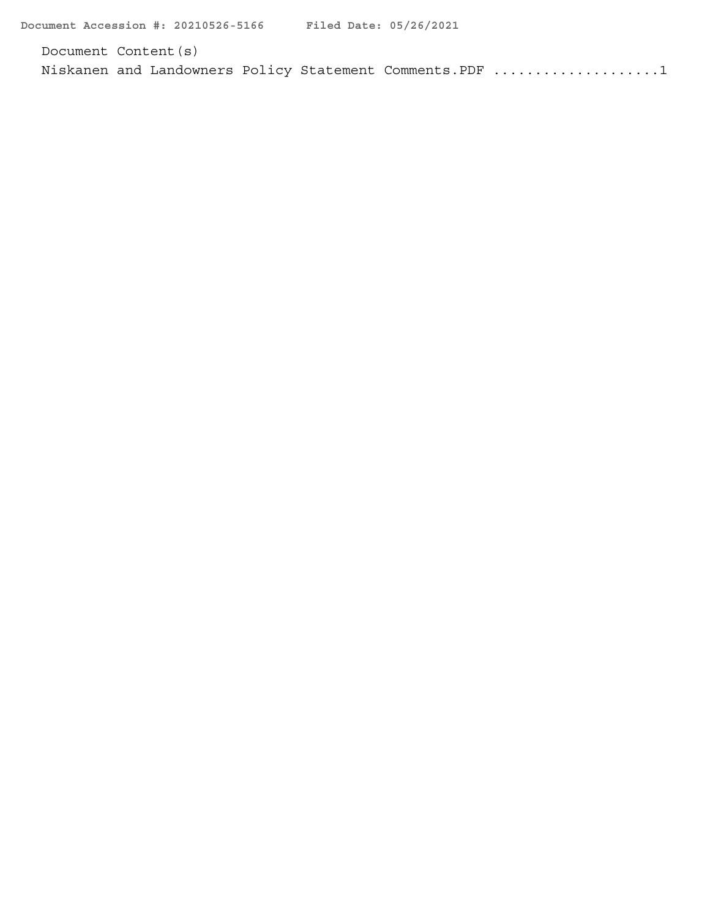Document Accession #: 20210526-5166      Filed Date: 05/26/2021

Document Content(s)

Niskanen and Landowners Policy Statement Comments.PDF ....................1